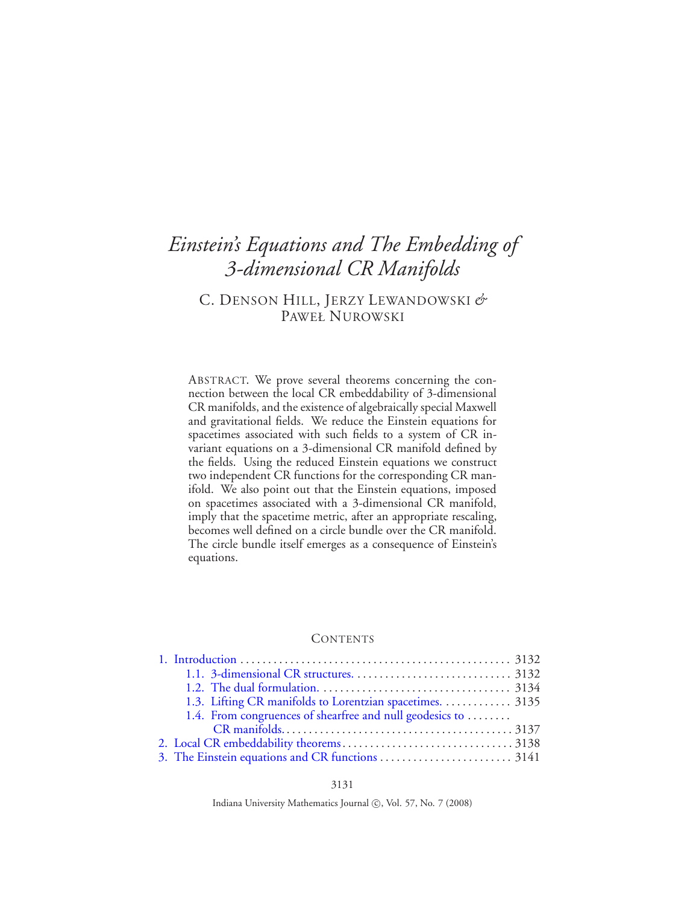# *Einstein's Equations and The Embedding of 3-dimensional CR Manifolds*

C. DENSON HILL, JERZY LEWANDOWSKI & PAWEŁ NUROWSKI

ABSTRACT. We prove several theorems concerning the connection between the local CR embeddability of 3-dimensional CR manifolds, and the existence of algebraically special Maxwell and gravitational fields. We reduce the Einstein equations for spacetimes associated with such fields to a system of CR invariant equations on a 3-dimensional CR manifold defined by the fields. Using the reduced Einstein equations we construct two independent CR functions for the corresponding CR manifold. We also point out that the Einstein equations, imposed on spacetimes associated with a 3-dimensional CR manifold, imply that the spacetime metric, after an appropriate rescaling, becomes well defined on a circle bundle over the CR manifold. The circle bundle itself emerges as a consequence of Einstein's equations.

## CONTENTS

1. Introduction .......... 3132
   - 1.1. 3-dimensional CR structures. .......... 3132
   - 1.2. The dual formulation. .......... 3134
   - 1.3. Lifting CR manifolds to Lorentzian spacetimes. .......... 3135
   - 1.4. From congruences of shearfree and null geodesics to CR manifolds. .......... 3137
2. Local CR embeddability theorems .......... 3138
3. The Einstein equations and CR functions .......... 3141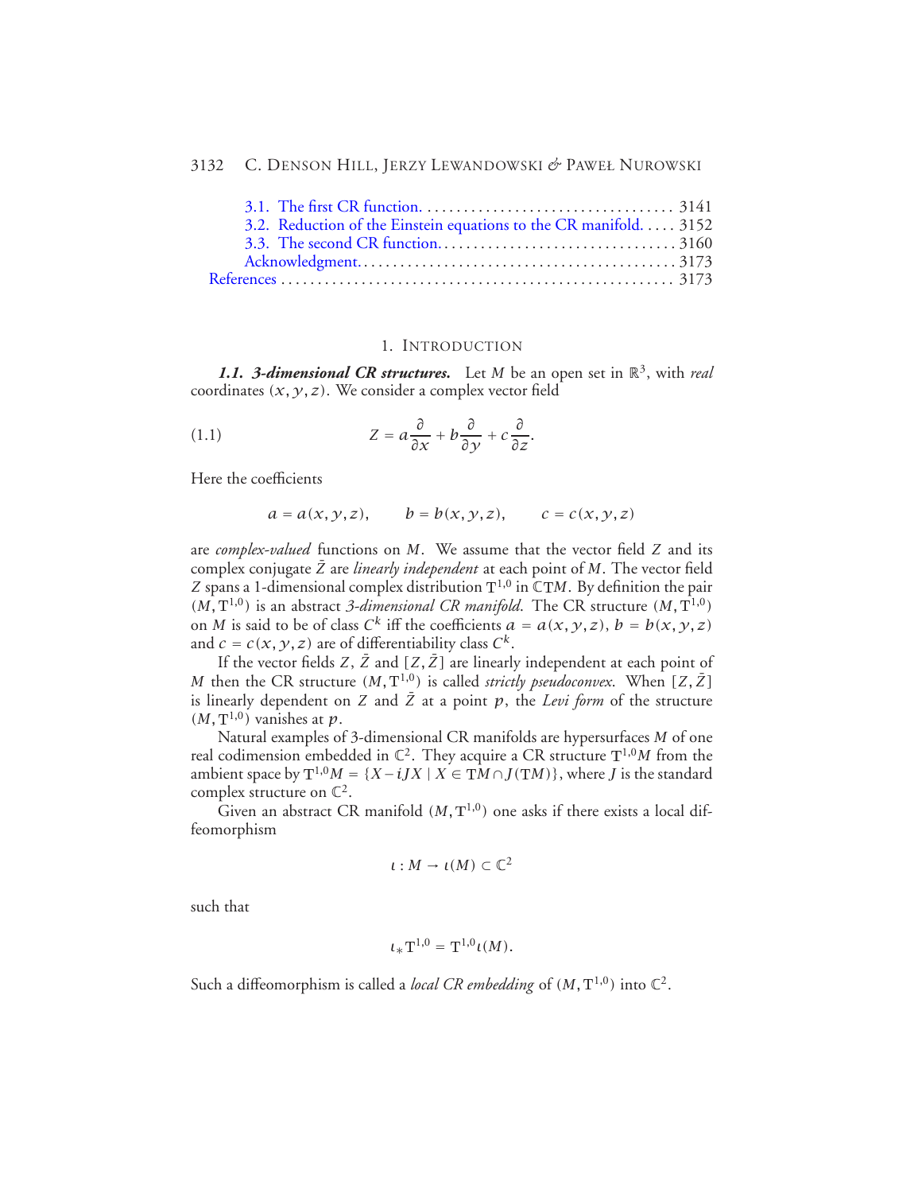3.1. The first CR function. . . . . . . . . . . . . . . . . . . . . . . . . . . . . . . . . . . 3141
3.2. Reduction of the Einstein equations to the CR manifold. . . . . 3152
3.3. The second CR function. . . . . . . . . . . . . . . . . . . . . . . . . . . . . . . . 3160
Acknowledgment. . . . . . . . . . . . . . . . . . . . . . . . . . . . . . . . . . . . . . . . . . 3173
References . . . . . . . . . . . . . . . . . . . . . . . . . . . . . . . . . . . . . . . . . . . . . . . . . . . . 3173

# 1. Introduction

***1.1. 3-dimensional CR structures.*** Let $M$ be an open set in $\mathbb{R}^3$, with *real* coordinates $(x, y, z)$. We consider a complex vector field

$$Z = a\frac{\partial}{\partial x} + b\frac{\partial}{\partial y} + c\frac{\partial}{\partial z}. \tag{1.1}$$

Here the coefficients

$$a = a(x,y,z), \qquad b = b(x,y,z), \qquad c = c(x,y,z)$$

are *complex-valued* functions on $M$. We assume that the vector field $Z$ and its complex conjugate $\bar{Z}$ are *linearly independent* at each point of $M$. The vector field $Z$ spans a 1-dimensional complex distribution $\mathrm{T}^{1,0}$ in $\mathbb{C}\mathrm{T}M$. By definition the pair $(M, \mathrm{T}^{1,0})$ is an abstract *3-dimensional CR manifold*. The CR structure $(M, \mathrm{T}^{1,0})$ on $M$ is said to be of class $C^k$ iff the coefficients $a = a(x,y,z)$, $b = b(x,y,z)$ and $c = c(x,y,z)$ are of differentiability class $C^k$.

If the vector fields $Z$, $\bar{Z}$ and $[Z, \bar{Z}]$ are linearly independent at each point of $M$ then the CR structure $(M, \mathrm{T}^{1,0})$ is called *strictly pseudoconvex*. When $[Z, \bar{Z}]$ is linearly dependent on $Z$ and $\bar{Z}$ at a point $p$, the *Levi form* of the structure $(M, \mathrm{T}^{1,0})$ vanishes at $p$.

Natural examples of 3-dimensional CR manifolds are hypersurfaces $M$ of one real codimension embedded in $\mathbb{C}^2$. They acquire a CR structure $\mathrm{T}^{1,0}M$ from the ambient space by $\mathrm{T}^{1,0}M = \{X - iJX \mid X \in \mathrm{T}M \cap J(\mathrm{T}M)\}$, where $J$ is the standard complex structure on $\mathbb{C}^2$.

Given an abstract CR manifold $(M, \mathrm{T}^{1,0})$ one asks if there exists a local diffeomorphism

$$\iota : M \to \iota(M) \subset \mathbb{C}^2$$

such that

$$\iota_* \mathrm{T}^{1,0} = \mathrm{T}^{1,0}\iota(M).$$

Such a diffeomorphism is called a *local CR embedding* of $(M, \mathrm{T}^{1,0})$ into $\mathbb{C}^2$.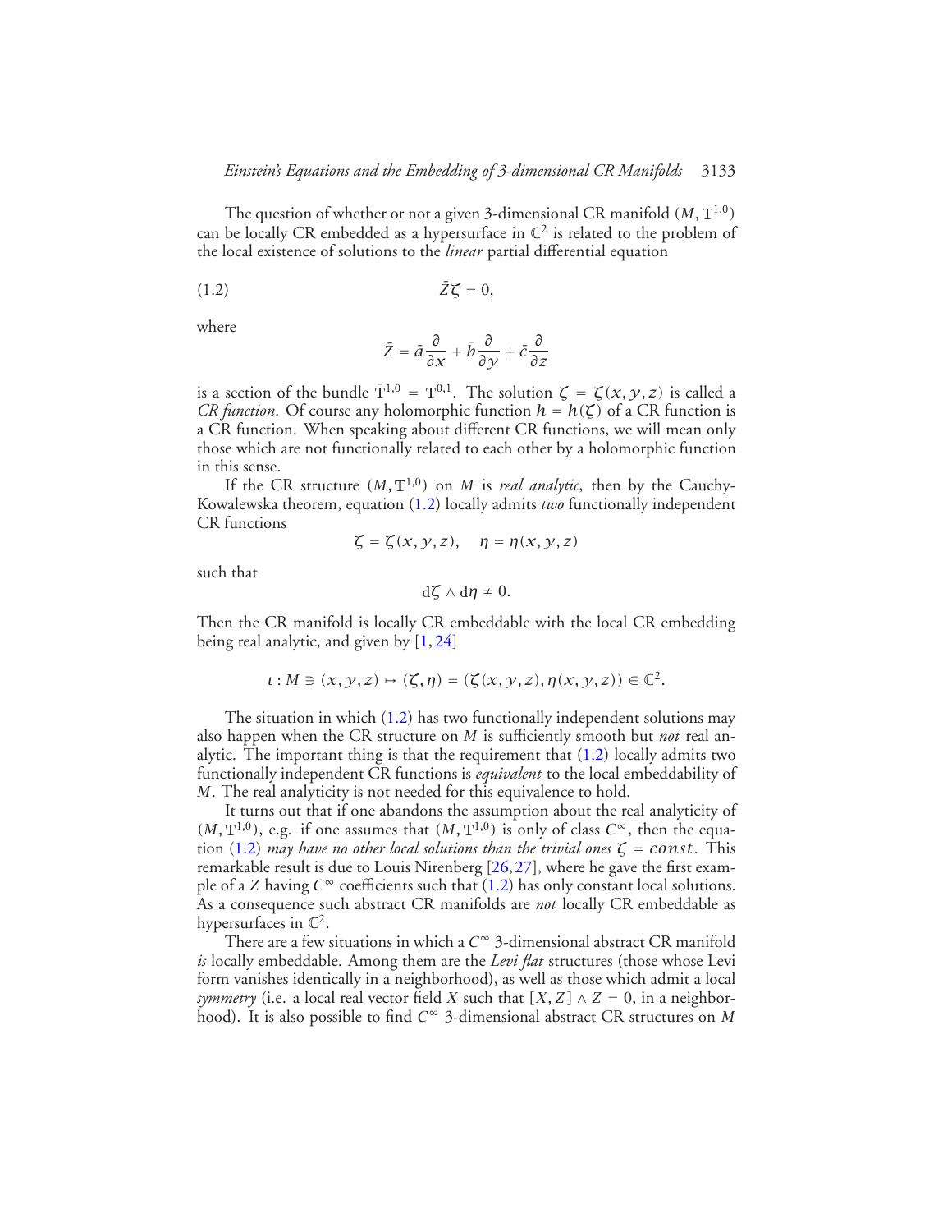The question of whether or not a given 3-dimensional CR manifold $(M, \mathrm{T}^{1,0})$ can be locally CR embedded as a hypersurface in $\mathbb{C}^2$ is related to the problem of the local existence of solutions to the *linear* partial differential equation

$$\bar{Z}\zeta = 0, \tag{1.2}$$

where

$$\bar{Z} = \bar{a}\frac{\partial}{\partial x} + \bar{b}\frac{\partial}{\partial y} + \bar{c}\frac{\partial}{\partial z}$$

is a section of the bundle $\bar{\mathrm{T}}^{1,0} = \mathrm{T}^{0,1}$. The solution $\zeta = \zeta(x, y, z)$ is called a *CR function*. Of course any holomorphic function $h = h(\zeta)$ of a CR function is a CR function. When speaking about different CR functions, we will mean only those which are not functionally related to each other by a holomorphic function in this sense.

If the CR structure $(M, \mathrm{T}^{1,0})$ on $M$ is *real analytic*, then by the Cauchy-Kowalewska theorem, equation (1.2) locally admits *two* functionally independent CR functions

$$\zeta = \zeta(x, y, z), \quad \eta = \eta(x, y, z)$$

such that

$$\mathrm{d}\zeta \wedge \mathrm{d}\eta \neq 0.$$

Then the CR manifold is locally CR embeddable with the local CR embedding being real analytic, and given by [1, 24]

$$\iota : M \ni (x, y, z) \mapsto (\zeta, \eta) = (\zeta(x, y, z), \eta(x, y, z)) \in \mathbb{C}^2.$$

The situation in which (1.2) has two functionally independent solutions may also happen when the CR structure on $M$ is sufficiently smooth but *not* real analytic. The important thing is that the requirement that (1.2) locally admits two functionally independent CR functions is *equivalent* to the local embeddability of $M$. The real analyticity is not needed for this equivalence to hold.

It turns out that if one abandons the assumption about the real analyticity of $(M, \mathrm{T}^{1,0})$, e.g. if one assumes that $(M, \mathrm{T}^{1,0})$ is only of class $C^\infty$, then the equation (1.2) *may have no other local solutions than the trivial ones* $\zeta = const$. This remarkable result is due to Louis Nirenberg [26, 27], where he gave the first example of a $Z$ having $C^\infty$ coefficients such that (1.2) has only constant local solutions. As a consequence such abstract CR manifolds are *not* locally CR embeddable as hypersurfaces in $\mathbb{C}^2$.

There are a few situations in which a $C^\infty$ 3-dimensional abstract CR manifold *is* locally embeddable. Among them are the *Levi flat* structures (those whose Levi form vanishes identically in a neighborhood), as well as those which admit a local *symmetry* (i.e. a local real vector field $X$ such that $[X, Z] \wedge Z = 0$, in a neighborhood). It is also possible to find $C^\infty$ 3-dimensional abstract CR structures on $M$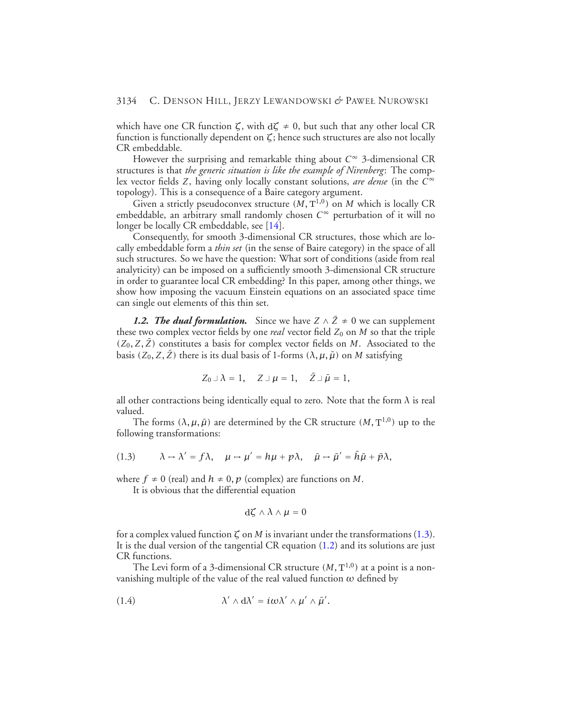which have one CR function $\zeta$, with $\mathrm{d}\zeta \neq 0$, but such that any other local CR function is functionally dependent on $\zeta$; hence such structures are also not locally CR embeddable.

However the surprising and remarkable thing about $C^\infty$ 3-dimensional CR structures is that *the generic situation is like the example of Nirenberg*: The complex vector fields $Z$, having only locally constant solutions, *are dense* (in the $C^\infty$ topology). This is a consequence of a Baire category argument.

Given a strictly pseudoconvex structure $(M, \mathrm{T}^{1,0})$ on $M$ which is locally CR embeddable, an arbitrary small randomly chosen $C^\infty$ perturbation of it will no longer be locally CR embeddable, see [14].

Consequently, for smooth 3-dimensional CR structures, those which are locally embeddable form a *thin set* (in the sense of Baire category) in the space of all such structures. So we have the question: What sort of conditions (aside from real analyticity) can be imposed on a sufficiently smooth 3-dimensional CR structure in order to guarantee local CR embedding? In this paper, among other things, we show how imposing the vacuum Einstein equations on an associated space time can single out elements of this thin set.

***1.2. The dual formulation.*** Since we have $Z \wedge \bar{Z} \neq 0$ we can supplement these two complex vector fields by one *real* vector field $Z_0$ on $M$ so that the triple $(Z_0, Z, \bar{Z})$ constitutes a basis for complex vector fields on $M$. Associated to the basis $(Z_0, Z, \bar{Z})$ there is its dual basis of 1-forms $(\lambda, \mu, \bar{\mu})$ on $M$ satisfying

$$Z_0 \lrcorner \lambda = 1, \quad Z \lrcorner \mu = 1, \quad \bar{Z} \lrcorner \bar{\mu} = 1,$$

all other contractions being identically equal to zero. Note that the form $\lambda$ is real valued.

The forms $(\lambda, \mu, \bar{\mu})$ are determined by the CR structure $(M, \mathrm{T}^{1,0})$ up to the following transformations:

$$\lambda \mapsto \lambda' = f\lambda, \quad \mu \mapsto \mu' = h\mu + p\lambda, \quad \bar{\mu} \mapsto \bar{\mu}' = \bar{h}\bar{\mu} + \bar{p}\lambda, \tag{1.3}$$

where $f \neq 0$ (real) and $h \neq 0$, $p$ (complex) are functions on $M$.

It is obvious that the differential equation

$$\mathrm{d}\zeta \wedge \lambda \wedge \mu = 0$$

for a complex valued function $\zeta$ on $M$ is invariant under the transformations (1.3). It is the dual version of the tangential CR equation (1.2) and its solutions are just CR functions.

The Levi form of a 3-dimensional CR structure $(M, \mathrm{T}^{1,0})$ at a point is a non-vanishing multiple of the value of the real valued function $\omega$ defined by

$$\lambda' \wedge \mathrm{d}\lambda' = i\omega\lambda' \wedge \mu' \wedge \bar{\mu}'. \tag{1.4}$$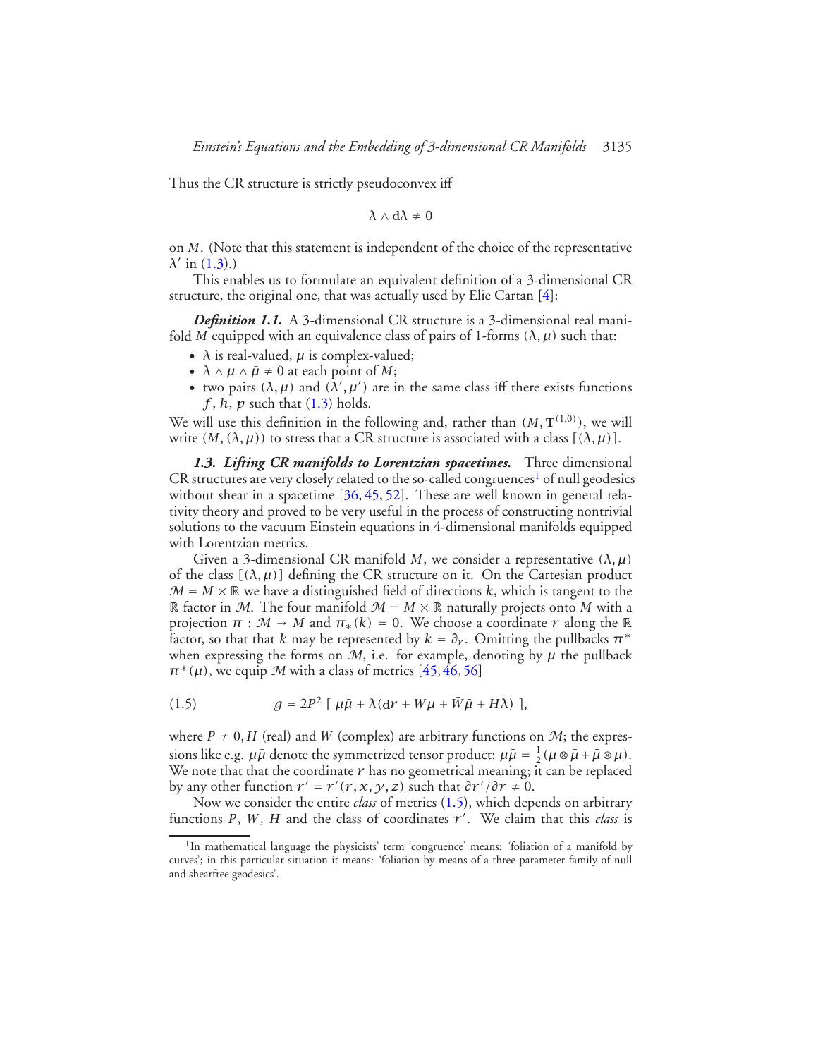Thus the CR structure is strictly pseudoconvex iff

$$\lambda \wedge d\lambda \neq 0$$

on $M$. (Note that this statement is independent of the choice of the representative $\lambda'$ in (1.3).)

This enables us to formulate an equivalent definition of a 3-dimensional CR structure, the original one, that was actually used by Elie Cartan [4]:

***Definition 1.1.*** A 3-dimensional CR structure is a 3-dimensional real manifold $M$ equipped with an equivalence class of pairs of 1-forms $(\lambda, \mu)$ such that:

- $\lambda$ is real-valued, $\mu$ is complex-valued;
- $\lambda \wedge \mu \wedge \bar{\mu} \neq 0$ at each point of $M$;
- two pairs $(\lambda, \mu)$ and $(\lambda', \mu')$ are in the same class iff there exists functions $f$, $h$, $p$ such that (1.3) holds.

We will use this definition in the following and, rather than $(M, T^{(1,0)})$, we will write $(M, (\lambda, \mu))$ to stress that a CR structure is associated with a class $[(\lambda, \mu)]$.

***1.3. Lifting CR manifolds to Lorentzian spacetimes.*** Three dimensional CR structures are very closely related to the so-called congruences[1] of null geodesics without shear in a spacetime [36, 45, 52]. These are well known in general relativity theory and proved to be very useful in the process of constructing nontrivial solutions to the vacuum Einstein equations in 4-dimensional manifolds equipped with Lorentzian metrics.

Given a 3-dimensional CR manifold $M$, we consider a representative $(\lambda, \mu)$ of the class $[(\lambda, \mu)]$ defining the CR structure on it. On the Cartesian product $\mathcal{M} = M \times \mathbb{R}$ we have a distinguished field of directions $k$, which is tangent to the $\mathbb{R}$ factor in $\mathcal{M}$. The four manifold $\mathcal{M} = M \times \mathbb{R}$ naturally projects onto $M$ with a projection $\pi : \mathcal{M} \to M$ and $\pi_*(k) = 0$. We choose a coordinate $r$ along the $\mathbb{R}$ factor, so that that $k$ may be represented by $k = \partial_r$. Omitting the pullbacks $\pi^*$ when expressing the forms on $\mathcal{M}$, i.e. for example, denoting by $\mu$ the pullback $\pi^*(\mu)$, we equip $\mathcal{M}$ with a class of metrics [45, 46, 56]

$$g = 2P^2 \; [\; \mu\bar{\mu} + \lambda(dr + W\mu + \bar{W}\bar{\mu} + H\lambda) \;], \tag{1.5}$$

where $P \neq 0, H$ (real) and $W$ (complex) are arbitrary functions on $\mathcal{M}$; the expressions like e.g. $\mu\bar{\mu}$ denote the symmetrized tensor product: $\mu\bar{\mu} = \frac{1}{2}(\mu \otimes \bar{\mu} + \bar{\mu} \otimes \mu)$. We note that that the coordinate $r$ has no geometrical meaning; it can be replaced by any other function $r' = r'(r, x, y, z)$ such that $\partial r'/\partial r \neq 0$.

Now we consider the entire *class* of metrics (1.5), which depends on arbitrary functions $P$, $W$, $H$ and the class of coordinates $r'$. We claim that this *class* is

[1] In mathematical language the physicists' term 'congruence' means: 'foliation of a manifold by curves'; in this particular situation it means: 'foliation by means of a three parameter family of null and shearfree geodesics'.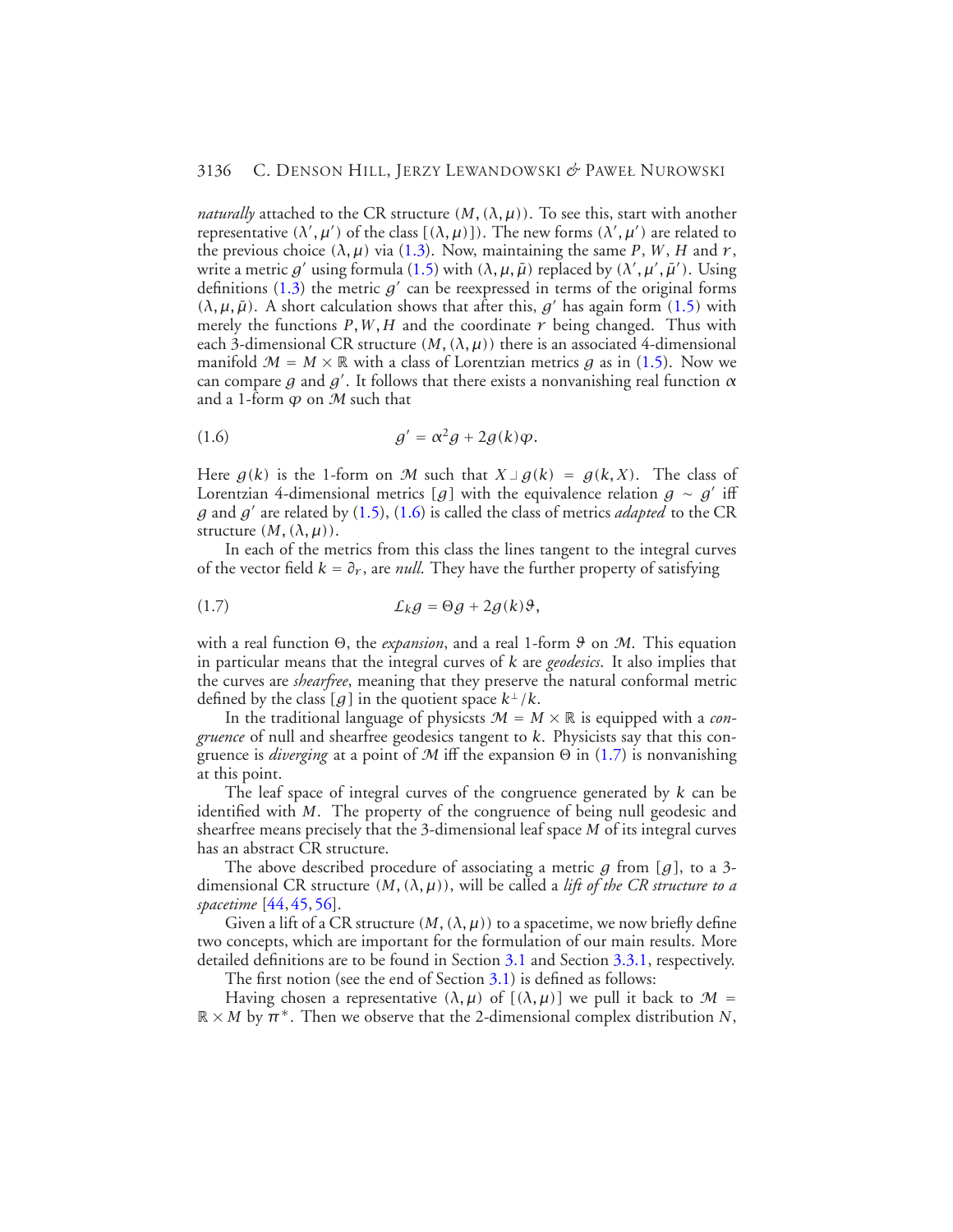*naturally* attached to the CR structure $(M,(\lambda,\mu))$. To see this, start with another representative $(\lambda',\mu')$ of the class $[(\lambda,\mu)]$). The new forms $(\lambda',\mu')$ are related to the previous choice $(\lambda,\mu)$ via (1.3). Now, maintaining the same $P$, $W$, $H$ and $r$, write a metric $g'$ using formula (1.5) with $(\lambda,\mu,\bar\mu)$ replaced by $(\lambda',\mu',\bar\mu')$. Using definitions (1.3) the metric $g'$ can be reexpressed in terms of the original forms $(\lambda,\mu,\bar\mu)$. A short calculation shows that after this, $g'$ has again form (1.5) with merely the functions $P,W,H$ and the coordinate $r$ being changed. Thus with each 3-dimensional CR structure $(M,(\lambda,\mu))$ there is an associated 4-dimensional manifold $\mathcal{M}=M\times\mathbb{R}$ with a class of Lorentzian metrics $g$ as in (1.5). Now we can compare $g$ and $g'$. It follows that there exists a nonvanishing real function $\alpha$ and a 1-form $\varphi$ on $\mathcal{M}$ such that

$$g' = \alpha^2 g + 2g(k)\varphi. \tag{1.6}$$

Here $g(k)$ is the 1-form on $\mathcal{M}$ such that $X \lrcorner g(k) = g(k,X)$. The class of Lorentzian 4-dimensional metrics $[g]$ with the equivalence relation $g\sim g'$ iff $g$ and $g'$ are related by (1.5), (1.6) is called the class of metrics *adapted* to the CR structure $(M,(\lambda,\mu))$.

In each of the metrics from this class the lines tangent to the integral curves of the vector field $k=\partial_r$, are *null*. They have the further property of satisfying

$$\mathcal{L}_k g = \Theta g + 2g(k)\vartheta, \tag{1.7}$$

with a real function $\Theta$, the *expansion*, and a real 1-form $\vartheta$ on $\mathcal{M}$. This equation in particular means that the integral curves of $k$ are *geodesics*. It also implies that the curves are *shearfree*, meaning that they preserve the natural conformal metric defined by the class $[g]$ in the quotient space $k^\perp/k$.

In the traditional language of physicsts $\mathcal{M}=M\times\mathbb{R}$ is equipped with a *congruence* of null and shearfree geodesics tangent to $k$. Physicists say that this congruence is *diverging* at a point of $\mathcal{M}$ iff the expansion $\Theta$ in (1.7) is nonvanishing at this point.

The leaf space of integral curves of the congruence generated by $k$ can be identified with $M$. The property of the congruence of being null geodesic and shearfree means precisely that the 3-dimensional leaf space $M$ of its integral curves has an abstract CR structure.

The above described procedure of associating a metric $g$ from $[g]$, to a 3-dimensional CR structure $(M,(\lambda,\mu))$, will be called a *lift of the CR structure to a spacetime* [44, 45, 56].

Given a lift of a CR structure $(M,(\lambda,\mu))$ to a spacetime, we now briefly define two concepts, which are important for the formulation of our main results. More detailed definitions are to be found in Section 3.1 and Section 3.3.1, respectively.

The first notion (see the end of Section 3.1) is defined as follows:

Having chosen a representative $(\lambda,\mu)$ of $[(\lambda,\mu)]$ we pull it back to $\mathcal{M}=\mathbb{R}\times M$ by $\pi^*$. Then we observe that the 2-dimensional complex distribution $N$,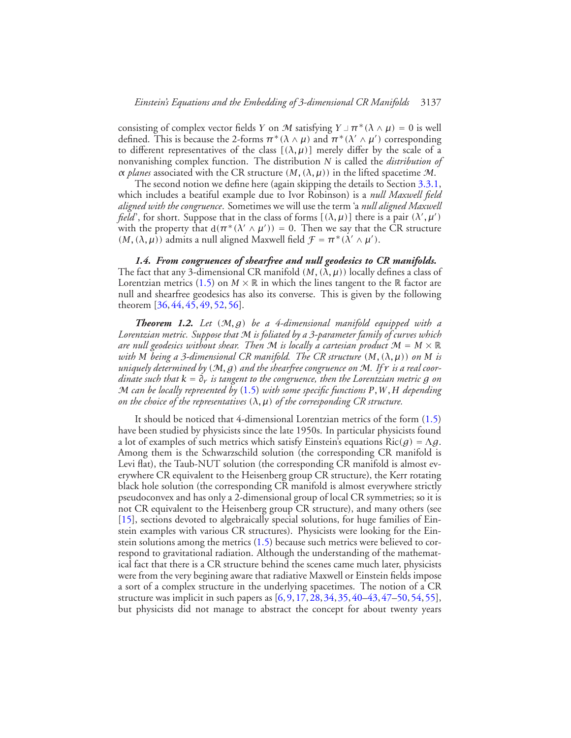consisting of complex vector fields $Y$ on $\mathcal{M}$ satisfying $Y \lrcorner \pi^*(\lambda \wedge \mu) = 0$ is well defined. This is because the 2-forms $\pi^*(\lambda \wedge \mu)$ and $\pi^*(\lambda' \wedge \mu')$ corresponding to different representatives of the class $[(\lambda, \mu)]$ merely differ by the scale of a nonvanishing complex function. The distribution $N$ is called the *distribution of $\alpha$ planes* associated with the CR structure $(M, (\lambda, \mu))$ in the lifted spacetime $\mathcal{M}$.

The second notion we define here (again skipping the details to Section 3.3.1, which includes a beatiful example due to Ivor Robinson) is a *null Maxwell field aligned with the congruence*. Sometimes we will use the term 'a *null aligned Maxwell field*', for short. Suppose that in the class of forms $[(\lambda, \mu)]$ there is a pair $(\lambda', \mu')$ with the property that $d(\pi^*(\lambda' \wedge \mu')) = 0$. Then we say that the CR structure $(M, (\lambda, \mu))$ admits a null aligned Maxwell field $\mathcal{F} = \pi^*(\lambda' \wedge \mu')$.

***1.4. From congruences of shearfree and null geodesics to CR manifolds.*** The fact that any 3-dimensional CR manifold $(M, (\lambda, \mu))$ locally defines a class of Lorentzian metrics (1.5) on $M \times \mathbb{R}$ in which the lines tangent to the $\mathbb{R}$ factor are null and shearfree geodesics has also its converse. This is given by the following theorem [36, 44, 45, 49, 52, 56].

***Theorem 1.2.*** *Let $(\mathcal{M}, g)$ be a 4-dimensional manifold equipped with a Lorentzian metric. Suppose that $\mathcal{M}$ is foliated by a 3-parameter family of curves which are null geodesics without shear. Then $\mathcal{M}$ is locally a cartesian product $\mathcal{M} = M \times \mathbb{R}$ with $M$ being a 3-dimensional CR manifold. The CR structure $(M, (\lambda, \mu))$ on $M$ is uniquely determined by $(\mathcal{M}, g)$ and the shearfree congruence on $\mathcal{M}$. If $r$ is a real coordinate such that $k = \partial_r$ is tangent to the congruence, then the Lorentzian metric $g$ on $\mathcal{M}$ can be locally represented by (1.5) with some specific functions $P, W, H$ depending on the choice of the representatives $(\lambda, \mu)$ of the corresponding CR structure.*

It should be noticed that 4-dimensional Lorentzian metrics of the form (1.5) have been studied by physicists since the late 1950s. In particular physicists found a lot of examples of such metrics which satisfy Einstein's equations $\mathrm{Ric}(g) = \Lambda g$. Among them is the Schwarzschild solution (the corresponding CR manifold is Levi flat), the Taub-NUT solution (the corresponding CR manifold is almost everywhere CR equivalent to the Heisenberg group CR structure), the Kerr rotating black hole solution (the corresponding CR manifold is almost everywhere strictly pseudoconvex and has only a 2-dimensional group of local CR symmetries; so it is not CR equivalent to the Heisenberg group CR structure), and many others (see [15], sections devoted to algebraically special solutions, for huge families of Einstein examples with various CR structures). Physicists were looking for the Einstein solutions among the metrics (1.5) because such metrics were believed to correspond to gravitational radiation. Although the understanding of the mathematical fact that there is a CR structure behind the scenes came much later, physicists were from the very begining aware that radiative Maxwell or Einstein fields impose a sort of a complex structure in the underlying spacetimes. The notion of a CR structure was implicit in such papers as [6, 9, 17, 28, 34, 35, 40–43, 47–50, 54, 55], but physicists did not manage to abstract the concept for about twenty years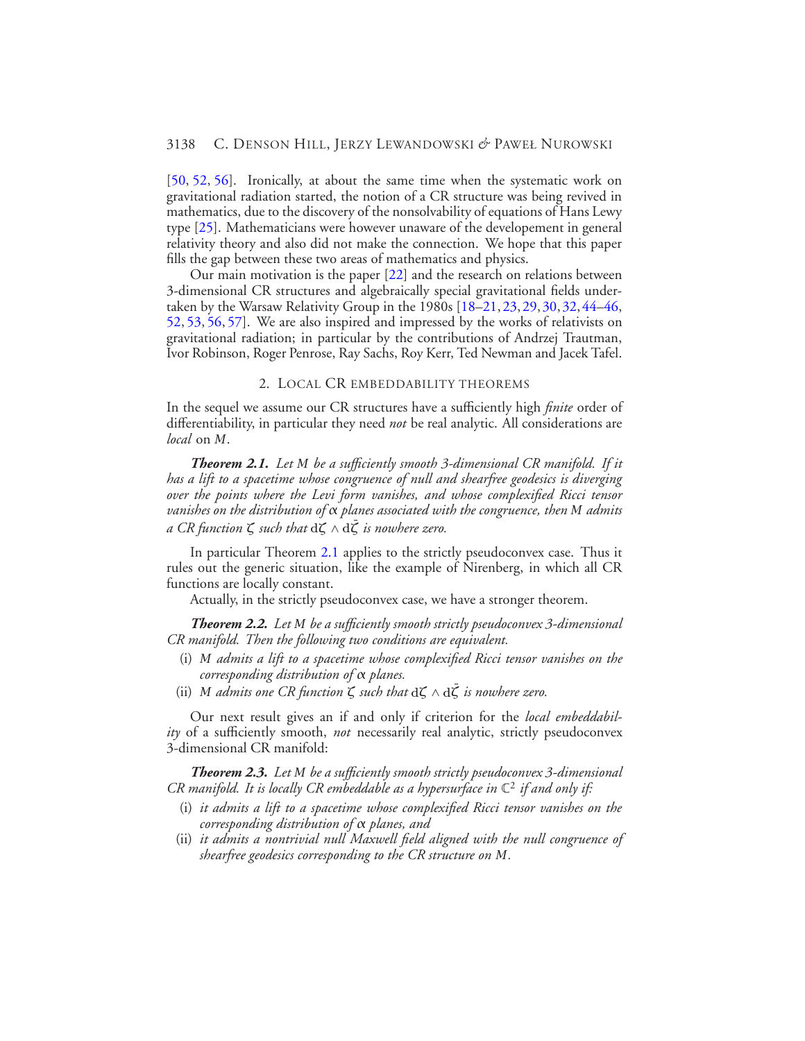[50, 52, 56]. Ironically, at about the same time when the systematic work on gravitational radiation started, the notion of a CR structure was being revived in mathematics, due to the discovery of the nonsolvability of equations of Hans Lewy type [25]. Mathematicians were however unaware of the developement in general relativity theory and also did not make the connection. We hope that this paper fills the gap between these two areas of mathematics and physics.

Our main motivation is the paper [22] and the research on relations between 3-dimensional CR structures and algebraically special gravitational fields undertaken by the Warsaw Relativity Group in the 1980s [18–21, 23, 29, 30, 32, 44–46, 52, 53, 56, 57]. We are also inspired and impressed by the works of relativists on gravitational radiation; in particular by the contributions of Andrzej Trautman, Ivor Robinson, Roger Penrose, Ray Sachs, Roy Kerr, Ted Newman and Jacek Tafel.

## 2. Local CR embeddability theorems

In the sequel we assume our CR structures have a sufficiently high *finite* order of differentiability, in particular they need *not* be real analytic. All considerations are *local* on $M$.

***Theorem 2.1.*** *Let $M$ be a sufficiently smooth 3-dimensional CR manifold. If it has a lift to a spacetime whose congruence of null and shearfree geodesics is diverging over the points where the Levi form vanishes, and whose complexified Ricci tensor vanishes on the distribution of $\alpha$ planes associated with the congruence, then $M$ admits a CR function $\zeta$ such that $\mathrm{d}\zeta \wedge \mathrm{d}\bar{\zeta}$ is nowhere zero.*

In particular Theorem 2.1 applies to the strictly pseudoconvex case. Thus it rules out the generic situation, like the example of Nirenberg, in which all CR functions are locally constant.

Actually, in the strictly pseudoconvex case, we have a stronger theorem.

***Theorem 2.2.*** *Let $M$ be a sufficiently smooth strictly pseudoconvex 3-dimensional CR manifold. Then the following two conditions are equivalent.*

- (i) *$M$ admits a lift to a spacetime whose complexified Ricci tensor vanishes on the corresponding distribution of $\alpha$ planes.*
- (ii) *$M$ admits one CR function $\zeta$ such that $\mathrm{d}\zeta \wedge \mathrm{d}\bar{\zeta}$ is nowhere zero.*

Our next result gives an if and only if criterion for the *local embeddability* of a sufficiently smooth, *not* necessarily real analytic, strictly pseudoconvex 3-dimensional CR manifold:

***Theorem 2.3.*** *Let $M$ be a sufficiently smooth strictly pseudoconvex 3-dimensional CR manifold. It is locally CR embeddable as a hypersurface in $\mathbb{C}^2$ if and only if:*

- (i) *it admits a lift to a spacetime whose complexified Ricci tensor vanishes on the corresponding distribution of $\alpha$ planes, and*
- (ii) *it admits a nontrivial null Maxwell field aligned with the null congruence of shearfree geodesics corresponding to the CR structure on $M$.*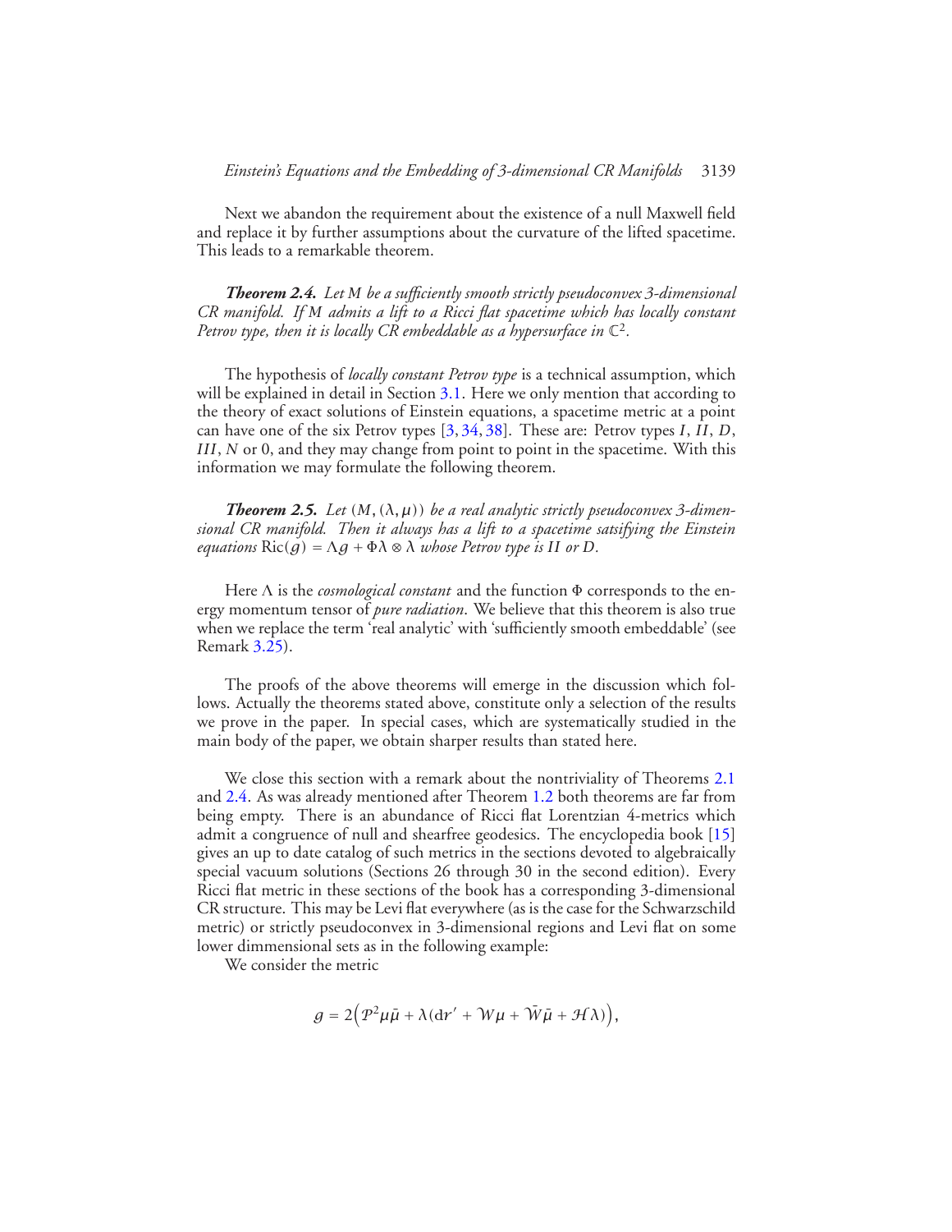Next we abandon the requirement about the existence of a null Maxwell field and replace it by further assumptions about the curvature of the lifted spacetime. This leads to a remarkable theorem.

***Theorem 2.4.*** *Let $M$ be a sufficiently smooth strictly pseudoconvex 3-dimensional CR manifold. If $M$ admits a lift to a Ricci flat spacetime which has locally constant Petrov type, then it is locally CR embeddable as a hypersurface in $\mathbb{C}^2$.*

The hypothesis of *locally constant Petrov type* is a technical assumption, which will be explained in detail in Section 3.1. Here we only mention that according to the theory of exact solutions of Einstein equations, a spacetime metric at a point can have one of the six Petrov types [3, 34, 38]. These are: Petrov types $I$, $II$, $D$, $III$, $N$ or 0, and they may change from point to point in the spacetime. With this information we may formulate the following theorem.

***Theorem 2.5.*** *Let $(M,(\lambda,\mu))$ be a real analytic strictly pseudoconvex 3-dimensional CR manifold. Then it always has a lift to a spacetime satsifying the Einstein equations $\mathrm{Ric}(g)=\Lambda g+\Phi\lambda\otimes\lambda$ whose Petrov type is $II$ or $D$.*

Here $\Lambda$ is the *cosmological constant* and the function $\Phi$ corresponds to the energy momentum tensor of *pure radiation*. We believe that this theorem is also true when we replace the term 'real analytic' with 'sufficiently smooth embeddable' (see Remark 3.25).

The proofs of the above theorems will emerge in the discussion which follows. Actually the theorems stated above, constitute only a selection of the results we prove in the paper. In special cases, which are systematically studied in the main body of the paper, we obtain sharper results than stated here.

We close this section with a remark about the nontriviality of Theorems 2.1 and 2.4. As was already mentioned after Theorem 1.2 both theorems are far from being empty. There is an abundance of Ricci flat Lorentzian 4-metrics which admit a congruence of null and shearfree geodesics. The encyclopedia book [15] gives an up to date catalog of such metrics in the sections devoted to algebraically special vacuum solutions (Sections 26 through 30 in the second edition). Every Ricci flat metric in these sections of the book has a corresponding 3-dimensional CR structure. This may be Levi flat everywhere (as is the case for the Schwarzschild metric) or strictly pseudoconvex in 3-dimensional regions and Levi flat on some lower dimmensional sets as in the following example:

We consider the metric

$$g=2\Big(\mathcal{P}^2\mu\bar{\mu}+\lambda(\mathrm{d}r'+\mathcal{W}\mu+\bar{\mathcal{W}}\bar{\mu}+\mathcal{H}\lambda)\Big),$$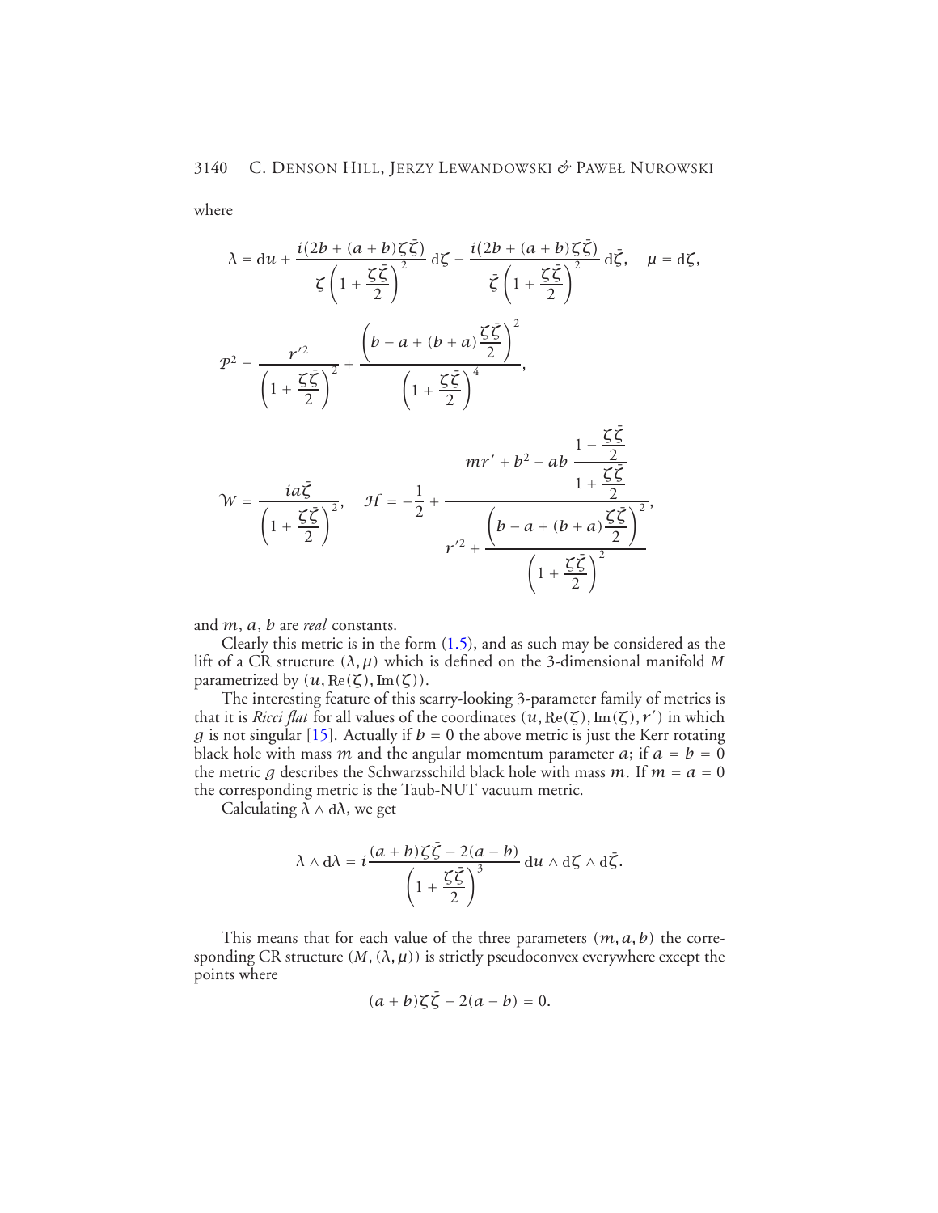where

$$\lambda = \mathrm{d}u + \frac{i(2b + (a+b)\zeta\bar{\zeta})}{\zeta\left(1 + \frac{\zeta\bar{\zeta}}{2}\right)^2}\,\mathrm{d}\zeta - \frac{i(2b + (a+b)\zeta\bar{\zeta})}{\bar{\zeta}\left(1 + \frac{\zeta\bar{\zeta}}{2}\right)^2}\,\mathrm{d}\bar{\zeta}, \quad \mu = \mathrm{d}\zeta,$$

$$\mathcal{P}^2 = \frac{r'^2}{\left(1 + \frac{\zeta\bar{\zeta}}{2}\right)^2} + \frac{\left(b - a + (b+a)\frac{\zeta\bar{\zeta}}{2}\right)^2}{\left(1 + \frac{\zeta\bar{\zeta}}{2}\right)^4},$$

$$\mathcal{W} = \frac{ia\bar{\zeta}}{\left(1 + \frac{\zeta\bar{\zeta}}{2}\right)^2}, \quad \mathcal{H} = -\frac{1}{2} + \frac{mr' + b^2 - ab\,\dfrac{1 - \frac{\zeta\bar{\zeta}}{2}}{1 + \frac{\zeta\bar{\zeta}}{2}}}{r'^2 + \dfrac{\left(b - a + (b+a)\frac{\zeta\bar{\zeta}}{2}\right)^2}{\left(1 + \frac{\zeta\bar{\zeta}}{2}\right)^2}},$$

and $m$, $a$, $b$ are *real* constants.

Clearly this metric is in the form (1.5), and as such may be considered as the lift of a CR structure $(\lambda, \mu)$ which is defined on the 3-dimensional manifold $M$ parametrized by $(u, \mathrm{Re}(\zeta), \mathrm{Im}(\zeta))$.

The interesting feature of this scarry-looking 3-parameter family of metrics is that it is *Ricci flat* for all values of the coordinates $(u, \mathrm{Re}(\zeta), \mathrm{Im}(\zeta), r')$ in which $g$ is not singular [15]. Actually if $b = 0$ the above metric is just the Kerr rotating black hole with mass $m$ and the angular momentum parameter $a$; if $a = b = 0$ the metric $g$ describes the Schwarzsschild black hole with mass $m$. If $m = a = 0$ the corresponding metric is the Taub-NUT vacuum metric.

Calculating $\lambda \wedge \mathrm{d}\lambda$, we get

$$\lambda \wedge \mathrm{d}\lambda = i\frac{(a+b)\zeta\bar{\zeta} - 2(a-b)}{\left(1 + \frac{\zeta\bar{\zeta}}{2}\right)^3}\,\mathrm{d}u \wedge \mathrm{d}\zeta \wedge \mathrm{d}\bar{\zeta}.$$

This means that for each value of the three parameters $(m, a, b)$ the corresponding CR structure $(M, (\lambda, \mu))$ is strictly pseudoconvex everywhere except the points where

$$(a+b)\zeta\bar{\zeta} - 2(a-b) = 0.$$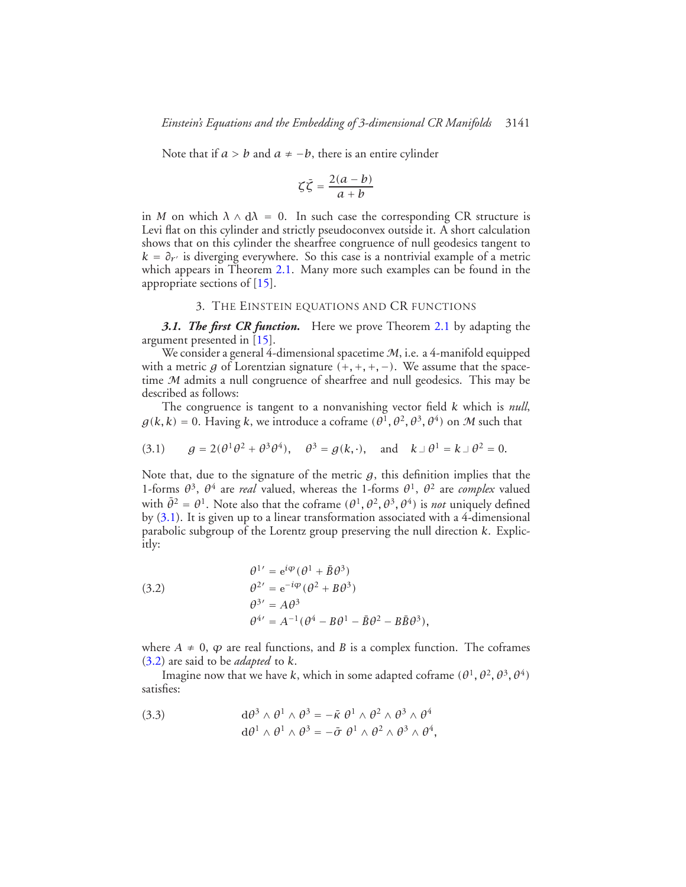Note that if $a > b$ and $a \neq -b$, there is an entire cylinder

$$\zeta\bar{\zeta} = \frac{2(a-b)}{a+b}$$

in $M$ on which $\lambda \wedge \mathrm{d}\lambda = 0$. In such case the corresponding CR structure is Levi flat on this cylinder and strictly pseudoconvex outside it. A short calculation shows that on this cylinder the shearfree congruence of null geodesics tangent to $k = \partial_{r'}$ is diverging everywhere. So this case is a nontrivial example of a metric which appears in Theorem 2.1. Many more such examples can be found in the appropriate sections of [15].

## 3. The Einstein equations and CR functions

***3.1. The first CR function.*** Here we prove Theorem 2.1 by adapting the argument presented in [15].

We consider a general 4-dimensional spacetime $\mathcal{M}$, i.e. a 4-manifold equipped with a metric $g$ of Lorentzian signature $(+,+,+,-)$. We assume that the spacetime $\mathcal{M}$ admits a null congruence of shearfree and null geodesics. This may be described as follows:

The congruence is tangent to a nonvanishing vector field $k$ which is *null*, $g(k,k) = 0$. Having $k$, we introduce a coframe $(\theta^1, \theta^2, \theta^3, \theta^4)$ on $\mathcal{M}$ such that

$$g = 2(\theta^1\theta^2 + \theta^3\theta^4), \quad \theta^3 = g(k,\cdot), \quad \text{and} \quad k \lrcorner \theta^1 = k \lrcorner \theta^2 = 0. \tag{3.1}$$

Note that, due to the signature of the metric $g$, this definition implies that the 1-forms $\theta^3$, $\theta^4$ are *real* valued, whereas the 1-forms $\theta^1$, $\theta^2$ are *complex* valued with $\bar{\theta}^2 = \theta^1$. Note also that the coframe $(\theta^1, \theta^2, \theta^3, \theta^4)$ is *not* uniquely defined by (3.1). It is given up to a linear transformation associated with a 4-dimensional parabolic subgroup of the Lorentz group preserving the null direction $k$. Explicitly:

$$\begin{aligned}
\theta^{1\prime} &= \mathrm{e}^{i\varphi}(\theta^1 + \bar{B}\theta^3)\\
\theta^{2\prime} &= \mathrm{e}^{-i\varphi}(\theta^2 + B\theta^3)\\
\theta^{3\prime} &= A\theta^3\\
\theta^{4\prime} &= A^{-1}(\theta^4 - B\theta^1 - \bar{B}\theta^2 - B\bar{B}\theta^3),
\end{aligned} \tag{3.2}$$

where $A \neq 0$, $\varphi$ are real functions, and $B$ is a complex function. The coframes (3.2) are said to be *adapted* to $k$.

Imagine now that we have $k$, which in some adapted coframe $(\theta^1, \theta^2, \theta^3, \theta^4)$ satisfies:

$$\begin{aligned}
\mathrm{d}\theta^3 \wedge \theta^1 \wedge \theta^3 &= -\bar{\kappa}\ \theta^1 \wedge \theta^2 \wedge \theta^3 \wedge \theta^4\\
\mathrm{d}\theta^1 \wedge \theta^1 \wedge \theta^3 &= -\bar{\sigma}\ \theta^1 \wedge \theta^2 \wedge \theta^3 \wedge \theta^4,
\end{aligned} \tag{3.3}$$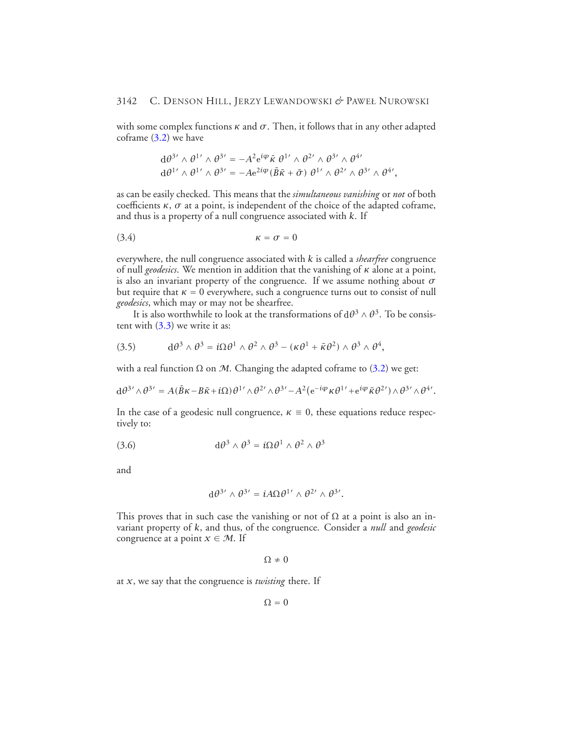with some complex functions $\kappa$ and $\sigma$. Then, it follows that in any other adapted coframe (3.2) we have

$$
\begin{aligned}
\mathrm{d}\theta^{3'} \wedge \theta^{1'} \wedge \theta^{3'} &= -A^2 \mathrm{e}^{i\varphi} \bar{\kappa}\ \theta^{1'} \wedge \theta^{2'} \wedge \theta^{3'} \wedge \theta^{4'} \\
\mathrm{d}\theta^{1'} \wedge \theta^{1'} \wedge \theta^{3'} &= -A \mathrm{e}^{2i\varphi} (\bar{B}\bar{\kappa} + \bar{\sigma})\ \theta^{1'} \wedge \theta^{2'} \wedge \theta^{3'} \wedge \theta^{4'},
\end{aligned}
$$

as can be easily checked. This means that the *simultaneous vanishing* or *not* of both coefficients $\kappa$, $\sigma$ at a point, is independent of the choice of the adapted coframe, and thus is a property of a null congruence associated with $k$. If

$$
\kappa = \sigma = 0 \tag{3.4}
$$

everywhere, the null congruence associated with $k$ is called a *shearfree* congruence of null *geodesics*. We mention in addition that the vanishing of $\kappa$ alone at a point, is also an invariant property of the congruence. If we assume nothing about $\sigma$ but require that $\kappa = 0$ everywhere, such a congruence turns out to consist of null *geodesics*, which may or may not be shearfree.

It is also worthwhile to look at the transformations of $\mathrm{d}\theta^3 \wedge \theta^3$. To be consistent with (3.3) we write it as:

$$
\mathrm{d}\theta^3 \wedge \theta^3 = i\Omega\theta^1 \wedge \theta^2 \wedge \theta^3 - (\kappa\theta^1 + \bar{\kappa}\theta^2) \wedge \theta^3 \wedge \theta^4, \tag{3.5}
$$

with a real function $\Omega$ on $\mathcal{M}$. Changing the adapted coframe to (3.2) we get:

$$
\mathrm{d}\theta^{3'} \wedge \theta^{3'} = A(\bar{B}\kappa - B\bar{\kappa} + i\Omega)\theta^{1'} \wedge \theta^{2'} \wedge \theta^{3'} - A^2(\mathrm{e}^{-i\varphi}\kappa\theta^{1'} + \mathrm{e}^{i\varphi}\bar{\kappa}\theta^{2'}) \wedge \theta^{3'} \wedge \theta^{4'}.
$$

In the case of a geodesic null congruence, $\kappa \equiv 0$, these equations reduce respectively to:

$$
\mathrm{d}\theta^3 \wedge \theta^3 = i\Omega\theta^1 \wedge \theta^2 \wedge \theta^3 \tag{3.6}
$$

and

$$
\mathrm{d}\theta^{3'} \wedge \theta^{3'} = iA\Omega\theta^{1'} \wedge \theta^{2'} \wedge \theta^{3'}.
$$

This proves that in such case the vanishing or not of $\Omega$ at a point is also an invariant property of $k$, and thus, of the congruence. Consider a *null* and *geodesic* congruence at a point $x \in \mathcal{M}$. If

$$
\Omega \neq 0
$$

at $x$, we say that the congruence is *twisting* there. If

$$
\Omega = 0
$$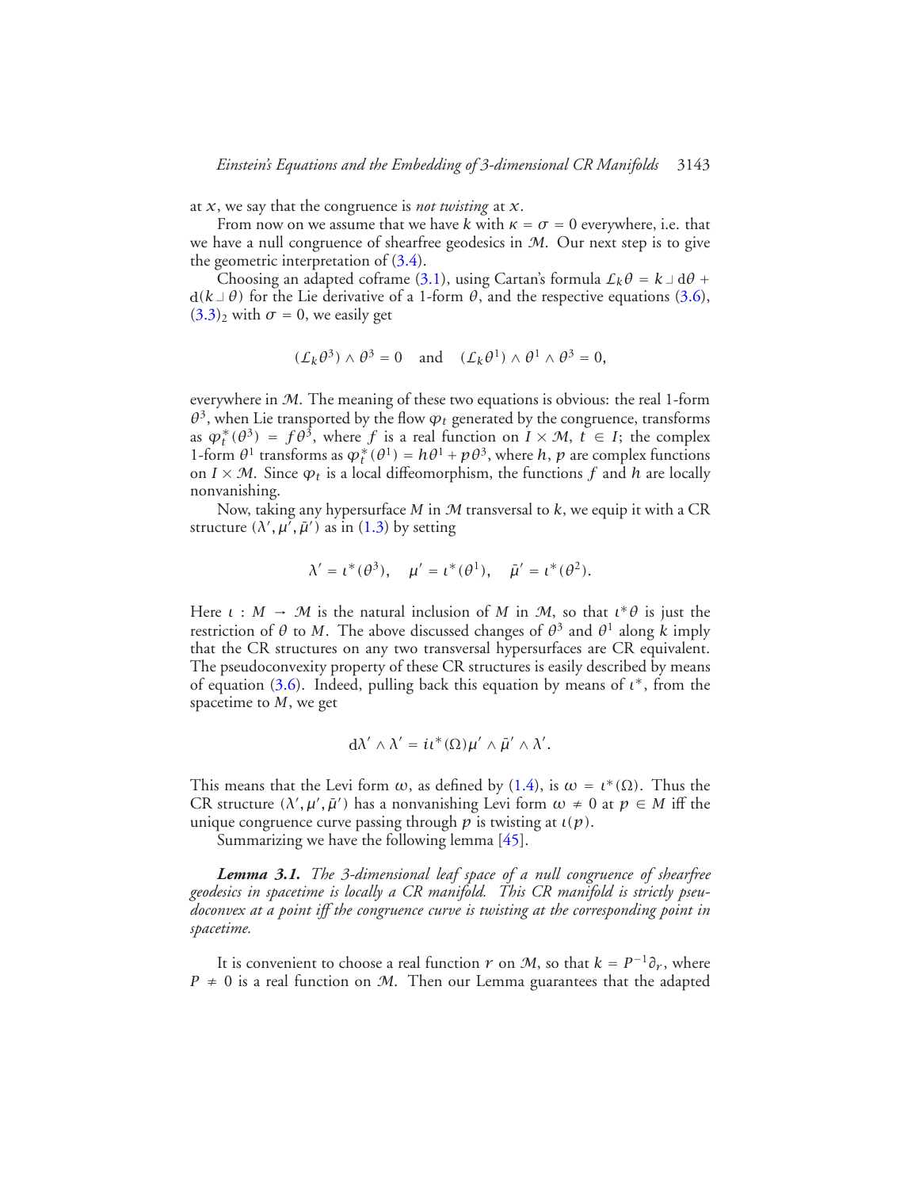at $x$, we say that the congruence is *not twisting* at $x$.

From now on we assume that we have $k$ with $\kappa = \sigma = 0$ everywhere, i.e. that we have a null congruence of shearfree geodesics in $\mathcal{M}$. Our next step is to give the geometric interpretation of (3.4).

Choosing an adapted coframe (3.1), using Cartan's formula $\mathcal{L}_k\theta = k \lrcorner \, \mathrm{d}\theta + \mathrm{d}(k \lrcorner \, \theta)$ for the Lie derivative of a 1-form $\theta$, and the respective equations (3.6), $(3.3)_2$ with $\sigma = 0$, we easily get

$$(\mathcal{L}_k\theta^3) \wedge \theta^3 = 0 \quad \text{and} \quad (\mathcal{L}_k\theta^1) \wedge \theta^1 \wedge \theta^3 = 0,$$

everywhere in $\mathcal{M}$. The meaning of these two equations is obvious: the real 1-form $\theta^3$, when Lie transported by the flow $\varphi_t$ generated by the congruence, transforms as $\varphi_t^*(\theta^3) = f\theta^3$, where $f$ is a real function on $I \times \mathcal{M}$, $t \in I$; the complex 1-form $\theta^1$ transforms as $\varphi_t^*(\theta^1) = h\theta^1 + p\theta^3$, where $h$, $p$ are complex functions on $I \times \mathcal{M}$. Since $\varphi_t$ is a local diffeomorphism, the functions $f$ and $h$ are locally nonvanishing.

Now, taking any hypersurface $M$ in $\mathcal{M}$ transversal to $k$, we equip it with a CR structure $(\lambda', \mu', \bar{\mu}')$ as in (1.3) by setting

$$\lambda' = \iota^*(\theta^3), \quad \mu' = \iota^*(\theta^1), \quad \bar{\mu}' = \iota^*(\theta^2).$$

Here $\iota : M \to \mathcal{M}$ is the natural inclusion of $M$ in $\mathcal{M}$, so that $\iota^*\theta$ is just the restriction of $\theta$ to $M$. The above discussed changes of $\theta^3$ and $\theta^1$ along $k$ imply that the CR structures on any two transversal hypersurfaces are CR equivalent. The pseudoconvexity property of these CR structures is easily described by means of equation (3.6). Indeed, pulling back this equation by means of $\iota^*$, from the spacetime to $M$, we get

$$\mathrm{d}\lambda' \wedge \lambda' = i\iota^*(\Omega)\mu' \wedge \bar{\mu}' \wedge \lambda'.$$

This means that the Levi form $\omega$, as defined by (1.4), is $\omega = \iota^*(\Omega)$. Thus the CR structure $(\lambda', \mu', \bar{\mu}')$ has a nonvanishing Levi form $\omega \neq 0$ at $p \in M$ iff the unique congruence curve passing through $p$ is twisting at $\iota(p)$.

Summarizing we have the following lemma [45].

***Lemma 3.1.*** *The 3-dimensional leaf space of a null congruence of shearfree geodesics in spacetime is locally a CR manifold. This CR manifold is strictly pseudoconvex at a point iff the congruence curve is twisting at the corresponding point in spacetime.*

It is convenient to choose a real function $r$ on $\mathcal{M}$, so that $k = P^{-1}\partial_r$, where $P \neq 0$ is a real function on $\mathcal{M}$. Then our Lemma guarantees that the adapted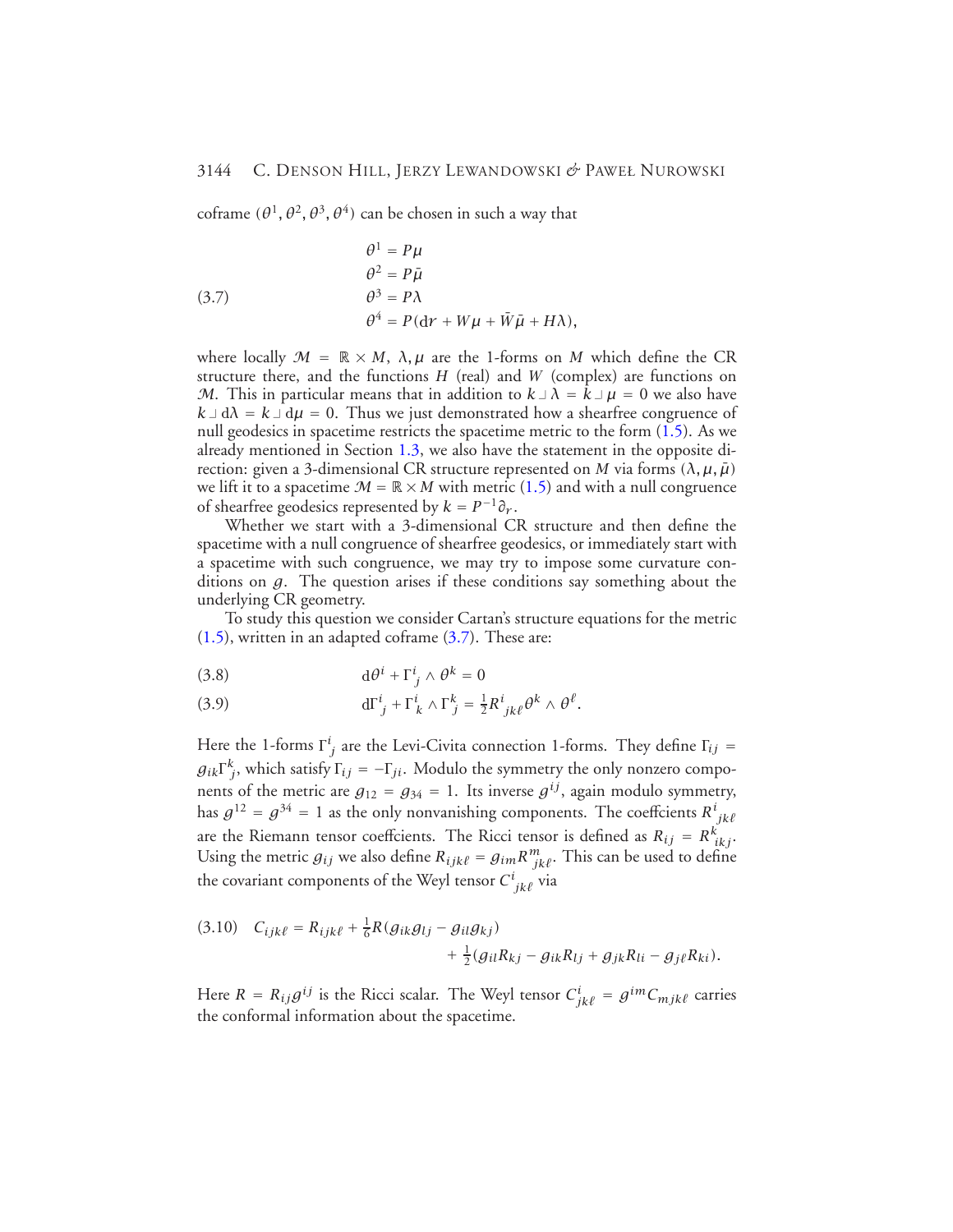coframe $(\theta^1, \theta^2, \theta^3, \theta^4)$ can be chosen in such a way that

$$
\begin{aligned}
\theta^1 &= P\mu \\
\theta^2 &= P\bar{\mu} \\
\theta^3 &= P\lambda \\
\theta^4 &= P(\mathrm{d}r + W\mu + \bar{W}\bar{\mu} + H\lambda),
\end{aligned}
\tag{3.7}
$$

where locally $\mathcal{M} = \mathbb{R} \times M$, $\lambda, \mu$ are the 1-forms on $M$ which define the CR structure there, and the functions $H$ (real) and $W$ (complex) are functions on $\mathcal{M}$. This in particular means that in addition to $k \lrcorner \lambda = k \lrcorner \mu = 0$ we also have $k \lrcorner \mathrm{d}\lambda = k \lrcorner \mathrm{d}\mu = 0$. Thus we just demonstrated how a shearfree congruence of null geodesics in spacetime restricts the spacetime metric to the form (1.5). As we already mentioned in Section 1.3, we also have the statement in the opposite direction: given a 3-dimensional CR structure represented on $M$ via forms $(\lambda, \mu, \bar{\mu})$ we lift it to a spacetime $\mathcal{M} = \mathbb{R} \times M$ with metric (1.5) and with a null congruence of shearfree geodesics represented by $k = P^{-1}\partial_r$.

Whether we start with a 3-dimensional CR structure and then define the spacetime with a null congruence of shearfree geodesics, or immediately start with a spacetime with such congruence, we may try to impose some curvature conditions on $g$. The question arises if these conditions say something about the underlying CR geometry.

To study this question we consider Cartan's structure equations for the metric (1.5), written in an adapted coframe (3.7). These are:

$$
\mathrm{d}\theta^i + \Gamma^i{}_j \wedge \theta^k = 0 \tag{3.8}
$$

$$
\mathrm{d}\Gamma^i{}_j + \Gamma^i{}_k \wedge \Gamma^k{}_j = \tfrac{1}{2} R^i{}_{jk\ell}\theta^k \wedge \theta^\ell. \tag{3.9}
$$

Here the 1-forms $\Gamma^i{}_j$ are the Levi-Civita connection 1-forms. They define $\Gamma_{ij} = g_{ik}\Gamma^k{}_j$, which satisfy $\Gamma_{ij} = -\Gamma_{ji}$. Modulo the symmetry the only nonzero components of the metric are $g_{12} = g_{34} = 1$. Its inverse $g^{ij}$, again modulo symmetry, has $g^{12} = g^{34} = 1$ as the only nonvanishing components. The coeffcients $R^i{}_{jk\ell}$ are the Riemann tensor coeffcients. The Ricci tensor is defined as $R_{ij} = R^k{}_{ikj}$. Using the metric $g_{ij}$ we also define $R_{ijk\ell} = g_{im}R^m{}_{jk\ell}$. This can be used to define the covariant components of the Weyl tensor $C^i{}_{jk\ell}$ via

$$
\begin{aligned}
C_{ijk\ell} = R_{ijk\ell} &+ \tfrac{1}{6}R(g_{ik}g_{lj} - g_{il}g_{kj}) \\
&+ \tfrac{1}{2}(g_{il}R_{kj} - g_{ik}R_{lj} + g_{jk}R_{li} - g_{j\ell}R_{ki}).
\end{aligned}
\tag{3.10}
$$

Here $R = R_{ij}g^{ij}$ is the Ricci scalar. The Weyl tensor $C^i_{jk\ell} = g^{im}C_{mjk\ell}$ carries the conformal information about the spacetime.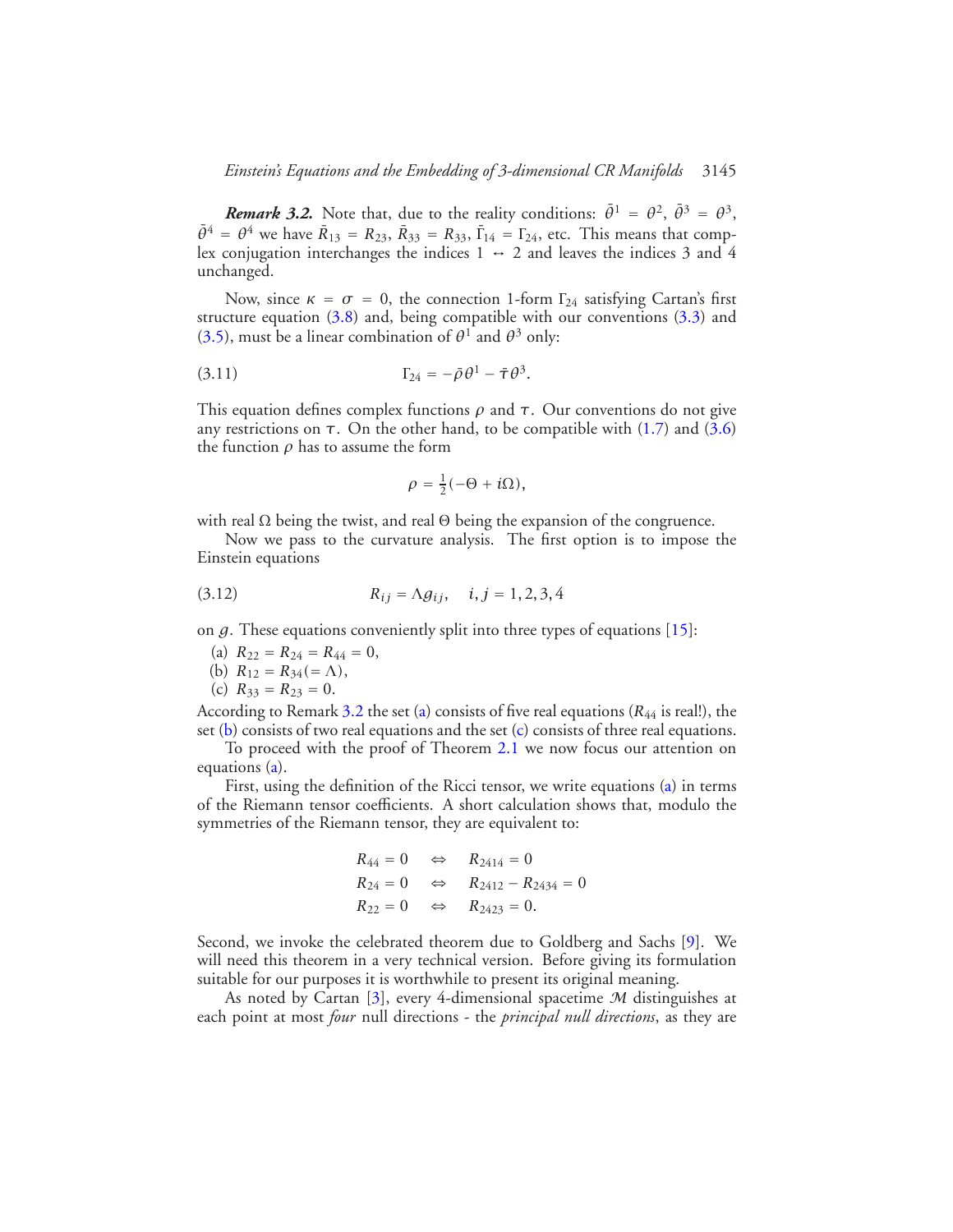***Remark 3.2.*** Note that, due to the reality conditions: $\bar{\theta}^1 = \theta^2$, $\bar{\theta}^3 = \theta^3$, $\bar{\theta}^4 = \theta^4$ we have $\bar{R}_{13} = R_{23}$, $\bar{R}_{33} = R_{33}$, $\bar{\Gamma}_{14} = \Gamma_{24}$, etc. This means that complex conjugation interchanges the indices $1 \leftrightarrow 2$ and leaves the indices 3 and 4 unchanged.

Now, since $\kappa = \sigma = 0$, the connection 1-form $\Gamma_{24}$ satisfying Cartan's first structure equation (3.8) and, being compatible with our conventions (3.3) and (3.5), must be a linear combination of $\theta^1$ and $\theta^3$ only:

$$\Gamma_{24} = -\bar{\rho}\theta^1 - \bar{\tau}\theta^3. \tag{3.11}$$

This equation defines complex functions $\rho$ and $\tau$. Our conventions do not give any restrictions on $\tau$. On the other hand, to be compatible with (1.7) and (3.6) the function $\rho$ has to assume the form

$$\rho = \tfrac{1}{2}(-\Theta + i\Omega),$$

with real $\Omega$ being the twist, and real $\Theta$ being the expansion of the congruence.

Now we pass to the curvature analysis. The first option is to impose the Einstein equations

$$R_{ij} = \Lambda g_{ij}, \quad i, j = 1, 2, 3, 4 \tag{3.12}$$

on $g$. These equations conveniently split into three types of equations [15]:

(a) $R_{22} = R_{24} = R_{44} = 0$,
(b) $R_{12} = R_{34} (= \Lambda)$,
(c) $R_{33} = R_{23} = 0$.

According to Remark 3.2 the set (a) consists of five real equations ($R_{44}$ is real!), the set (b) consists of two real equations and the set (c) consists of three real equations.

To proceed with the proof of Theorem 2.1 we now focus our attention on equations (a).

First, using the definition of the Ricci tensor, we write equations (a) in terms of the Riemann tensor coefficients. A short calculation shows that, modulo the symmetries of the Riemann tensor, they are equivalent to:

$$\begin{aligned}
R_{44} = 0 \quad &\Leftrightarrow \quad R_{2414} = 0 \\
R_{24} = 0 \quad &\Leftrightarrow \quad R_{2412} - R_{2434} = 0 \\
R_{22} = 0 \quad &\Leftrightarrow \quad R_{2423} = 0.
\end{aligned}$$

Second, we invoke the celebrated theorem due to Goldberg and Sachs [9]. We will need this theorem in a very technical version. Before giving its formulation suitable for our purposes it is worthwhile to present its original meaning.

As noted by Cartan [3], every 4-dimensional spacetime $\mathcal{M}$ distinguishes at each point at most *four* null directions - the *principal null directions*, as they are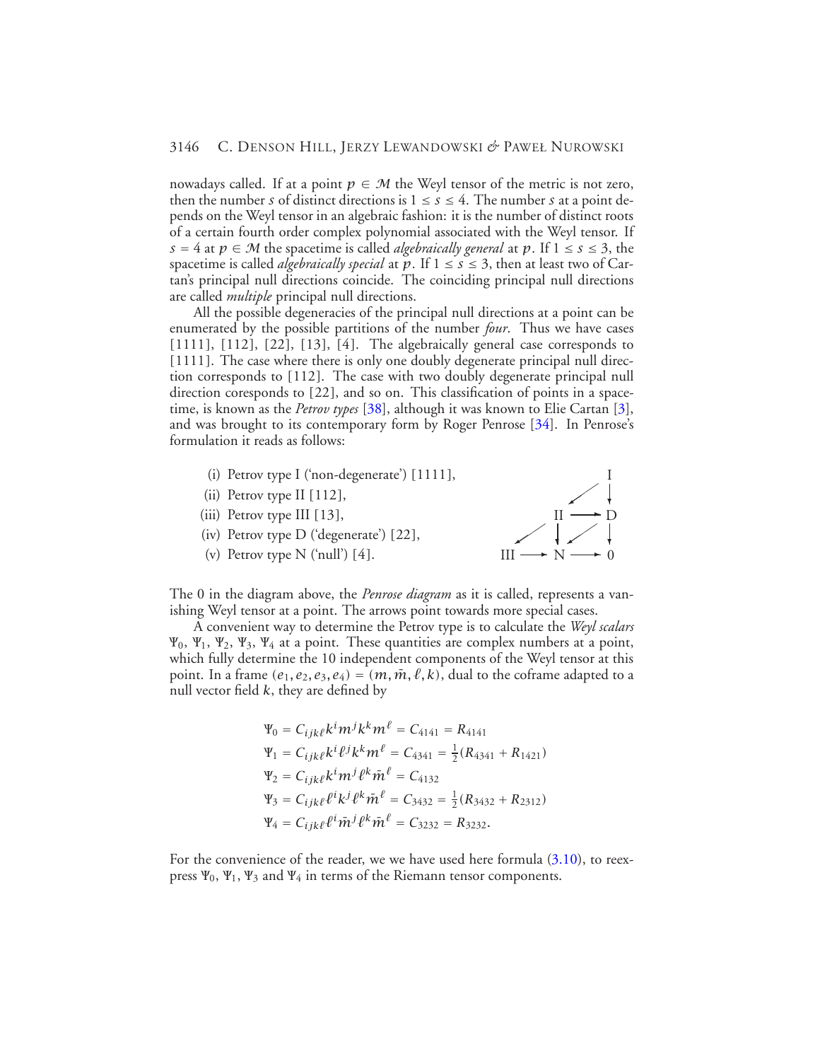nowadays called. If at a point $p \in \mathcal{M}$ the Weyl tensor of the metric is not zero, then the number $s$ of distinct directions is $1 \le s \le 4$. The number $s$ at a point depends on the Weyl tensor in an algebraic fashion: it is the number of distinct roots of a certain fourth order complex polynomial associated with the Weyl tensor. If $s = 4$ at $p \in \mathcal{M}$ the spacetime is called *algebraically general* at $p$. If $1 \le s \le 3$, the spacetime is called *algebraically special* at $p$. If $1 \le s \le 3$, then at least two of Cartan's principal null directions coincide. The coinciding principal null directions are called *multiple* principal null directions.

All the possible degeneracies of the principal null directions at a point can be enumerated by the possible partitions of the number *four*. Thus we have cases [1111], [112], [22], [13], [4]. The algebraically general case corresponds to [1111]. The case where there is only one doubly degenerate principal null direction corresponds to [112]. The case with two doubly degenerate principal null direction coresponds to [22], and so on. This classification of points in a spacetime, is known as the *Petrov types* [38], although it was known to Elie Cartan [3], and was brought to its contemporary form by Roger Penrose [34]. In Penrose's formulation it reads as follows:

(i) Petrov type I ('non-degenerate') [1111],
(ii) Petrov type II [112],
(iii) Petrov type III [13],
(iv) Petrov type D ('degenerate') [22],
(v) Petrov type N ('null') [4].

$$
\begin{array}{ccccc}
 & & & & \mathrm{I} \\
 & & & \swarrow & \downarrow \\
 & & \mathrm{II} & \longrightarrow & \mathrm{D} \\
 & \swarrow & \downarrow & \swarrow & \downarrow \\
\mathrm{III} & \longrightarrow & \mathrm{N} & \longrightarrow & 0
\end{array}
$$

The 0 in the diagram above, the *Penrose diagram* as it is called, represents a vanishing Weyl tensor at a point. The arrows point towards more special cases.

A convenient way to determine the Petrov type is to calculate the *Weyl scalars* $\Psi_0$, $\Psi_1$, $\Psi_2$, $\Psi_3$, $\Psi_4$ at a point. These quantities are complex numbers at a point, which fully determine the 10 independent components of the Weyl tensor at this point. In a frame $(e_1, e_2, e_3, e_4) = (m, \bar{m}, \ell, k)$, dual to the coframe adapted to a null vector field $k$, they are defined by

$$
\begin{aligned}
\Psi_0 &= C_{ijk\ell}k^i m^j k^k m^\ell = C_{4141} = R_{4141} \\
\Psi_1 &= C_{ijk\ell}k^i \ell^j k^k m^\ell = C_{4341} = \tfrac{1}{2}(R_{4341} + R_{1421}) \\
\Psi_2 &= C_{ijk\ell}k^i m^j \ell^k \bar{m}^\ell = C_{4132} \\
\Psi_3 &= C_{ijk\ell}\ell^i k^j \ell^k \bar{m}^\ell = C_{3432} = \tfrac{1}{2}(R_{3432} + R_{2312}) \\
\Psi_4 &= C_{ijk\ell}\ell^i \bar{m}^j \ell^k \bar{m}^\ell = C_{3232} = R_{3232}.
\end{aligned}
$$

For the convenience of the reader, we we have used here formula (3.10), to reexpress $\Psi_0$, $\Psi_1$, $\Psi_3$ and $\Psi_4$ in terms of the Riemann tensor components.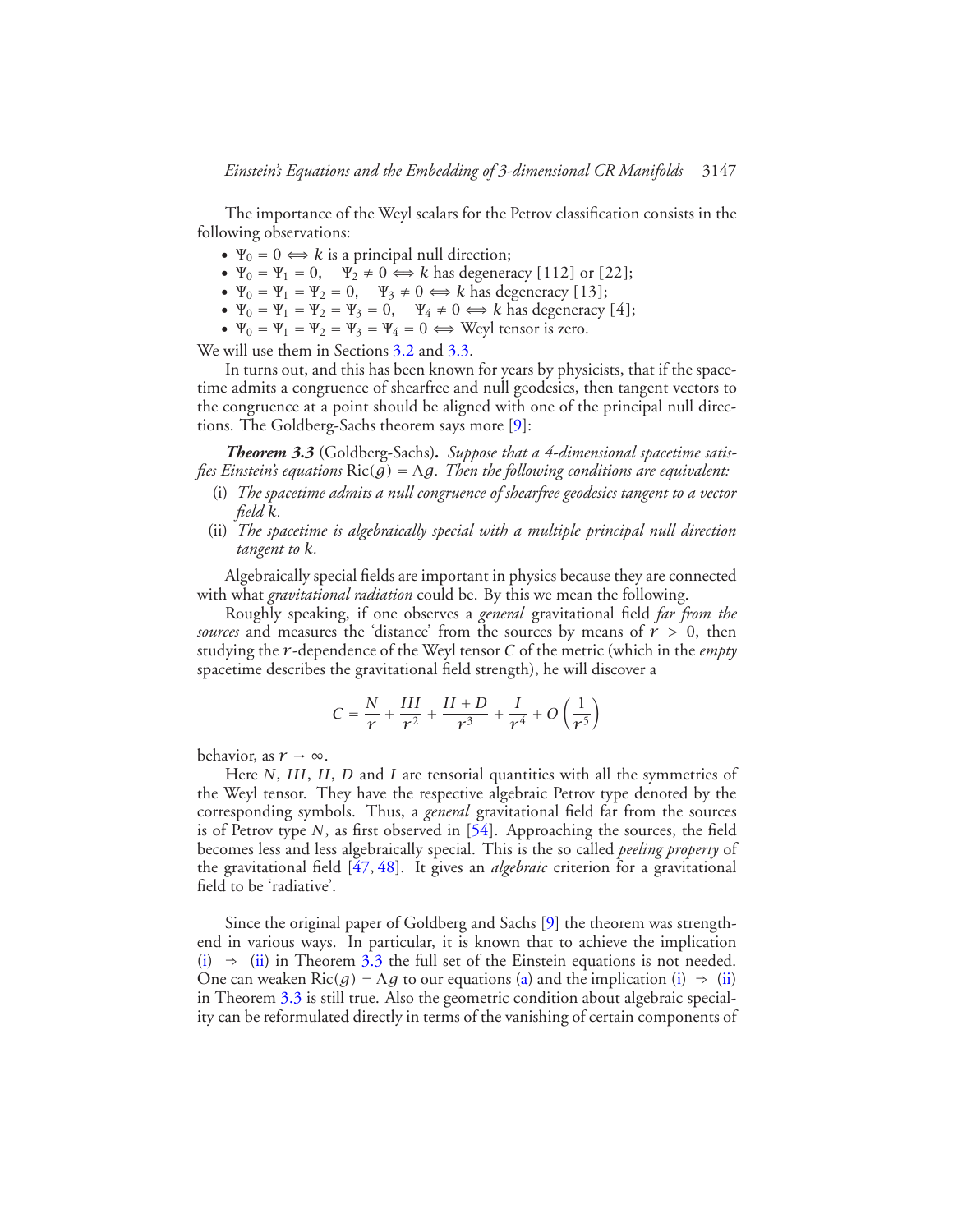The importance of the Weyl scalars for the Petrov classification consists in the following observations:

- $\Psi_0 = 0 \iff k$ is a principal null direction;
- $\Psi_0 = \Psi_1 = 0, \quad \Psi_2 \neq 0 \iff k$ has degeneracy [112] or [22];
- $\Psi_0 = \Psi_1 = \Psi_2 = 0, \quad \Psi_3 \neq 0 \iff k$ has degeneracy [13];
- $\Psi_0 = \Psi_1 = \Psi_2 = \Psi_3 = 0, \quad \Psi_4 \neq 0 \iff k$ has degeneracy [4];
- $\Psi_0 = \Psi_1 = \Psi_2 = \Psi_3 = \Psi_4 = 0 \iff$ Weyl tensor is zero.

We will use them in Sections 3.2 and 3.3.

In turns out, and this has been known for years by physicists, that if the spacetime admits a congruence of shearfree and null geodesics, then tangent vectors to the congruence at a point should be aligned with one of the principal null directions. The Goldberg-Sachs theorem says more [9]:

***Theorem 3.3*** (Goldberg-Sachs)**.** *Suppose that a 4-dimensional spacetime satisfies Einstein's equations* $\mathrm{Ric}(g) = \Lambda g$*. Then the following conditions are equivalent:*

(i) *The spacetime admits a null congruence of shearfree geodesics tangent to a vector field* $k$*.*

(ii) *The spacetime is algebraically special with a multiple principal null direction tangent to* $k$*.*

Algebraically special fields are important in physics because they are connected with what *gravitational radiation* could be. By this we mean the following.

Roughly speaking, if one observes a *general* gravitational field *far from the sources* and measures the 'distance' from the sources by means of $r > 0$, then studying the $r$-dependence of the Weyl tensor $C$ of the metric (which in the *empty* spacetime describes the gravitational field strength), he will discover a

$$C = \frac{N}{r} + \frac{III}{r^2} + \frac{II + D}{r^3} + \frac{I}{r^4} + O\left(\frac{1}{r^5}\right)$$

behavior, as $r \to \infty$.

Here $N$, $III$, $II$, $D$ and $I$ are tensorial quantities with all the symmetries of the Weyl tensor. They have the respective algebraic Petrov type denoted by the corresponding symbols. Thus, a *general* gravitational field far from the sources is of Petrov type $N$, as first observed in [54]. Approaching the sources, the field becomes less and less algebraically special. This is the so called *peeling property* of the gravitational field [47, 48]. It gives an *algebraic* criterion for a gravitational field to be 'radiative'.

Since the original paper of Goldberg and Sachs [9] the theorem was strengthend in various ways. In particular, it is known that to achieve the implication (i) $\Rightarrow$ (ii) in Theorem 3.3 the full set of the Einstein equations is not needed. One can weaken $\mathrm{Ric}(g) = \Lambda g$ to our equations (a) and the implication (i) $\Rightarrow$ (ii) in Theorem 3.3 is still true. Also the geometric condition about algebraic speciality can be reformulated directly in terms of the vanishing of certain components of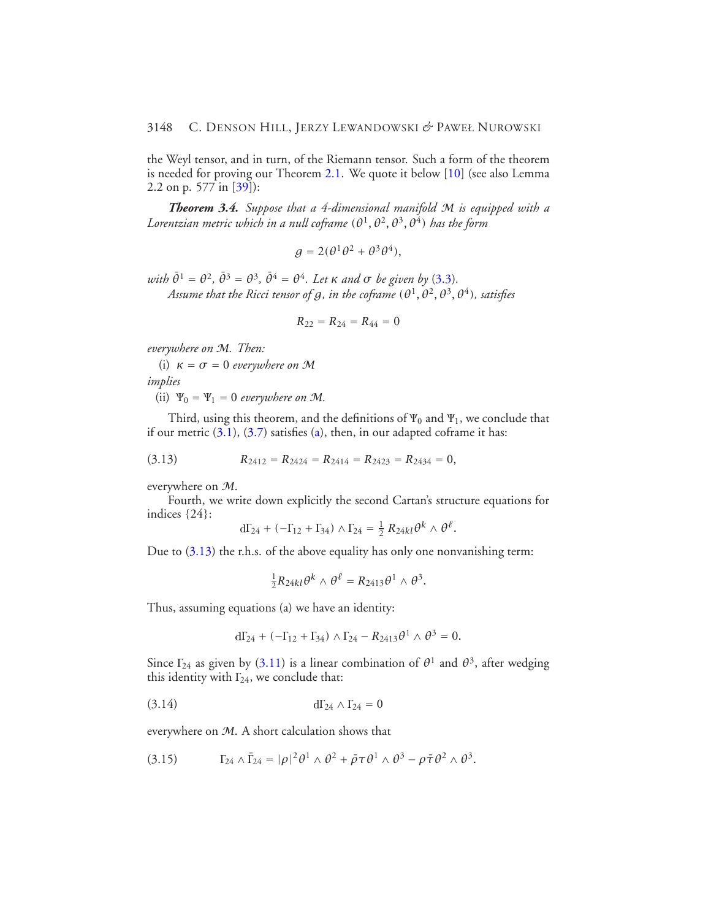the Weyl tensor, and in turn, of the Riemann tensor. Such a form of the theorem is needed for proving our Theorem 2.1. We quote it below [10] (see also Lemma 2.2 on p. 577 in [39]):

***Theorem 3.4.*** *Suppose that a 4-dimensional manifold $\mathcal{M}$ is equipped with a Lorentzian metric which in a null coframe $(\theta^1, \theta^2, \theta^3, \theta^4)$ has the form*

$$g = 2(\theta^1\theta^2 + \theta^3\theta^4),$$

*with $\bar\theta^1 = \theta^2$, $\bar\theta^3 = \theta^3$, $\bar\theta^4 = \theta^4$. Let $\kappa$ and $\sigma$ be given by (3.3).*

*Assume that the Ricci tensor of $g$, in the coframe $(\theta^1, \theta^2, \theta^3, \theta^4)$, satisfies*

$$R_{22} = R_{24} = R_{44} = 0$$

*everywhere on $\mathcal{M}$. Then:*

(i) $\kappa = \sigma = 0$ *everywhere on* $\mathcal{M}$

*implies*

(ii) $\Psi_0 = \Psi_1 = 0$ *everywhere on $\mathcal{M}$.*

Third, using this theorem, and the definitions of $\Psi_0$ and $\Psi_1$, we conclude that if our metric (3.1), (3.7) satisfies (a), then, in our adapted coframe it has:

$$R_{2412} = R_{2424} = R_{2414} = R_{2423} = R_{2434} = 0, \tag{3.13}$$

everywhere on $\mathcal{M}$.

Fourth, we write down explicitly the second Cartan's structure equations for indices $\{24\}$:

$$\mathrm{d}\Gamma_{24} + (-\Gamma_{12} + \Gamma_{34}) \wedge \Gamma_{24} = \tfrac{1}{2}\, R_{24kl}\theta^k \wedge \theta^\ell.$$

Due to (3.13) the r.h.s. of the above equality has only one nonvanishing term:

$$\tfrac{1}{2}R_{24kl}\theta^k \wedge \theta^\ell = R_{2413}\theta^1 \wedge \theta^3.$$

Thus, assuming equations (a) we have an identity:

$$\mathrm{d}\Gamma_{24} + (-\Gamma_{12} + \Gamma_{34}) \wedge \Gamma_{24} - R_{2413}\theta^1 \wedge \theta^3 = 0.$$

Since $\Gamma_{24}$ as given by (3.11) is a linear combination of $\theta^1$ and $\theta^3$, after wedging this identity with $\Gamma_{24}$, we conclude that:

$$\mathrm{d}\Gamma_{24} \wedge \Gamma_{24} = 0 \tag{3.14}$$

everywhere on $\mathcal{M}$. A short calculation shows that

$$\Gamma_{24} \wedge \bar\Gamma_{24} = |\rho|^2\theta^1 \wedge \theta^2 + \bar\rho\tau\theta^1 \wedge \theta^3 - \rho\bar\tau\theta^2 \wedge \theta^3. \tag{3.15}$$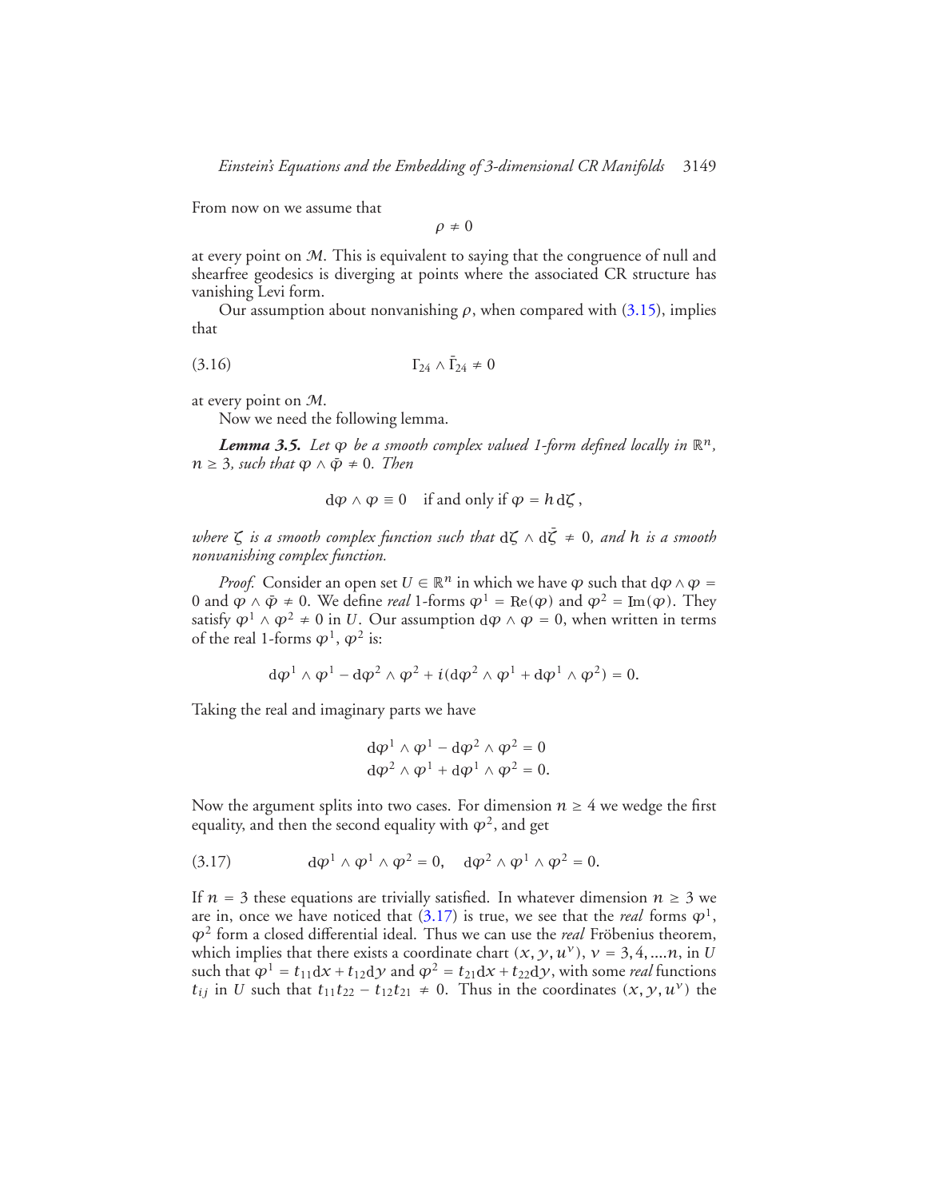From now on we assume that

$$\rho \neq 0$$

at every point on $\mathcal{M}$. This is equivalent to saying that the congruence of null and shearfree geodesics is diverging at points where the associated CR structure has vanishing Levi form.

Our assumption about nonvanishing $\rho$, when compared with (3.15), implies that

$$\Gamma_{24} \wedge \bar{\Gamma}_{24} \neq 0 \tag{3.16}$$

at every point on $\mathcal{M}$.

Now we need the following lemma.

***Lemma 3.5.*** *Let $\varphi$ be a smooth complex valued 1-form defined locally in $\mathbb{R}^n$, $n \geq 3$, such that $\varphi \wedge \bar{\varphi} \neq 0$. Then*

$$\mathrm{d}\varphi \wedge \varphi \equiv 0 \quad \text{if and only if } \varphi = h\,\mathrm{d}\zeta\,,$$

*where $\zeta$ is a smooth complex function such that $\mathrm{d}\zeta \wedge \mathrm{d}\bar{\zeta} \neq 0$, and $h$ is a smooth nonvanishing complex function.*

*Proof.* Consider an open set $U \in \mathbb{R}^n$ in which we have $\varphi$ such that $\mathrm{d}\varphi \wedge \varphi = 0$ and $\varphi \wedge \bar{\varphi} \neq 0$. We define *real* 1-forms $\varphi^1 = \mathrm{Re}(\varphi)$ and $\varphi^2 = \mathrm{Im}(\varphi)$. They satisfy $\varphi^1 \wedge \varphi^2 \neq 0$ in $U$. Our assumption $\mathrm{d}\varphi \wedge \varphi = 0$, when written in terms of the real 1-forms $\varphi^1$, $\varphi^2$ is:

$$\mathrm{d}\varphi^1 \wedge \varphi^1 - \mathrm{d}\varphi^2 \wedge \varphi^2 + i(\mathrm{d}\varphi^2 \wedge \varphi^1 + \mathrm{d}\varphi^1 \wedge \varphi^2) = 0.$$

Taking the real and imaginary parts we have

$$\mathrm{d}\varphi^1 \wedge \varphi^1 - \mathrm{d}\varphi^2 \wedge \varphi^2 = 0$$
$$\mathrm{d}\varphi^2 \wedge \varphi^1 + \mathrm{d}\varphi^1 \wedge \varphi^2 = 0.$$

Now the argument splits into two cases. For dimension $n \geq 4$ we wedge the first equality, and then the second equality with $\varphi^2$, and get

$$\mathrm{d}\varphi^1 \wedge \varphi^1 \wedge \varphi^2 = 0, \quad \mathrm{d}\varphi^2 \wedge \varphi^1 \wedge \varphi^2 = 0. \tag{3.17}$$

If $n = 3$ these equations are trivially satisfied. In whatever dimension $n \geq 3$ we are in, once we have noticed that (3.17) is true, we see that the *real* forms $\varphi^1$, $\varphi^2$ form a closed differential ideal. Thus we can use the *real* Fröbenius theorem, which implies that there exists a coordinate chart $(x, y, u^\nu)$, $\nu = 3, 4, ....n$, in $U$ such that $\varphi^1 = t_{11}\mathrm{d}x + t_{12}\mathrm{d}y$ and $\varphi^2 = t_{21}\mathrm{d}x + t_{22}\mathrm{d}y$, with some *real* functions $t_{ij}$ in $U$ such that $t_{11}t_{22} - t_{12}t_{21} \neq 0$. Thus in the coordinates $(x, y, u^\nu)$ the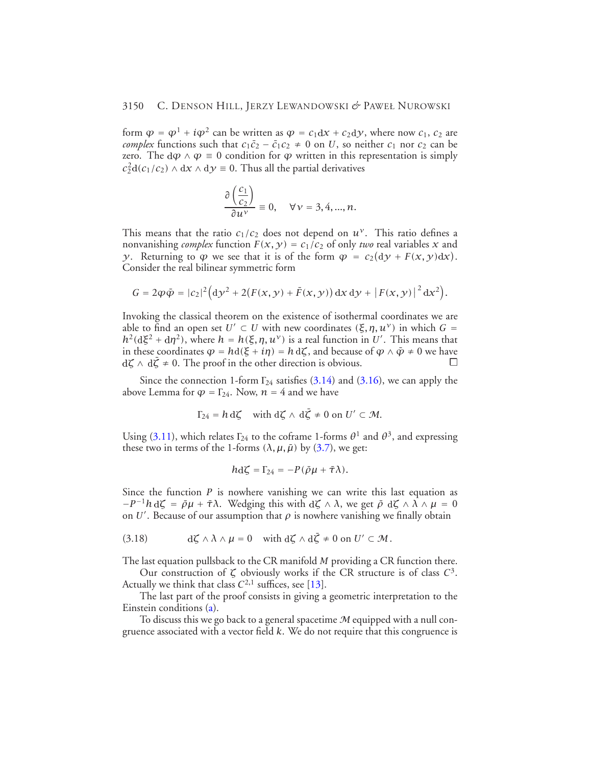form $\varphi = \varphi^1 + i\varphi^2$ can be written as $\varphi = c_1 \mathrm{d}x + c_2 \mathrm{d}y$, where now $c_1$, $c_2$ are *complex* functions such that $c_1\bar{c}_2 - \bar{c}_1 c_2 \neq 0$ on $U$, so neither $c_1$ nor $c_2$ can be zero. The $\mathrm{d}\varphi \wedge \varphi \equiv 0$ condition for $\varphi$ written in this representation is simply $c_2^2 \mathrm{d}(c_1/c_2) \wedge \mathrm{d}x \wedge \mathrm{d}y \equiv 0$. Thus all the partial derivatives

$$\frac{\partial \left(\frac{c_1}{c_2}\right)}{\partial u^\nu} \equiv 0, \quad \forall \nu = 3, 4, ..., n.$$

This means that the ratio $c_1/c_2$ does not depend on $u^\nu$. This ratio defines a nonvanishing *complex* function $F(x, y) = c_1/c_2$ of only *two* real variables $x$ and $y$. Returning to $\varphi$ we see that it is of the form $\varphi = c_2(\mathrm{d}y + F(x, y)\mathrm{d}x)$. Consider the real bilinear symmetric form

$$G = 2\varphi\bar{\varphi} = |c_2|^2 \Big(\mathrm{d}y^2 + 2(F(x, y) + \bar{F}(x, y))\,\mathrm{d}x\,\mathrm{d}y + \big|F(x, y)\big|^2 \mathrm{d}x^2\Big).$$

Invoking the classical theorem on the existence of isothermal coordinates we are able to find an open set $U' \subset U$ with new coordinates $(\xi, \eta, u^\nu)$ in which $G = h^2(\mathrm{d}\xi^2 + \mathrm{d}\eta^2)$, where $h = h(\xi, \eta, u^\nu)$ is a real function in $U'$. This means that in these coordinates $\varphi = h\mathrm{d}(\xi + i\eta) = h\,\mathrm{d}\zeta$, and because of $\varphi \wedge \bar{\varphi} \neq 0$ we have $\mathrm{d}\zeta \wedge \mathrm{d}\bar{\zeta} \neq 0$. The proof in the other direction is obvious. □

Since the connection 1-form $\Gamma_{24}$ satisfies (3.14) and (3.16), we can apply the above Lemma for $\varphi = \Gamma_{24}$. Now, $n = 4$ and we have

$$\Gamma_{24} = h\,\mathrm{d}\zeta \quad \text{with } \mathrm{d}\zeta \wedge \mathrm{d}\bar{\zeta} \neq 0 \text{ on } U' \subset \mathcal{M}.$$

Using (3.11), which relates $\Gamma_{24}$ to the coframe 1-forms $\theta^1$ and $\theta^3$, and expressing these two in terms of the 1-forms $(\lambda, \mu, \bar{\mu})$ by (3.7), we get:

$$h\mathrm{d}\zeta = \Gamma_{24} = -P(\bar{\rho}\mu + \bar{\tau}\lambda).$$

Since the function $P$ is nowhere vanishing we can write this last equation as $-P^{-1}h\,\mathrm{d}\zeta = \bar{\rho}\mu + \bar{\tau}\lambda$. Wedging this with $\mathrm{d}\zeta \wedge \lambda$, we get $\bar{\rho}\ \mathrm{d}\zeta \wedge \lambda \wedge \mu = 0$ on $U'$. Because of our assumption that $\rho$ is nowhere vanishing we finally obtain

$$\mathrm{d}\zeta \wedge \lambda \wedge \mu = 0 \quad \text{with } \mathrm{d}\zeta \wedge \mathrm{d}\bar{\zeta} \neq 0 \text{ on } U' \subset \mathcal{M}. \tag{3.18}$$

The last equation pullsback to the CR manifold $M$ providing a CR function there.

Our construction of $\zeta$ obviously works if the CR structure is of class $C^3$. Actually we think that class $C^{2,1}$ suffices, see [13].

The last part of the proof consists in giving a geometric interpretation to the Einstein conditions (a).

To discuss this we go back to a general spacetime $\mathcal{M}$ equipped with a null congruence associated with a vector field $k$. We do not require that this congruence is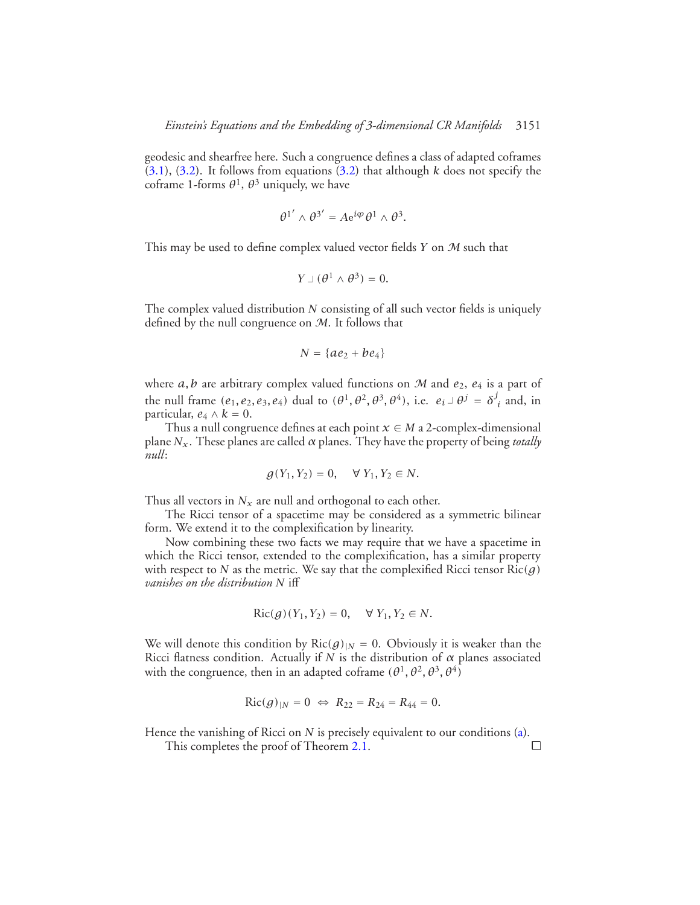geodesic and shearfree here. Such a congruence defines a class of adapted coframes (3.1), (3.2). It follows from equations (3.2) that although $k$ does not specify the coframe 1-forms $\theta^1$, $\theta^3$ uniquely, we have

$$\theta^{1'} \wedge \theta^{3'} = A e^{i\varphi} \theta^1 \wedge \theta^3.$$

This may be used to define complex valued vector fields $Y$ on $\mathcal{M}$ such that

$$Y \lrcorner (\theta^1 \wedge \theta^3) = 0.$$

The complex valued distribution $N$ consisting of all such vector fields is uniquely defined by the null congruence on $\mathcal{M}$. It follows that

$$N = \{a e_2 + b e_4\}$$

where $a, b$ are arbitrary complex valued functions on $\mathcal{M}$ and $e_2$, $e_4$ is a part of the null frame $(e_1, e_2, e_3, e_4)$ dual to $(\theta^1, \theta^2, \theta^3, \theta^4)$, i.e. $e_i \lrcorner \theta^j = \delta^j{}_i$ and, in particular, $e_4 \wedge k = 0$.

Thus a null congruence defines at each point $x \in M$ a 2-complex-dimensional plane $N_x$. These planes are called $\alpha$ planes. They have the property of being *totally null*:

$$g(Y_1, Y_2) = 0, \quad \forall\, Y_1, Y_2 \in N.$$

Thus all vectors in $N_x$ are null and orthogonal to each other.

The Ricci tensor of a spacetime may be considered as a symmetric bilinear form. We extend it to the complexification by linearity.

Now combining these two facts we may require that we have a spacetime in which the Ricci tensor, extended to the complexification, has a similar property with respect to $N$ as the metric. We say that the complexified Ricci tensor $\mathrm{Ric}(g)$ *vanishes on the distribution $N$* iff

$$\mathrm{Ric}(g)(Y_1, Y_2) = 0, \quad \forall\, Y_1, Y_2 \in N.$$

We will denote this condition by $\mathrm{Ric}(g)_{|N} = 0$. Obviously it is weaker than the Ricci flatness condition. Actually if $N$ is the distribution of $\alpha$ planes associated with the congruence, then in an adapted coframe $(\theta^1, \theta^2, \theta^3, \theta^4)$

$$\mathrm{Ric}(g)_{|N} = 0 \;\Leftrightarrow\; R_{22} = R_{24} = R_{44} = 0.$$

Hence the vanishing of Ricci on $N$ is precisely equivalent to our conditions (a).

This completes the proof of Theorem 2.1. □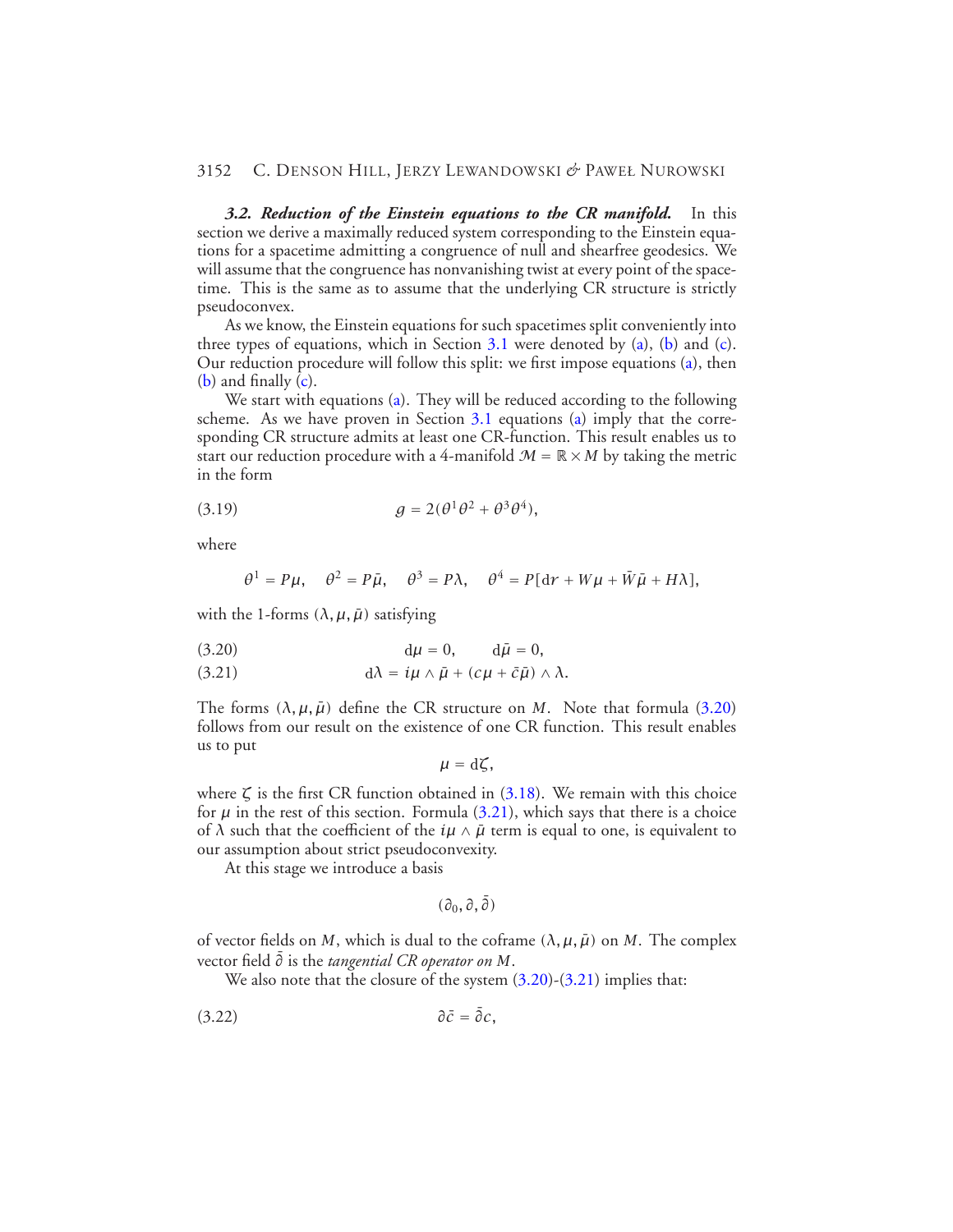***3.2. Reduction of the Einstein equations to the CR manifold.*** In this section we derive a maximally reduced system corresponding to the Einstein equations for a spacetime admitting a congruence of null and shearfree geodesics. We will assume that the congruence has nonvanishing twist at every point of the spacetime. This is the same as to assume that the underlying CR structure is strictly pseudoconvex.

As we know, the Einstein equations for such spacetimes split conveniently into three types of equations, which in Section 3.1 were denoted by (a), (b) and (c). Our reduction procedure will follow this split: we first impose equations (a), then (b) and finally (c).

We start with equations (a). They will be reduced according to the following scheme. As we have proven in Section 3.1 equations (a) imply that the corresponding CR structure admits at least one CR-function. This result enables us to start our reduction procedure with a 4-manifold $\mathcal{M} = \mathbb{R} \times M$ by taking the metric in the form

$$g = 2(\theta^1\theta^2 + \theta^3\theta^4), \tag{3.19}$$

where

$$\theta^1 = P\mu, \quad \theta^2 = P\bar{\mu}, \quad \theta^3 = P\lambda, \quad \theta^4 = P[\mathrm{d}r + W\mu + \bar{W}\bar{\mu} + H\lambda],$$

with the 1-forms $(\lambda, \mu, \bar{\mu})$ satisfying

$$\mathrm{d}\mu = 0, \qquad \mathrm{d}\bar{\mu} = 0, \tag{3.20}$$

$$\mathrm{d}\lambda = i\mu \wedge \bar{\mu} + (c\mu + \bar{c}\bar{\mu}) \wedge \lambda. \tag{3.21}$$

The forms $(\lambda, \mu, \bar{\mu})$ define the CR structure on $M$. Note that formula (3.20) follows from our result on the existence of one CR function. This result enables us to put

$$\mu = \mathrm{d}\zeta,$$

where $\zeta$ is the first CR function obtained in (3.18). We remain with this choice for $\mu$ in the rest of this section. Formula (3.21), which says that there is a choice of $\lambda$ such that the coefficient of the $i\mu \wedge \bar{\mu}$ term is equal to one, is equivalent to our assumption about strict pseudoconvexity.

At this stage we introduce a basis

$$(\partial_0, \partial, \bar{\partial})$$

of vector fields on $M$, which is dual to the coframe $(\lambda, \mu, \bar{\mu})$ on $M$. The complex vector field $\bar{\partial}$ is the *tangential CR operator on $M$*.

We also note that the closure of the system (3.20)-(3.21) implies that:

$$\partial\bar{c} = \bar{\partial}c, \tag{3.22}$$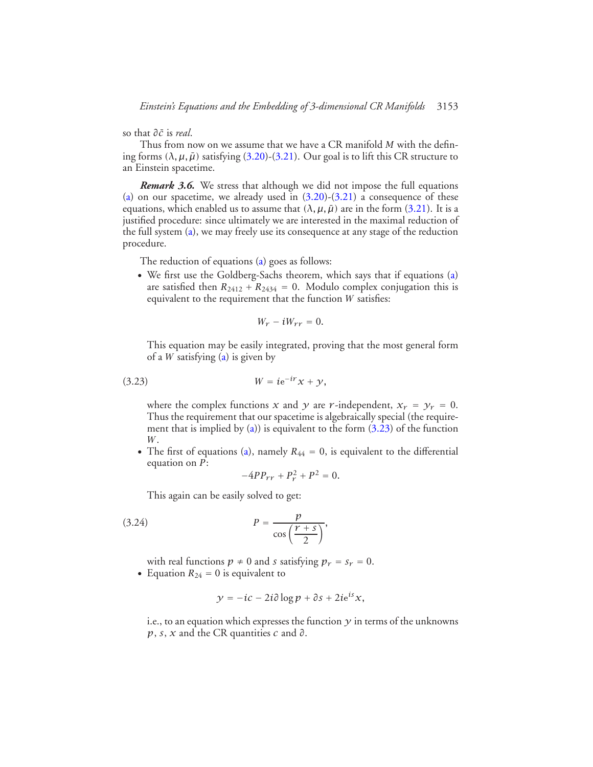so that $\partial\bar{c}$ is *real*.

Thus from now on we assume that we have a CR manifold $M$ with the defining forms $(\lambda, \mu, \bar{\mu})$ satisfying (3.20)-(3.21). Our goal is to lift this CR structure to an Einstein spacetime.

***Remark 3.6.*** We stress that although we did not impose the full equations (a) on our spacetime, we already used in (3.20)-(3.21) a consequence of these equations, which enabled us to assume that $(\lambda, \mu, \bar{\mu})$ are in the form (3.21). It is a justified procedure: since ultimately we are interested in the maximal reduction of the full system (a), we may freely use its consequence at any stage of the reduction procedure.

The reduction of equations (a) goes as follows:

- We first use the Goldberg-Sachs theorem, which says that if equations (a) are satisfied then $R_{2412} + R_{2434} = 0$. Modulo complex conjugation this is equivalent to the requirement that the function $W$ satisfies:

  $$W_r - iW_{rr} = 0.$$

  This equation may be easily integrated, proving that the most general form of a $W$ satisfying (a) is given by

  $$W = i\mathrm{e}^{-ir}x + y, \tag{3.23}$$

  where the complex functions $x$ and $y$ are $r$-independent, $x_r = y_r = 0$. Thus the requirement that our spacetime is algebraically special (the requirement that is implied by (a)) is equivalent to the form (3.23) of the function $W$.

- The first of equations (a), namely $R_{44} = 0$, is equivalent to the differential equation on $P$:

  $$-4PP_{rr} + P_r^2 + P^2 = 0.$$

  This again can be easily solved to get:

  $$P = \frac{p}{\cos\left(\dfrac{r+s}{2}\right)}, \tag{3.24}$$

  with real functions $p \neq 0$ and $s$ satisfying $p_r = s_r = 0$.

- Equation $R_{24} = 0$ is equivalent to

  $$y = -ic - 2i\partial \log p + \partial s + 2i\mathrm{e}^{is}x,$$

  i.e., to an equation which expresses the function $y$ in terms of the unknowns $p$, $s$, $x$ and the CR quantities $c$ and $\partial$.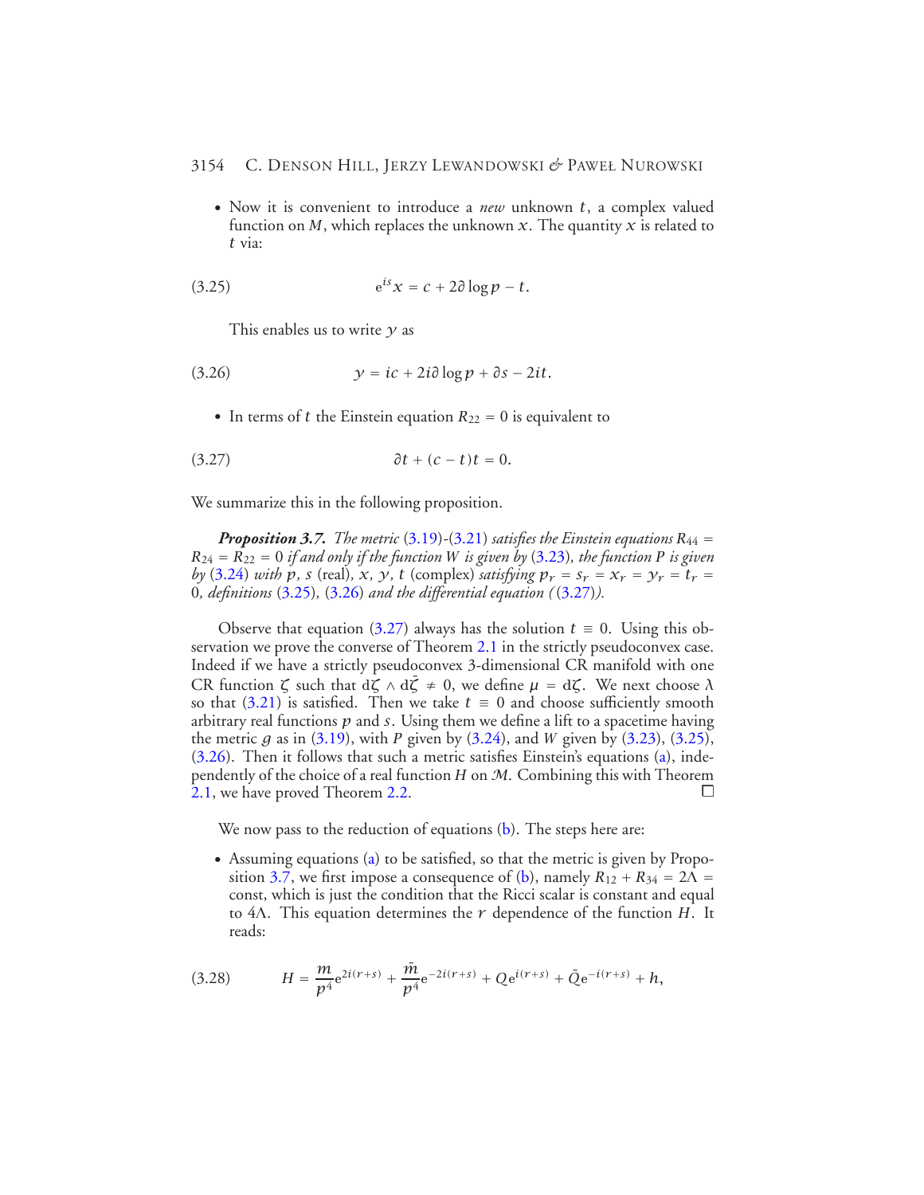- Now it is convenient to introduce a *new* unknown $t$, a complex valued function on $M$, which replaces the unknown $x$. The quantity $x$ is related to $t$ via:

$$\mathrm{e}^{is}x = c + 2\partial \log p - t. \tag{3.25}$$

  This enables us to write $y$ as

$$y = ic + 2i\partial \log p + \partial s - 2it. \tag{3.26}$$

- In terms of $t$ the Einstein equation $R_{22} = 0$ is equivalent to

$$\partial t + (c - t)t = 0. \tag{3.27}$$

We summarize this in the following proposition.

***Proposition 3.7.*** *The metric (3.19)-(3.21) satisfies the Einstein equations $R_{44} = R_{24} = R_{22} = 0$ if and only if the function $W$ is given by (3.23), the function $P$ is given by (3.24) with $p$, $s$ (real), $x$, $y$, $t$ (complex) satisfying $p_r = s_r = x_r = y_r = t_r = 0$, definitions (3.25), (3.26) and the differential equation ((3.27)).*

Observe that equation (3.27) always has the solution $t \equiv 0$. Using this observation we prove the converse of Theorem 2.1 in the strictly pseudoconvex case. Indeed if we have a strictly pseudoconvex 3-dimensional CR manifold with one CR function $\zeta$ such that $\mathrm{d}\zeta \wedge \mathrm{d}\bar{\zeta} \neq 0$, we define $\mu = \mathrm{d}\zeta$. We next choose $\lambda$ so that (3.21) is satisfied. Then we take $t \equiv 0$ and choose sufficiently smooth arbitrary real functions $p$ and $s$. Using them we define a lift to a spacetime having the metric $g$ as in (3.19), with $P$ given by (3.24), and $W$ given by (3.23), (3.25), (3.26). Then it follows that such a metric satisfies Einstein's equations (a), independently of the choice of a real function $H$ on $\mathcal{M}$. Combining this with Theorem 2.1, we have proved Theorem 2.2. □

We now pass to the reduction of equations (b). The steps here are:

- Assuming equations (a) to be satisfied, so that the metric is given by Proposition 3.7, we first impose a consequence of (b), namely $R_{12} + R_{34} = 2\Lambda =$ const, which is just the condition that the Ricci scalar is constant and equal to $4\Lambda$. This equation determines the $r$ dependence of the function $H$. It reads:

$$H = \frac{m}{p^4}\mathrm{e}^{2i(r+s)} + \frac{\bar{m}}{p^4}\mathrm{e}^{-2i(r+s)} + Q\mathrm{e}^{i(r+s)} + \bar{Q}\mathrm{e}^{-i(r+s)} + h, \tag{3.28}$$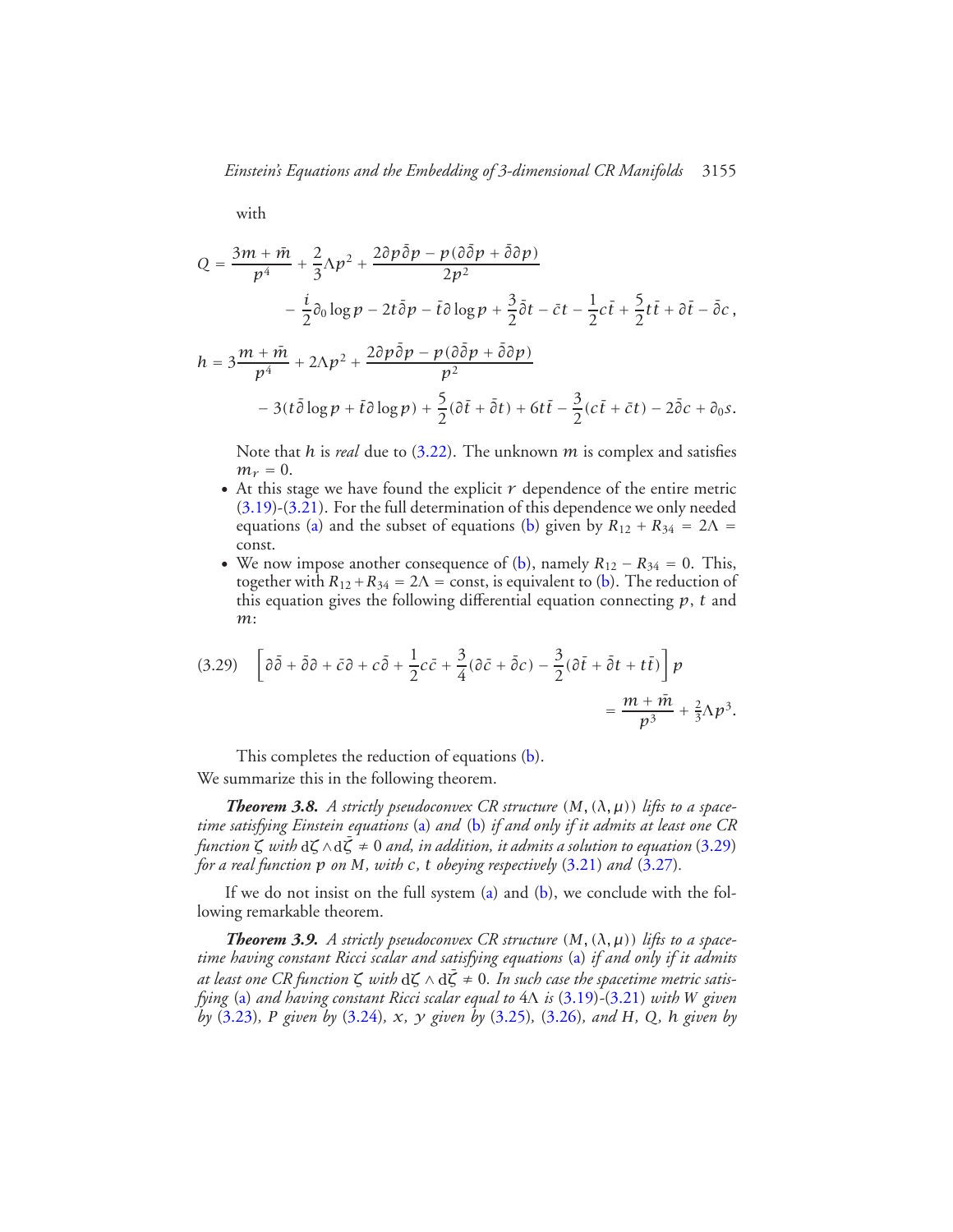with

$$
\begin{aligned}
Q = \frac{3m+\bar{m}}{p^4} + \frac{2}{3}\Lambda p^2 + \frac{2\partial p \bar{\partial} p - p(\partial\bar{\partial} p + \bar{\partial}\partial p)}{2p^2} \\
- \frac{i}{2}\partial_0 \log p - 2t\bar{\partial} p - \bar{t}\partial \log p + \frac{3}{2}\bar{\partial} t - \bar{c}t - \frac{1}{2}c\bar{t} + \frac{5}{2}t\bar{t} + \partial\bar{t} - \bar{\partial} c,
\end{aligned}
$$

$$
\begin{aligned}
h = 3\frac{m+\bar{m}}{p^4} + 2\Lambda p^2 + \frac{2\partial p \bar{\partial} p - p(\partial\bar{\partial} p + \bar{\partial}\partial p)}{p^2} \\
- 3(t\bar{\partial}\log p + \bar{t}\partial \log p) + \frac{5}{2}(\partial \bar{t} + \bar{\partial} t) + 6t\bar{t} - \frac{3}{2}(c\bar{t} + \bar{c}t) - 2\bar{\partial} c + \partial_0 s.
\end{aligned}
$$

Note that $h$ is *real* due to (3.22). The unknown $m$ is complex and satisfies $m_r = 0$.

- At this stage we have found the explicit $r$ dependence of the entire metric (3.19)-(3.21). For the full determination of this dependence we only needed equations (a) and the subset of equations (b) given by $R_{12} + R_{34} = 2\Lambda =$ const.
- We now impose another consequence of (b), namely $R_{12} - R_{34} = 0$. This, together with $R_{12} + R_{34} = 2\Lambda =$ const, is equivalent to (b). The reduction of this equation gives the following differential equation connecting $p$, $t$ and $m$:

$$
\left[\partial\bar{\partial} + \bar{\partial}\partial + \bar{c}\partial + c\bar{\partial} + \frac{1}{2}c\bar{c} + \frac{3}{4}(\partial\bar{c} + \bar{\partial} c) - \frac{3}{2}(\partial\bar{t} + \bar{\partial} t + t\bar{t})\right] p = \frac{m+\bar{m}}{p^3} + \tfrac{2}{3}\Lambda p^3. \tag{3.29}
$$

This completes the reduction of equations (b).

We summarize this in the following theorem.

***Theorem 3.8.*** *A strictly pseudoconvex CR structure $(M, (\lambda, \mu))$ lifts to a spacetime satisfying Einstein equations* (a) *and* (b) *if and only if it admits at least one CR function $\zeta$ with $\mathrm{d}\zeta \wedge \mathrm{d}\bar{\zeta} \neq 0$ and, in addition, it admits a solution to equation* (3.29) *for a real function $p$ on $M$, with $c$, $t$ obeying respectively* (3.21) *and* (3.27).

If we do not insist on the full system (a) and (b), we conclude with the following remarkable theorem.

***Theorem 3.9.*** *A strictly pseudoconvex CR structure $(M, (\lambda, \mu))$ lifts to a spacetime having constant Ricci scalar and satisfying equations* (a) *if and only if it admits at least one CR function $\zeta$ with $\mathrm{d}\zeta \wedge \mathrm{d}\bar{\zeta} \neq 0$. In such case the spacetime metric satisfying* (a) *and having constant Ricci scalar equal to $4\Lambda$ is* (3.19)-(3.21) *with $W$ given by* (3.23)*, $P$ given by* (3.24)*, $x$, $y$ given by* (3.25)*,* (3.26)*, and $H$, $Q$, $h$ given by*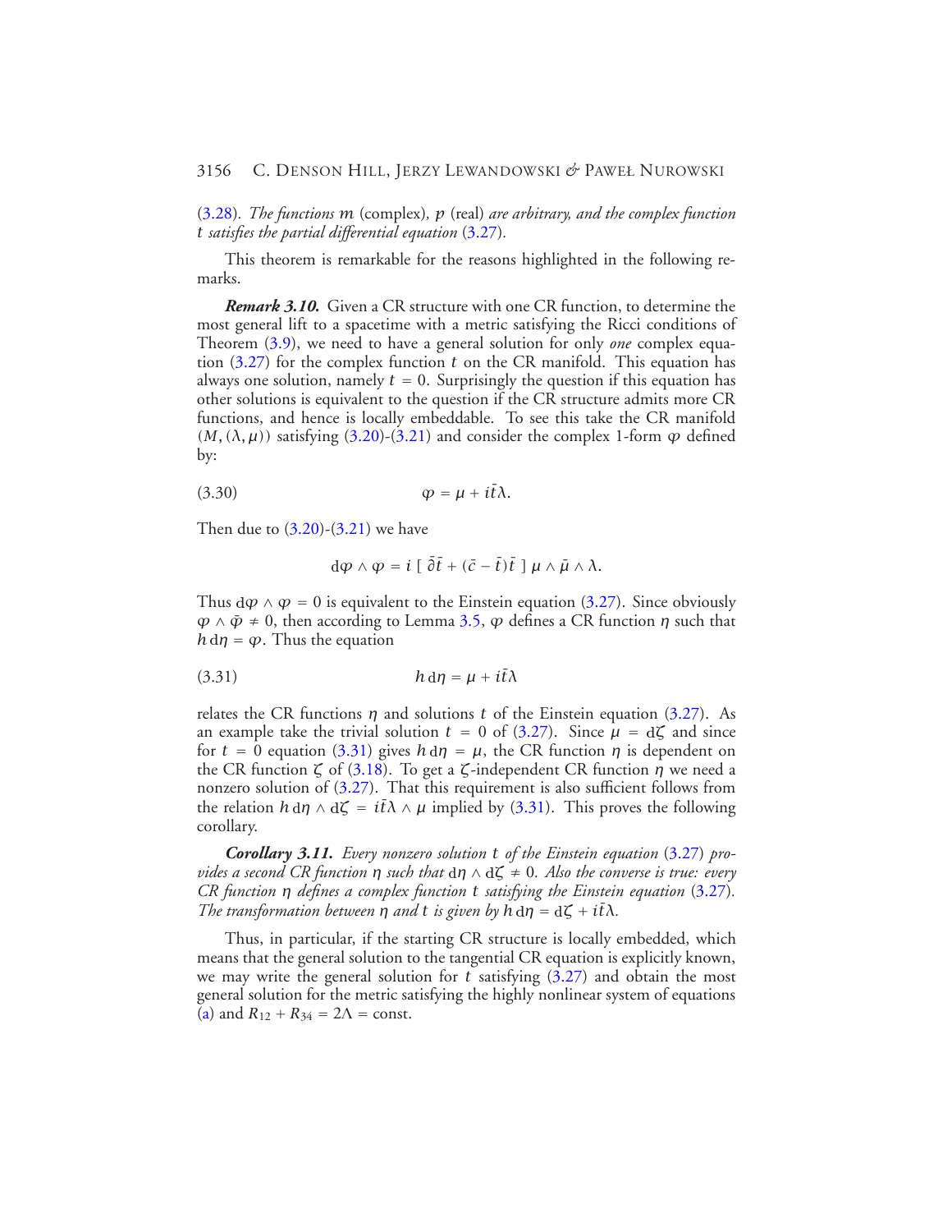(3.28). *The functions* $m$ (complex), $p$ (real) *are arbitrary, and the complex function* $t$ *satisfies the partial differential equation* (3.27).

This theorem is remarkable for the reasons highlighted in the following remarks.

***Remark 3.10.*** Given a CR structure with one CR function, to determine the most general lift to a spacetime with a metric satisfying the Ricci conditions of Theorem (3.9), we need to have a general solution for only *one* complex equation (3.27) for the complex function $t$ on the CR manifold. This equation has always one solution, namely $t = 0$. Surprisingly the question if this equation has other solutions is equivalent to the question if the CR structure admits more CR functions, and hence is locally embeddable. To see this take the CR manifold $(M, (\lambda, \mu))$ satisfying (3.20)-(3.21) and consider the complex 1-form $\varphi$ defined by:

$$\varphi = \mu + i\bar{t}\lambda. \tag{3.30}$$

Then due to (3.20)-(3.21) we have

$$\mathrm{d}\varphi \wedge \varphi = i\,[\,\bar{\partial}\bar{t} + (\bar{c} - \bar{t})\bar{t}\,]\,\mu \wedge \bar{\mu} \wedge \lambda.$$

Thus $\mathrm{d}\varphi \wedge \varphi = 0$ is equivalent to the Einstein equation (3.27). Since obviously $\varphi \wedge \bar{\varphi} \neq 0$, then according to Lemma 3.5, $\varphi$ defines a CR function $\eta$ such that $h\,\mathrm{d}\eta = \varphi$. Thus the equation

$$h\,\mathrm{d}\eta = \mu + i\bar{t}\lambda \tag{3.31}$$

relates the CR functions $\eta$ and solutions $t$ of the Einstein equation (3.27). As an example take the trivial solution $t = 0$ of (3.27). Since $\mu = \mathrm{d}\zeta$ and since for $t = 0$ equation (3.31) gives $h\,\mathrm{d}\eta = \mu$, the CR function $\eta$ is dependent on the CR function $\zeta$ of (3.18). To get a $\zeta$-independent CR function $\eta$ we need a nonzero solution of (3.27). That this requirement is also sufficient follows from the relation $h\,\mathrm{d}\eta \wedge \mathrm{d}\zeta = i\bar{t}\lambda \wedge \mu$ implied by (3.31). This proves the following corollary.

***Corollary 3.11.*** *Every nonzero solution* $t$ *of the Einstein equation* (3.27) *provides a second CR function* $\eta$ *such that* $\mathrm{d}\eta \wedge \mathrm{d}\zeta \neq 0$. *Also the converse is true: every CR function* $\eta$ *defines a complex function* $t$ *satisfying the Einstein equation* (3.27). *The transformation between* $\eta$ *and* $t$ *is given by* $h\,\mathrm{d}\eta = \mathrm{d}\zeta + i\bar{t}\lambda$.

Thus, in particular, if the starting CR structure is locally embedded, which means that the general solution to the tangential CR equation is explicitly known, we may write the general solution for $t$ satisfying (3.27) and obtain the most general solution for the metric satisfying the highly nonlinear system of equations (a) and $R_{12} + R_{34} = 2\Lambda = \text{const}$.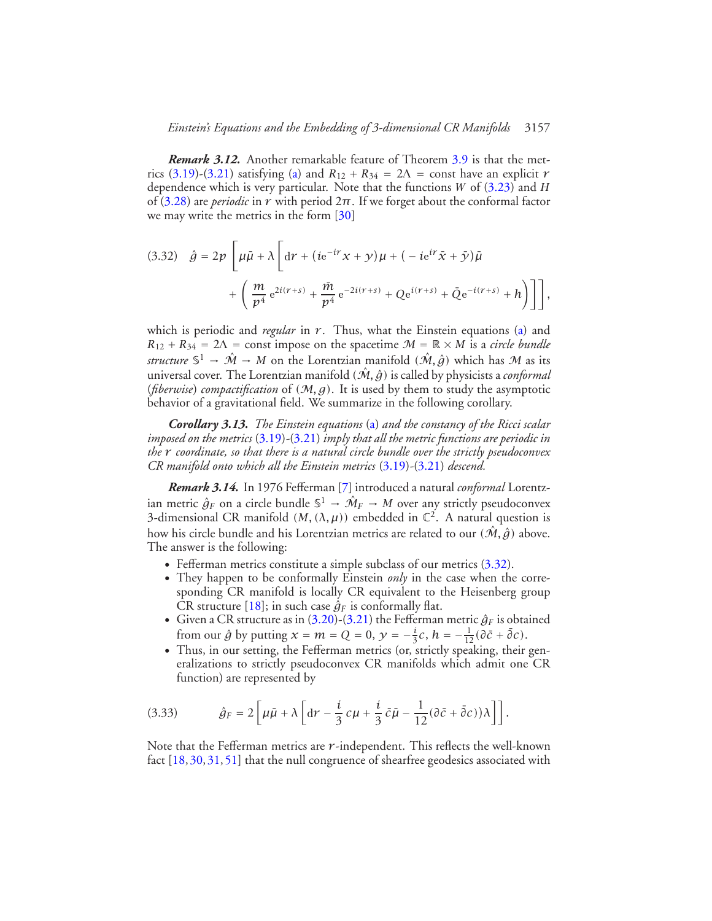***Remark 3.12.*** Another remarkable feature of Theorem 3.9 is that the metrics (3.19)-(3.21) satisfying (a) and $R_{12} + R_{34} = 2\Lambda = \text{const}$ have an explicit $r$ dependence which is very particular. Note that the functions $W$ of (3.23) and $H$ of (3.28) are *periodic* in $r$ with period $2\pi$. If we forget about the conformal factor we may write the metrics in the form [30]

$$
(3.32)\quad \hat{g} = 2p\left[\mu\bar{\mu} + \lambda\left[\mathrm{d}r + (i\mathrm{e}^{-ir}x + y)\mu + (-i\mathrm{e}^{ir}\bar{x} + \bar{y})\bar{\mu} + \left(\frac{m}{p^4}\,\mathrm{e}^{2i(r+s)} + \frac{\bar{m}}{p^4}\,\mathrm{e}^{-2i(r+s)} + Q\mathrm{e}^{i(r+s)} + \bar{Q}\mathrm{e}^{-i(r+s)} + h\right)\right]\right],
$$

which is periodic and *regular* in $r$. Thus, what the Einstein equations (a) and $R_{12} + R_{34} = 2\Lambda = \text{const}$ impose on the spacetime $\mathcal{M} = \mathbb{R} \times M$ is a *circle bundle structure* $\mathbb{S}^1 \to \hat{\mathcal{M}} \to M$ on the Lorentzian manifold $(\hat{\mathcal{M}}, \hat{g})$ which has $\mathcal{M}$ as its universal cover. The Lorentzian manifold $(\hat{\mathcal{M}}, \hat{g})$ is called by physicists a *conformal* (*fiberwise*) *compactification* of $(\mathcal{M}, g)$. It is used by them to study the asymptotic behavior of a gravitational field. We summarize in the following corollary.

***Corollary 3.13.*** *The Einstein equations* (a) *and the constancy of the Ricci scalar imposed on the metrics* (3.19)-(3.21) *imply that all the metric functions are periodic in the $r$ coordinate, so that there is a natural circle bundle over the strictly pseudoconvex CR manifold onto which all the Einstein metrics* (3.19)-(3.21) *descend.*

***Remark 3.14.*** In 1976 Fefferman [7] introduced a natural *conformal* Lorentzian metric $\hat{g}_F$ on a circle bundle $\mathbb{S}^1 \to \hat{\mathcal{M}}_F \to M$ over any strictly pseudoconvex 3-dimensional CR manifold $(M, (\lambda, \mu))$ embedded in $\mathbb{C}^2$. A natural question is how his circle bundle and his Lorentzian metrics are related to our $(\hat{\mathcal{M}}, \hat{g})$ above. The answer is the following:

- Fefferman metrics constitute a simple subclass of our metrics (3.32).
- They happen to be conformally Einstein *only* in the case when the corresponding CR manifold is locally CR equivalent to the Heisenberg group CR structure [18]; in such case $\hat{g}_F$ is conformally flat.
- Given a CR structure as in (3.20)-(3.21) the Fefferman metric $\hat{g}_F$ is obtained from our $\hat{g}$ by putting $x = m = Q = 0$, $y = -\frac{i}{3}c$, $h = -\frac{1}{12}(\partial\bar{c} + \bar{\partial}c)$.
- Thus, in our setting, the Fefferman metrics (or, strictly speaking, their generalizations to strictly pseudoconvex CR manifolds which admit one CR function) are represented by

$$
(3.33)\qquad \hat{g}_F = 2\left[\mu\bar{\mu} + \lambda\left[\mathrm{d}r - \frac{i}{3}\,c\mu + \frac{i}{3}\,\bar{c}\bar{\mu} - \frac{1}{12}(\partial\bar{c} + \bar{\partial}c))\lambda\right]\right].
$$

Note that the Fefferman metrics are $r$-independent. This reflects the well-known fact [18, 30, 31, 51] that the null congruence of shearfree geodesics associated with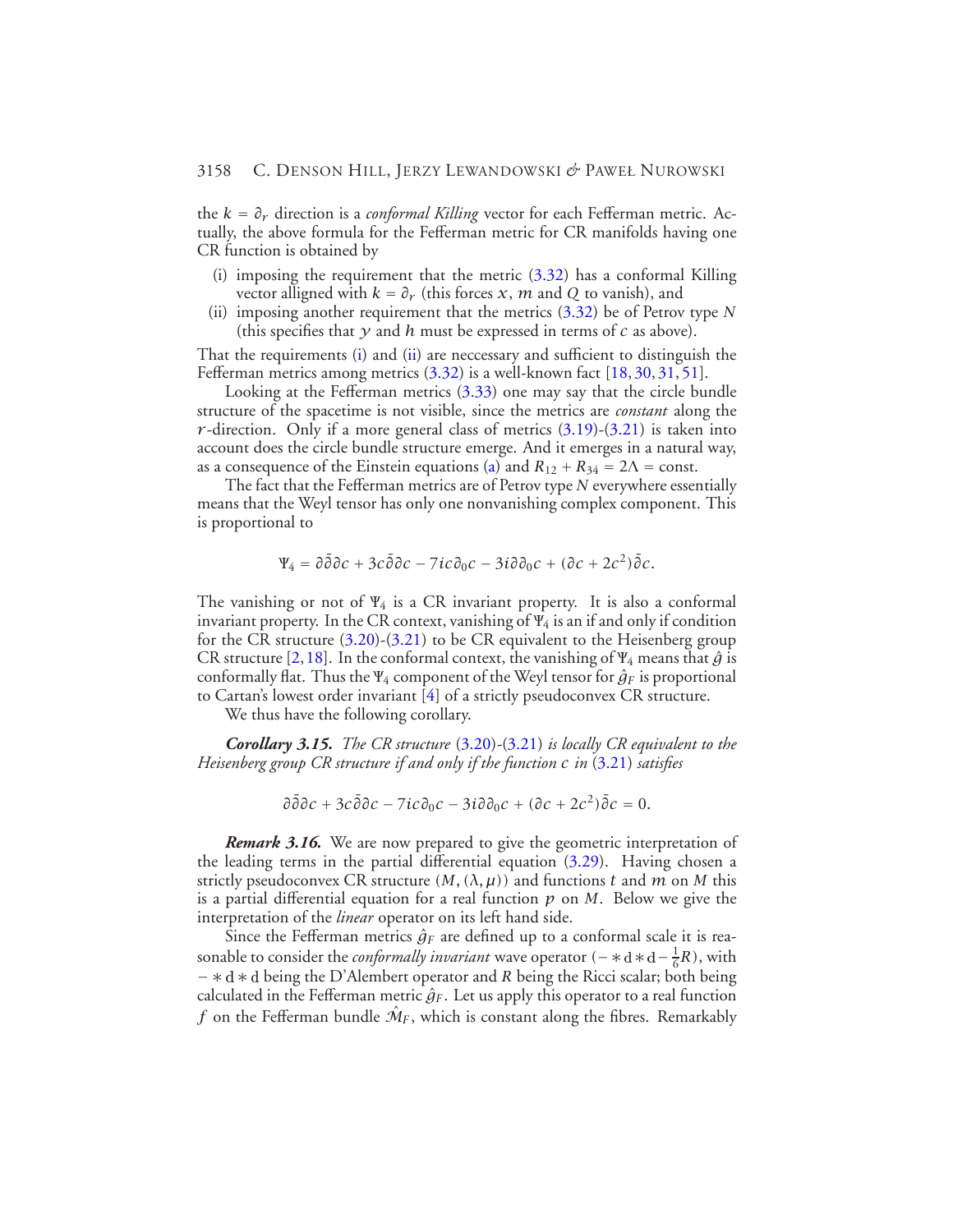the $k = \partial_r$ direction is a *conformal Killing* vector for each Fefferman metric. Actually, the above formula for the Fefferman metric for CR manifolds having one CR function is obtained by

(i) imposing the requirement that the metric (3.32) has a conformal Killing vector alligned with $k = \partial_r$ (this forces $x$, $m$ and $Q$ to vanish), and

(ii) imposing another requirement that the metrics (3.32) be of Petrov type $N$ (this specifies that $y$ and $h$ must be expressed in terms of $c$ as above).

That the requirements (i) and (ii) are neccessary and sufficient to distinguish the Fefferman metrics among metrics (3.32) is a well-known fact [18, 30, 31, 51].

Looking at the Fefferman metrics (3.33) one may say that the circle bundle structure of the spacetime is not visible, since the metrics are *constant* along the $r$-direction. Only if a more general class of metrics (3.19)-(3.21) is taken into account does the circle bundle structure emerge. And it emerges in a natural way, as a consequence of the Einstein equations (a) and $R_{12} + R_{34} = 2\Lambda = \text{const}$.

The fact that the Fefferman metrics are of Petrov type $N$ everywhere essentially means that the Weyl tensor has only one nonvanishing complex component. This is proportional to

$$\Psi_4 = \partial\bar{\partial}\partial c + 3c\bar{\partial}\partial c - 7ic\partial_0 c - 3i\partial\partial_0 c + (\partial c + 2c^2)\bar{\partial}c.$$

The vanishing or not of $\Psi_4$ is a CR invariant property. It is also a conformal invariant property. In the CR context, vanishing of $\Psi_4$ is an if and only if condition for the CR structure (3.20)-(3.21) to be CR equivalent to the Heisenberg group CR structure [2, 18]. In the conformal context, the vanishing of $\Psi_4$ means that $\hat{g}$ is conformally flat. Thus the $\Psi_4$ component of the Weyl tensor for $\hat{g}_F$ is proportional to Cartan's lowest order invariant [4] of a strictly pseudoconvex CR structure.

We thus have the following corollary.

***Corollary 3.15.*** *The CR structure* (3.20)-(3.21) *is locally CR equivalent to the Heisenberg group CR structure if and only if the function $c$ in* (3.21) *satisfies*

$$\partial\bar{\partial}\partial c + 3c\bar{\partial}\partial c - 7ic\partial_0 c - 3i\partial\partial_0 c + (\partial c + 2c^2)\bar{\partial}c = 0.$$

***Remark 3.16.*** We are now prepared to give the geometric interpretation of the leading terms in the partial differential equation (3.29). Having chosen a strictly pseudoconvex CR structure $(M, (\lambda, \mu))$ and functions $t$ and $m$ on $M$ this is a partial differential equation for a real function $p$ on $M$. Below we give the interpretation of the *linear* operator on its left hand side.

Since the Fefferman metrics $\hat{g}_F$ are defined up to a conformal scale it is reasonable to consider the *conformally invariant* wave operator $(-*\mathrm{d}*\mathrm{d} - \frac{1}{6}R)$, with $-*\mathrm{d}*\mathrm{d}$ being the D'Alembert operator and $R$ being the Ricci scalar; both being calculated in the Fefferman metric $\hat{g}_F$. Let us apply this operator to a real function $f$ on the Fefferman bundle $\hat{\mathcal{M}}_F$, which is constant along the fibres. Remarkably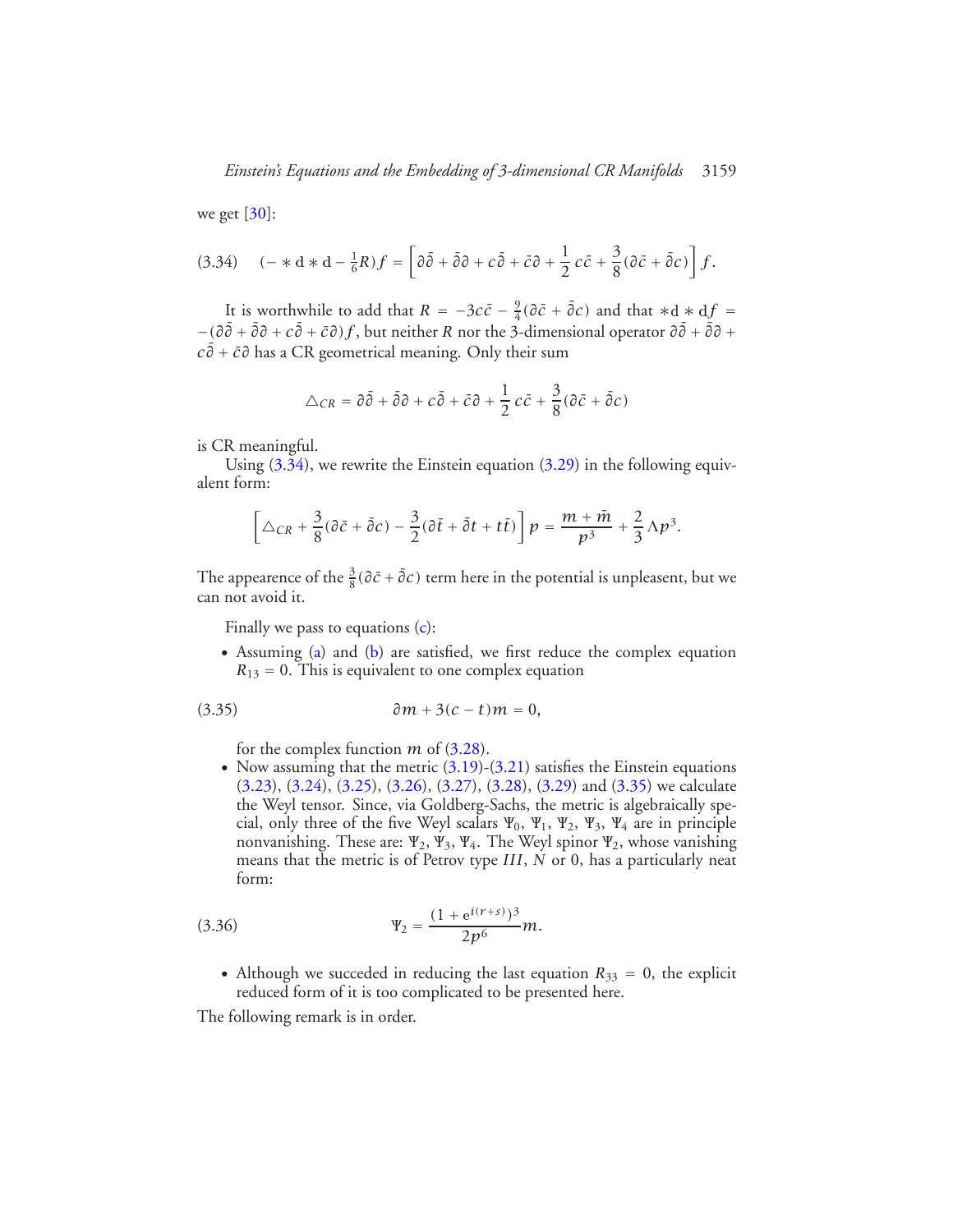we get [30]:

$$(3.34)\qquad (-*\mathrm{d}*\mathrm{d}-\tfrac{1}{6}R)f=\Big[\partial\bar\partial+\bar\partial\partial+c\bar\partial+\bar c\partial+\frac{1}{2}\,c\bar c+\frac{3}{8}(\partial\bar c+\bar\partial c)\Big]f.$$

It is worthwhile to add that $R=-3c\bar c-\frac{9}{4}(\partial\bar c+\bar\partial c)$ and that $*\mathrm{d}*\mathrm{d}f=-(\partial\bar\partial+\bar\partial\partial+c\bar\partial+\bar c\partial)f$, but neither $R$ nor the 3-dimensional operator $\partial\bar\partial+\bar\partial\partial+c\bar\partial+\bar c\partial$ has a CR geometrical meaning. Only their sum

$$\triangle_{CR}=\partial\bar\partial+\bar\partial\partial+c\bar\partial+\bar c\partial+\frac{1}{2}\,c\bar c+\frac{3}{8}(\partial\bar c+\bar\partial c)$$

is CR meaningful.

Using (3.34), we rewrite the Einstein equation (3.29) in the following equivalent form:

$$\Big[\triangle_{CR}+\frac{3}{8}(\partial\bar c+\bar\partial c)-\frac{3}{2}(\partial\bar t+\bar\partial t+t\bar t)\Big]p=\frac{m+\bar m}{p^3}+\frac{2}{3}\Lambda p^3.$$

The appearence of the $\frac{3}{8}(\partial\bar c+\bar\partial c)$ term here in the potential is unpleasent, but we can not avoid it.

Finally we pass to equations (c):

- Assuming (a) and (b) are satisfied, we first reduce the complex equation $R_{13}=0$. This is equivalent to one complex equation

$$(3.35)\qquad \partial m+3(c-t)m=0,$$

  for the complex function $m$ of (3.28).
- Now assuming that the metric (3.19)-(3.21) satisfies the Einstein equations (3.23), (3.24), (3.25), (3.26), (3.27), (3.28), (3.29) and (3.35) we calculate the Weyl tensor. Since, via Goldberg-Sachs, the metric is algebraically special, only three of the five Weyl scalars $\Psi_0$, $\Psi_1$, $\Psi_2$, $\Psi_3$, $\Psi_4$ are in principle nonvanishing. These are: $\Psi_2$, $\Psi_3$, $\Psi_4$. The Weyl spinor $\Psi_2$, whose vanishing means that the metric is of Petrov type $III$, $N$ or 0, has a particularly neat form:

$$(3.36)\qquad \Psi_2=\frac{(1+\mathrm{e}^{i(r+s)})^3}{2p^6}m.$$

- Although we succeded in reducing the last equation $R_{33}=0$, the explicit reduced form of it is too complicated to be presented here.

The following remark is in order.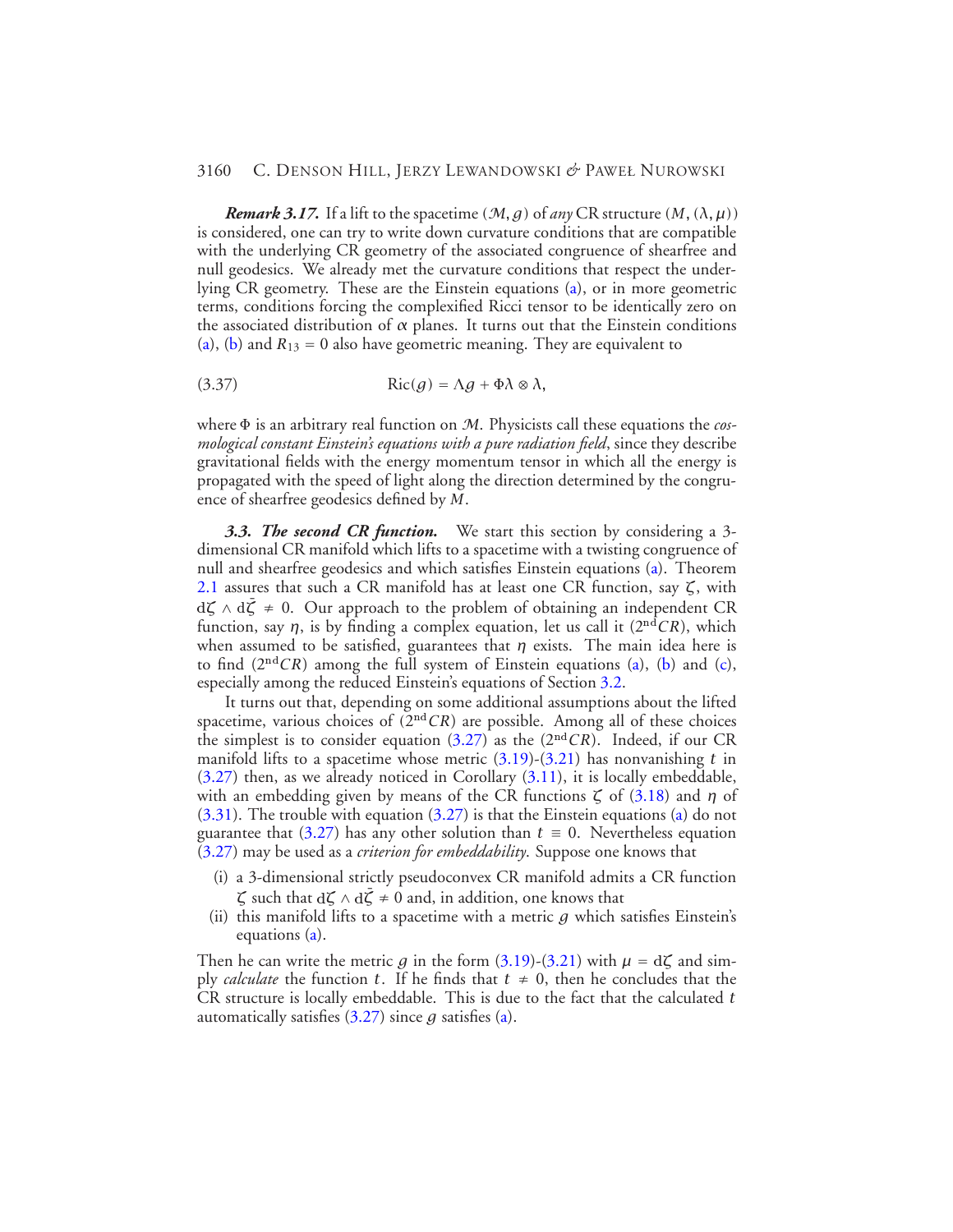***Remark 3.17.*** If a lift to the spacetime $(\mathcal{M}, g)$ of *any* CR structure $(M, (\lambda, \mu))$ is considered, one can try to write down curvature conditions that are compatible with the underlying CR geometry of the associated congruence of shearfree and null geodesics. We already met the curvature conditions that respect the underlying CR geometry. These are the Einstein equations (a), or in more geometric terms, conditions forcing the complexified Ricci tensor to be identically zero on the associated distribution of $\alpha$ planes. It turns out that the Einstein conditions (a), (b) and $R_{13} = 0$ also have geometric meaning. They are equivalent to

$$\mathrm{Ric}(g) = \Lambda g + \Phi \lambda \otimes \lambda, \tag{3.37}$$

where $\Phi$ is an arbitrary real function on $\mathcal{M}$. Physicists call these equations the *cosmological constant Einstein's equations with a pure radiation field*, since they describe gravitational fields with the energy momentum tensor in which all the energy is propagated with the speed of light along the direction determined by the congruence of shearfree geodesics defined by $M$.

***3.3. The second CR function.*** We start this section by considering a 3-dimensional CR manifold which lifts to a spacetime with a twisting congruence of null and shearfree geodesics and which satisfies Einstein equations (a). Theorem 2.1 assures that such a CR manifold has at least one CR function, say $\zeta$, with $\mathrm{d}\zeta \wedge \mathrm{d}\bar{\zeta} \neq 0$. Our approach to the problem of obtaining an independent CR function, say $\eta$, is by finding a complex equation, let us call it $(2^{\mathrm{nd}}CR)$, which when assumed to be satisfied, guarantees that $\eta$ exists. The main idea here is to find $(2^{\mathrm{nd}}CR)$ among the full system of Einstein equations (a), (b) and (c), especially among the reduced Einstein's equations of Section 3.2.

It turns out that, depending on some additional assumptions about the lifted spacetime, various choices of $(2^{\mathrm{nd}}CR)$ are possible. Among all of these choices the simplest is to consider equation (3.27) as the $(2^{\mathrm{nd}}CR)$. Indeed, if our CR manifold lifts to a spacetime whose metric (3.19)-(3.21) has nonvanishing $t$ in (3.27) then, as we already noticed in Corollary (3.11), it is locally embeddable, with an embedding given by means of the CR functions $\zeta$ of (3.18) and $\eta$ of (3.31). The trouble with equation (3.27) is that the Einstein equations (a) do not guarantee that (3.27) has any other solution than $t \equiv 0$. Nevertheless equation (3.27) may be used as a *criterion for embeddability*. Suppose one knows that

(i) a 3-dimensional strictly pseudoconvex CR manifold admits a CR function $\zeta$ such that $\mathrm{d}\zeta \wedge \mathrm{d}\bar{\zeta} \neq 0$ and, in addition, one knows that

(ii) this manifold lifts to a spacetime with a metric $g$ which satisfies Einstein's equations (a).

Then he can write the metric $g$ in the form (3.19)-(3.21) with $\mu = \mathrm{d}\zeta$ and simply *calculate* the function $t$. If he finds that $t \neq 0$, then he concludes that the CR structure is locally embeddable. This is due to the fact that the calculated $t$ automatically satisfies (3.27) since $g$ satisfies (a).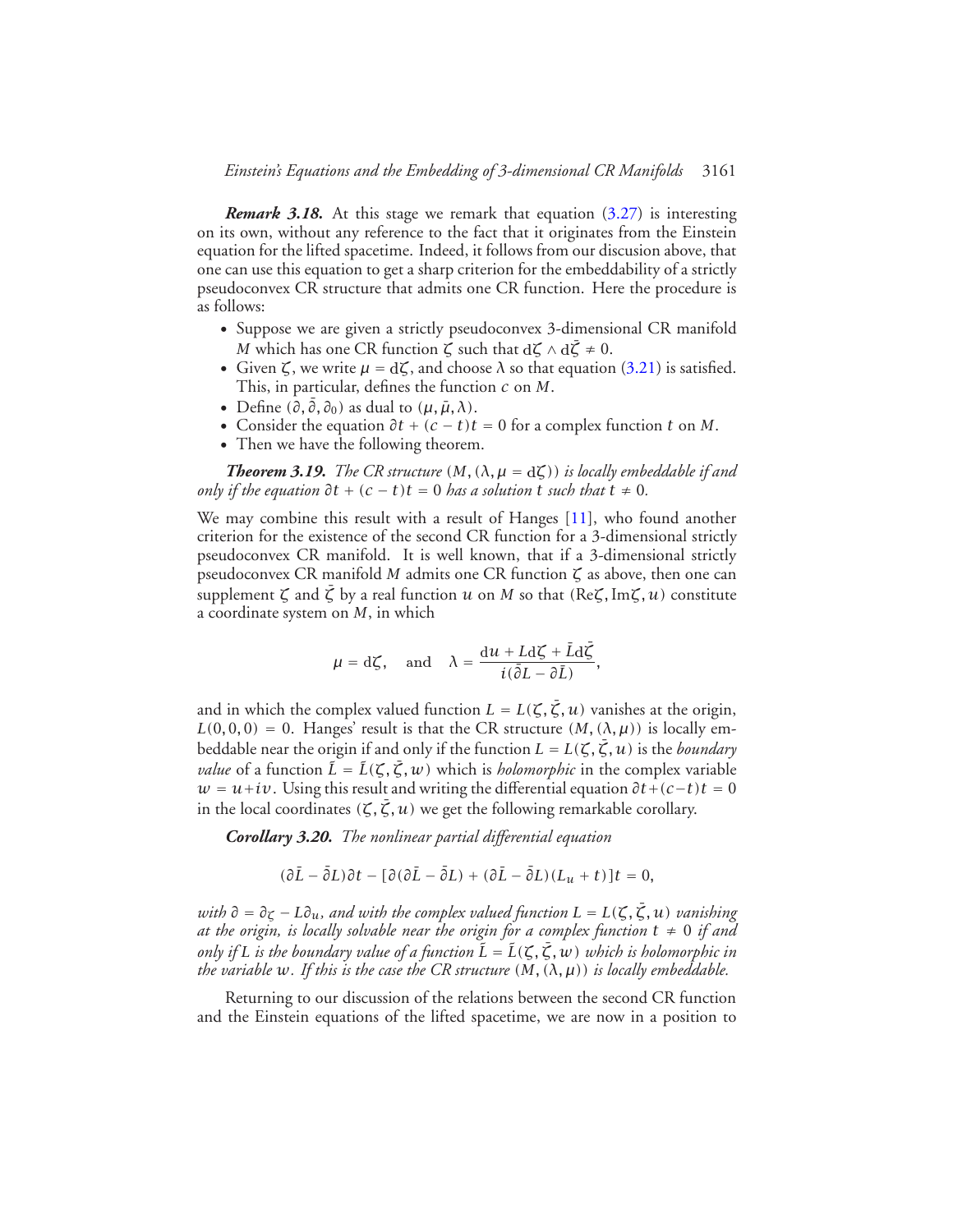***Remark 3.18.*** At this stage we remark that equation (3.27) is interesting on its own, without any reference to the fact that it originates from the Einstein equation for the lifted spacetime. Indeed, it follows from our discusion above, that one can use this equation to get a sharp criterion for the embeddability of a strictly pseudoconvex CR structure that admits one CR function. Here the procedure is as follows:

- Suppose we are given a strictly pseudoconvex 3-dimensional CR manifold $M$ which has one CR function $\zeta$ such that $\mathrm{d}\zeta \wedge \mathrm{d}\bar{\zeta} \neq 0$.
- Given $\zeta$, we write $\mu = \mathrm{d}\zeta$, and choose $\lambda$ so that equation (3.21) is satisfied. This, in particular, defines the function $c$ on $M$.
- Define $(\partial, \bar{\partial}, \partial_0)$ as dual to $(\mu, \bar{\mu}, \lambda)$.
- Consider the equation $\partial t + (c - t)t = 0$ for a complex function $t$ on $M$.
- Then we have the following theorem.

***Theorem 3.19.*** *The CR structure $(M, (\lambda, \mu = \mathrm{d}\zeta))$ is locally embeddable if and only if the equation $\partial t + (c - t)t = 0$ has a solution $t$ such that $t \neq 0$.*

We may combine this result with a result of Hanges [11], who found another criterion for the existence of the second CR function for a 3-dimensional strictly pseudoconvex CR manifold. It is well known, that if a 3-dimensional strictly pseudoconvex CR manifold $M$ admits one CR function $\zeta$ as above, then one can supplement $\zeta$ and $\bar{\zeta}$ by a real function $u$ on $M$ so that $(\mathrm{Re}\zeta, \mathrm{Im}\zeta, u)$ constitute a coordinate system on $M$, in which

$$\mu = \mathrm{d}\zeta, \quad \text{and} \quad \lambda = \frac{\mathrm{d}u + L\mathrm{d}\zeta + \bar{L}\mathrm{d}\bar{\zeta}}{i(\bar{\partial}L - \partial\bar{L})},$$

and in which the complex valued function $L = L(\zeta, \bar{\zeta}, u)$ vanishes at the origin, $L(0, 0, 0) = 0$. Hanges' result is that the CR structure $(M, (\lambda, \mu))$ is locally embeddable near the origin if and only if the function $L = L(\zeta, \bar{\zeta}, u)$ is the *boundary value* of a function $\tilde{L} = \tilde{L}(\zeta, \bar{\zeta}, w)$ which is *holomorphic* in the complex variable $w = u + iv$. Using this result and writing the differential equation $\partial t + (c - t)t = 0$ in the local coordinates $(\zeta, \bar{\zeta}, u)$ we get the following remarkable corollary.

***Corollary 3.20.*** *The nonlinear partial differential equation*

$$(\partial\bar{L} - \bar{\partial}L)\partial t - [\partial(\partial\bar{L} - \bar{\partial}L) + (\partial\bar{L} - \bar{\partial}L)(L_u + t)]t = 0,$$

*with $\partial = \partial_\zeta - L\partial_u$, and with the complex valued function $L = L(\zeta, \bar{\zeta}, u)$ vanishing at the origin, is locally solvable near the origin for a complex function $t \neq 0$ if and only if $L$ is the boundary value of a function $\tilde{L} = \tilde{L}(\zeta, \bar{\zeta}, w)$ which is holomorphic in the variable $w$. If this is the case the CR structure $(M, (\lambda, \mu))$ is locally embeddable.*

Returning to our discussion of the relations between the second CR function and the Einstein equations of the lifted spacetime, we are now in a position to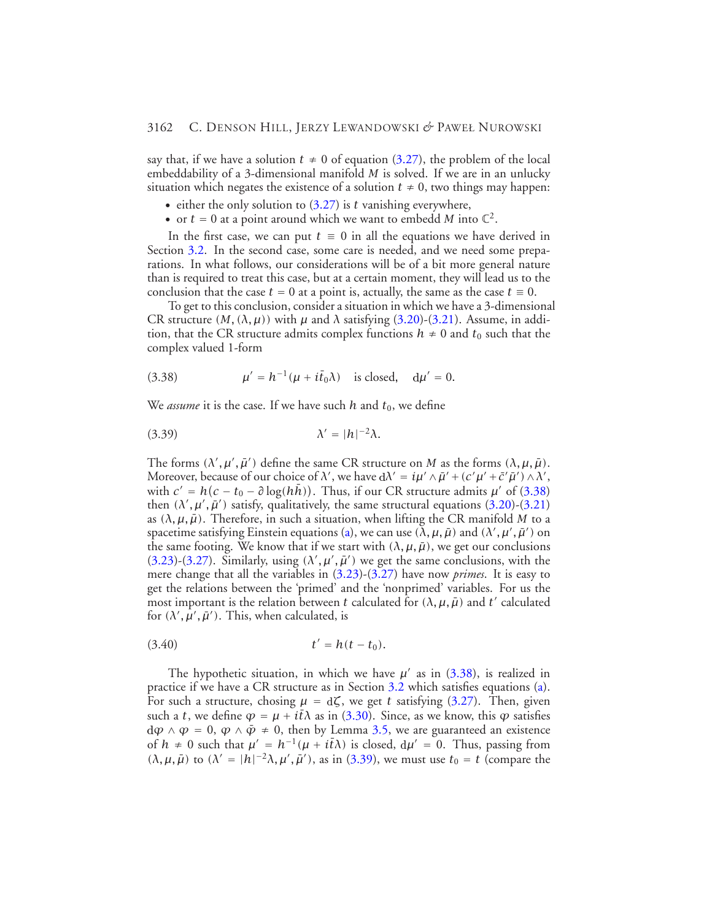say that, if we have a solution $t \neq 0$ of equation (3.27), the problem of the local embeddability of a 3-dimensional manifold $M$ is solved. If we are in an unlucky situation which negates the existence of a solution $t \neq 0$, two things may happen:

- either the only solution to (3.27) is $t$ vanishing everywhere,
- or $t = 0$ at a point around which we want to embedd $M$ into $\mathbb{C}^2$.

In the first case, we can put $t \equiv 0$ in all the equations we have derived in Section 3.2. In the second case, some care is needed, and we need some preparations. In what follows, our considerations will be of a bit more general nature than is required to treat this case, but at a certain moment, they will lead us to the conclusion that the case $t = 0$ at a point is, actually, the same as the case $t \equiv 0$.

To get to this conclusion, consider a situation in which we have a 3-dimensional CR structure $(M, (\lambda, \mu))$ with $\mu$ and $\lambda$ satisfying (3.20)-(3.21). Assume, in addition, that the CR structure admits complex functions $h \neq 0$ and $t_0$ such that the complex valued 1-form

$$\mu' = h^{-1}(\mu + i\bar{t}_0\lambda) \quad \text{is closed,} \quad \mathrm{d}\mu' = 0. \tag{3.38}$$

We *assume* it is the case. If we have such $h$ and $t_0$, we define

$$\lambda' = |h|^{-2}\lambda. \tag{3.39}$$

The forms $(\lambda', \mu', \bar{\mu}')$ define the same CR structure on $M$ as the forms $(\lambda, \mu, \bar{\mu})$. Moreover, because of our choice of $\lambda'$, we have $\mathrm{d}\lambda' = i\mu' \wedge \bar{\mu}' + (c'\mu' + \bar{c}'\bar{\mu}') \wedge \lambda'$, with $c' = h(c - t_0 - \partial \log(h\bar{h}))$. Thus, if our CR structure admits $\mu'$ of (3.38) then $(\lambda', \mu', \bar{\mu}')$ satisfy, qualitatively, the same structural equations (3.20)-(3.21) as $(\lambda, \mu, \bar{\mu})$. Therefore, in such a situation, when lifting the CR manifold $M$ to a spacetime satisfying Einstein equations (a), we can use $(\lambda, \mu, \bar{\mu})$ and $(\lambda', \mu', \bar{\mu}')$ on the same footing. We know that if we start with $(\lambda, \mu, \bar{\mu})$, we get our conclusions (3.23)-(3.27). Similarly, using $(\lambda', \mu', \bar{\mu}')$ we get the same conclusions, with the mere change that all the variables in (3.23)-(3.27) have now *primes*. It is easy to get the relations between the 'primed' and the 'nonprimed' variables. For us the most important is the relation between $t$ calculated for $(\lambda, \mu, \bar{\mu})$ and $t'$ calculated for $(\lambda', \mu', \bar{\mu}')$. This, when calculated, is

$$t' = h(t - t_0). \tag{3.40}$$

The hypothetic situation, in which we have $\mu'$ as in (3.38), is realized in practice if we have a CR structure as in Section 3.2 which satisfies equations (a). For such a structure, chosing $\mu = \mathrm{d}\zeta$, we get $t$ satisfying (3.27). Then, given such a $t$, we define $\varphi = \mu + i\bar{t}\lambda$ as in (3.30). Since, as we know, this $\varphi$ satisfies $\mathrm{d}\varphi \wedge \varphi = 0$, $\varphi \wedge \bar{\varphi} \neq 0$, then by Lemma 3.5, we are guaranteed an existence of $h \neq 0$ such that $\mu' = h^{-1}(\mu + i\bar{t}\lambda)$ is closed, $\mathrm{d}\mu' = 0$. Thus, passing from $(\lambda, \mu, \bar{\mu})$ to $(\lambda' = |h|^{-2}\lambda, \mu', \bar{\mu}')$, as in (3.39), we must use $t_0 = t$ (compare the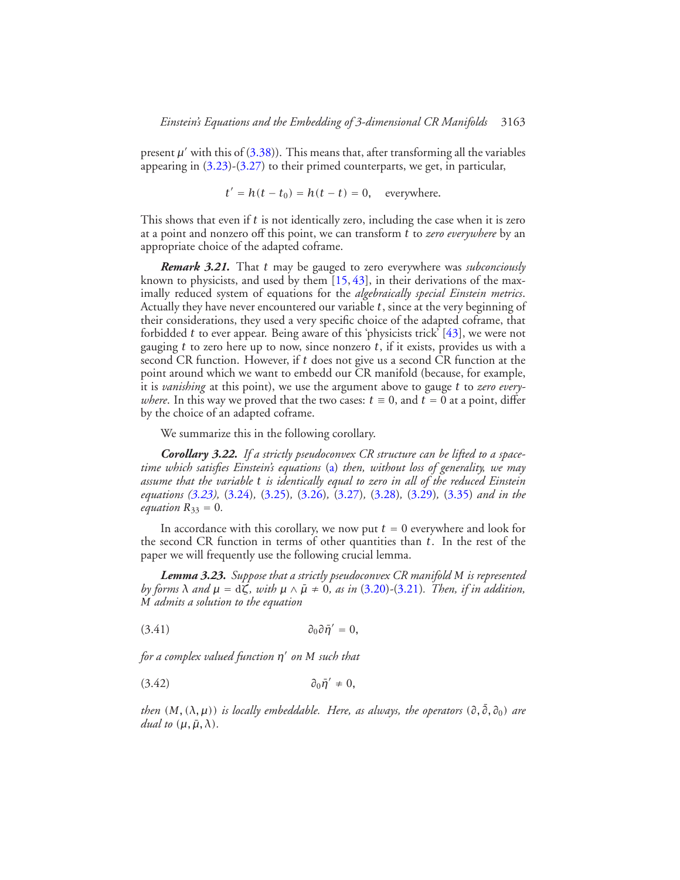present $\mu'$ with this of (3.38)). This means that, after transforming all the variables appearing in (3.23)-(3.27) to their primed counterparts, we get, in particular,

$$t' = h(t - t_0) = h(t - t) = 0, \quad \text{everywhere.}$$

This shows that even if $t$ is not identically zero, including the case when it is zero at a point and nonzero off this point, we can transform $t$ to *zero everywhere* by an appropriate choice of the adapted coframe.

***Remark 3.21.*** That $t$ may be gauged to zero everywhere was *subconciously* known to physicists, and used by them [15, 43], in their derivations of the maximally reduced system of equations for the *algebraically special Einstein metrics*. Actually they have never encountered our variable $t$, since at the very beginning of their considerations, they used a very specific choice of the adapted coframe, that forbidded $t$ to ever appear. Being aware of this 'physicists trick' [43], we were not gauging $t$ to zero here up to now, since nonzero $t$, if it exists, provides us with a second CR function. However, if $t$ does not give us a second CR function at the point around which we want to embedd our CR manifold (because, for example, it is *vanishing* at this point), we use the argument above to gauge $t$ to *zero everywhere*. In this way we proved that the two cases: $t \equiv 0$, and $t = 0$ at a point, differ by the choice of an adapted coframe.

We summarize this in the following corollary.

***Corollary 3.22.*** *If a strictly pseudoconvex CR structure can be lifted to a spacetime which satisfies Einstein's equations* (a) *then, without loss of generality, we may assume that the variable $t$ is identically equal to zero in all of the reduced Einstein equations (3.23),* (3.24)*,* (3.25)*,* (3.26)*,* (3.27)*,* (3.28)*,* (3.29)*,* (3.35) *and in the equation $R_{33} = 0$.*

In accordance with this corollary, we now put $t = 0$ everywhere and look for the second CR function in terms of other quantities than $t$. In the rest of the paper we will frequently use the following crucial lemma.

***Lemma 3.23.*** *Suppose that a strictly pseudoconvex CR manifold $M$ is represented by forms $\lambda$ and $\mu = \mathrm{d}\zeta$, with $\mu \wedge \bar{\mu} \neq 0$, as in* (3.20)-(3.21)*. Then, if in addition, $M$ admits a solution to the equation*

$$\partial_0 \partial \bar{\eta}' = 0, \tag{3.41}$$

*for a complex valued function $\eta'$ on $M$ such that*

$$\partial_0 \bar{\eta}' \neq 0, \tag{3.42}$$

*then $(M, (\lambda, \mu))$ is locally embeddable. Here, as always, the operators $(\partial, \bar{\partial}, \partial_0)$ are dual to $(\mu, \bar{\mu}, \lambda)$.*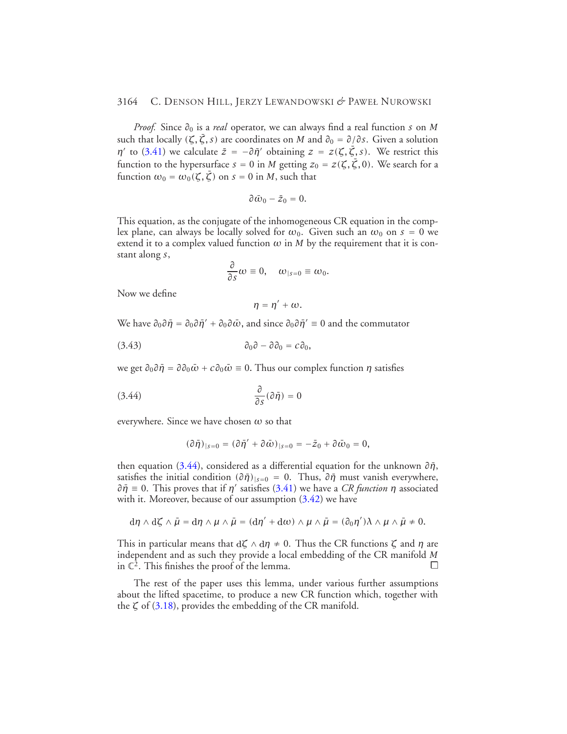*Proof.* Since $\partial_0$ is a *real* operator, we can always find a real function $s$ on $M$ such that locally $(\zeta, \bar{\zeta}, s)$ are coordinates on $M$ and $\partial_0 = \partial/\partial s$. Given a solution $\eta'$ to (3.41) we calculate $\bar{z} = -\partial\bar{\eta}'$ obtaining $z = z(\zeta, \bar{\zeta}, s)$. We restrict this function to the hypersurface $s = 0$ in $M$ getting $z_0 = z(\zeta, \bar{\zeta}, 0)$. We search for a function $\omega_0 = \omega_0(\zeta, \bar{\zeta})$ on $s = 0$ in $M$, such that

$$\partial\bar{\omega}_0 - \bar{z}_0 = 0.$$

This equation, as the conjugate of the inhomogeneous CR equation in the complex plane, can always be locally solved for $\omega_0$. Given such an $\omega_0$ on $s = 0$ we extend it to a complex valued function $\omega$ in $M$ by the requirement that it is constant along $s$,

$$\frac{\partial}{\partial s}\omega \equiv 0, \quad \omega_{|s=0} \equiv \omega_0.$$

Now we define

$$\eta = \eta' + \omega.$$

We have $\partial_0\partial\bar{\eta} = \partial_0\partial\bar{\eta}' + \partial_0\partial\bar{\omega}$, and since $\partial_0\partial\bar{\eta}' \equiv 0$ and the commutator

$$\partial_0\partial - \partial\partial_0 = c\partial_0, \tag{3.43}$$

we get $\partial_0\partial\bar{\eta} = \partial\partial_0\bar{\omega} + c\partial_0\bar{\omega} \equiv 0$. Thus our complex function $\eta$ satisfies

$$\frac{\partial}{\partial s}(\partial\bar{\eta}) = 0 \tag{3.44}$$

everywhere. Since we have chosen $\omega$ so that

$$(\partial\bar{\eta})_{|s=0} = (\partial\bar{\eta}' + \partial\bar{\omega})_{|s=0} = -\bar{z}_0 + \partial\bar{\omega}_0 = 0,$$

then equation (3.44), considered as a differential equation for the unknown $\partial\bar{\eta}$, satisfies the initial condition $(\partial\bar{\eta})_{|s=0} = 0$. Thus, $\partial\bar{\eta}$ must vanish everywhere, $\partial\bar{\eta} \equiv 0$. This proves that if $\eta'$ satisfies (3.41) we have a *CR function* $\eta$ associated with it. Moreover, because of our assumption (3.42) we have

$$\mathrm{d}\eta \wedge \mathrm{d}\zeta \wedge \bar{\mu} = \mathrm{d}\eta \wedge \mu \wedge \bar{\mu} = (\mathrm{d}\eta' + \mathrm{d}\omega) \wedge \mu \wedge \bar{\mu} = (\partial_0\eta')\lambda \wedge \mu \wedge \bar{\mu} \neq 0.$$

This in particular means that $\mathrm{d}\zeta \wedge \mathrm{d}\eta \neq 0$. Thus the CR functions $\zeta$ and $\eta$ are independent and as such they provide a local embedding of the CR manifold $M$ in $\mathbb{C}^2$. This finishes the proof of the lemma. □

The rest of the paper uses this lemma, under various further assumptions about the lifted spacetime, to produce a new CR function which, together with the $\zeta$ of (3.18), provides the embedding of the CR manifold.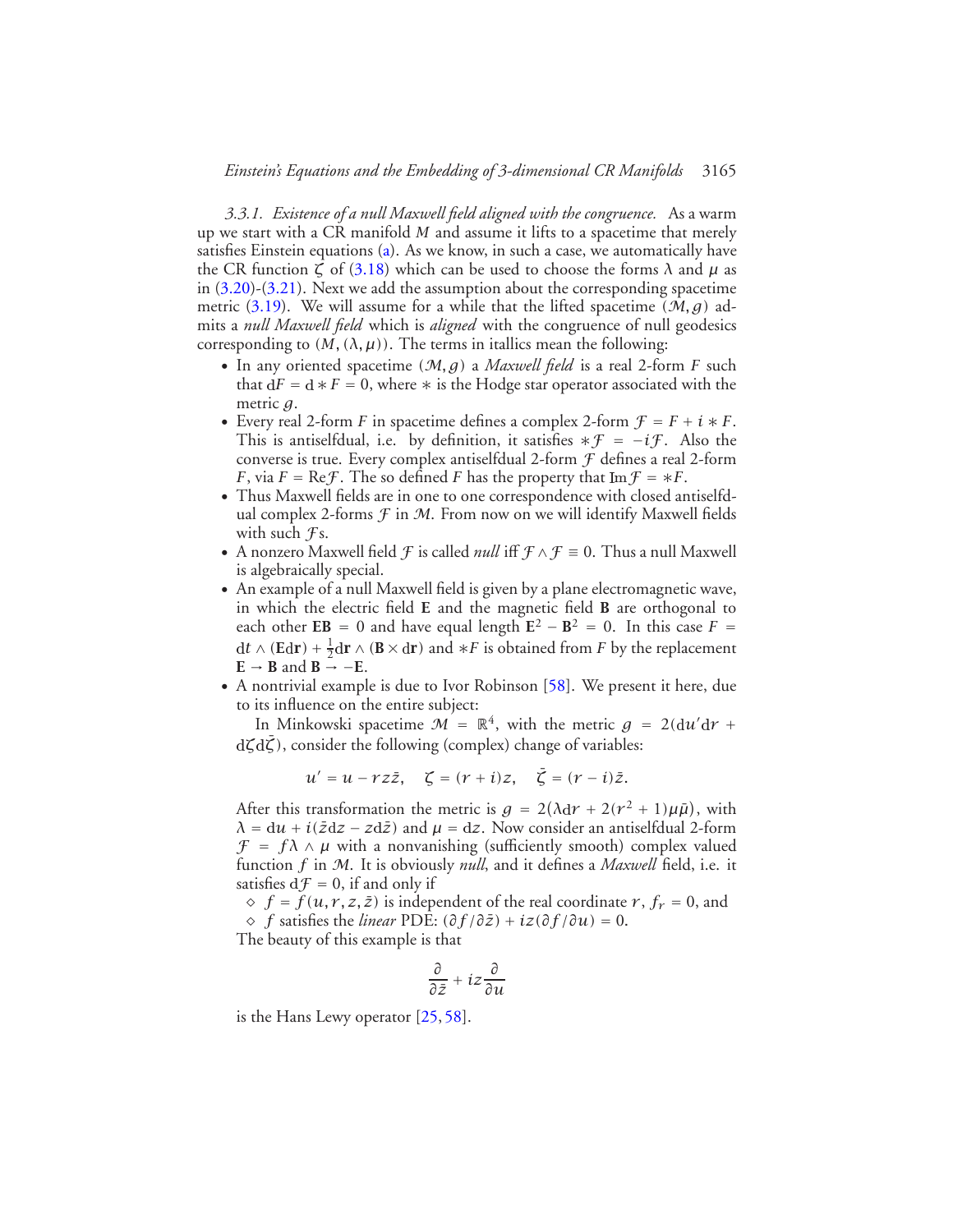*3.3.1. Existence of a null Maxwell field aligned with the congruence.* As a warm up we start with a CR manifold $M$ and assume it lifts to a spacetime that merely satisfies Einstein equations (a). As we know, in such a case, we automatically have the CR function $\zeta$ of (3.18) which can be used to choose the forms $\lambda$ and $\mu$ as in (3.20)-(3.21). Next we add the assumption about the corresponding spacetime metric (3.19). We will assume for a while that the lifted spacetime $(\mathcal{M}, g)$ admits a *null Maxwell field* which is *aligned* with the congruence of null geodesics corresponding to $(M, (\lambda, \mu))$. The terms in itallics mean the following:

- In any oriented spacetime $(\mathcal{M}, g)$ a *Maxwell field* is a real 2-form $F$ such that $\mathrm{d}F = \mathrm{d} * F = 0$, where $*$ is the Hodge star operator associated with the metric $g$.
- Every real 2-form $F$ in spacetime defines a complex 2-form $\mathcal{F} = F + i * F$. This is antiselfdual, i.e. by definition, it satisfies $*\mathcal{F} = -i\mathcal{F}$. Also the converse is true. Every complex antiselfdual 2-form $\mathcal{F}$ defines a real 2-form $F$, via $F = \mathrm{Re}\mathcal{F}$. The so defined $F$ has the property that $\mathrm{Im}\mathcal{F} = *F$.
- Thus Maxwell fields are in one to one correspondence with closed antiselfdual complex 2-forms $\mathcal{F}$ in $\mathcal{M}$. From now on we will identify Maxwell fields with such $\mathcal{F}$s.
- A nonzero Maxwell field $\mathcal{F}$ is called *null* iff $\mathcal{F} \wedge \mathcal{F} \equiv 0$. Thus a null Maxwell is algebraically special.
- An example of a null Maxwell field is given by a plane electromagnetic wave, in which the electric field $\mathbf{E}$ and the magnetic field $\mathbf{B}$ are orthogonal to each other $\mathbf{EB} = 0$ and have equal length $\mathbf{E}^2 - \mathbf{B}^2 = 0$. In this case $F = \mathrm{d}t \wedge (\mathbf{E}\mathrm{d}\mathbf{r}) + \frac{1}{2}\mathrm{d}\mathbf{r} \wedge (\mathbf{B} \times \mathrm{d}\mathbf{r})$ and $*F$ is obtained from $F$ by the replacement $\mathbf{E} \to \mathbf{B}$ and $\mathbf{B} \to -\mathbf{E}$.
- A nontrivial example is due to Ivor Robinson [58]. We present it here, due to its influence on the entire subject:

  In Minkowski spacetime $\mathcal{M} = \mathbb{R}^4$, with the metric $g = 2(\mathrm{d}u'\mathrm{d}r + \mathrm{d}\zeta\mathrm{d}\bar{\zeta})$, consider the following (complex) change of variables:

  $$u' = u - rz\bar{z}, \quad \zeta = (r + i)z, \quad \bar{\zeta} = (r - i)\bar{z}.$$

  After this transformation the metric is $g = 2(\lambda\mathrm{d}r + 2(r^2 + 1)\mu\bar{\mu})$, with $\lambda = \mathrm{d}u + i(\bar{z}\mathrm{d}z - z\mathrm{d}\bar{z})$ and $\mu = \mathrm{d}z$. Now consider an antiselfdual 2-form $\mathcal{F} = f\lambda \wedge \mu$ with a nonvanishing (sufficiently smooth) complex valued function $f$ in $\mathcal{M}$. It is obviously *null*, and it defines a *Maxwell* field, i.e. it satisfies $\mathrm{d}\mathcal{F} = 0$, if and only if

  - ◇ $f = f(u, r, z, \bar{z})$ is independent of the real coordinate $r$, $f_r = 0$, and
  - ◇ $f$ satisfies the *linear* PDE: $(\partial f/\partial\bar{z}) + iz(\partial f/\partial u) = 0$.

  The beauty of this example is that

  $$\frac{\partial}{\partial\bar{z}} + iz\frac{\partial}{\partial u}$$

  is the Hans Lewy operator [25, 58].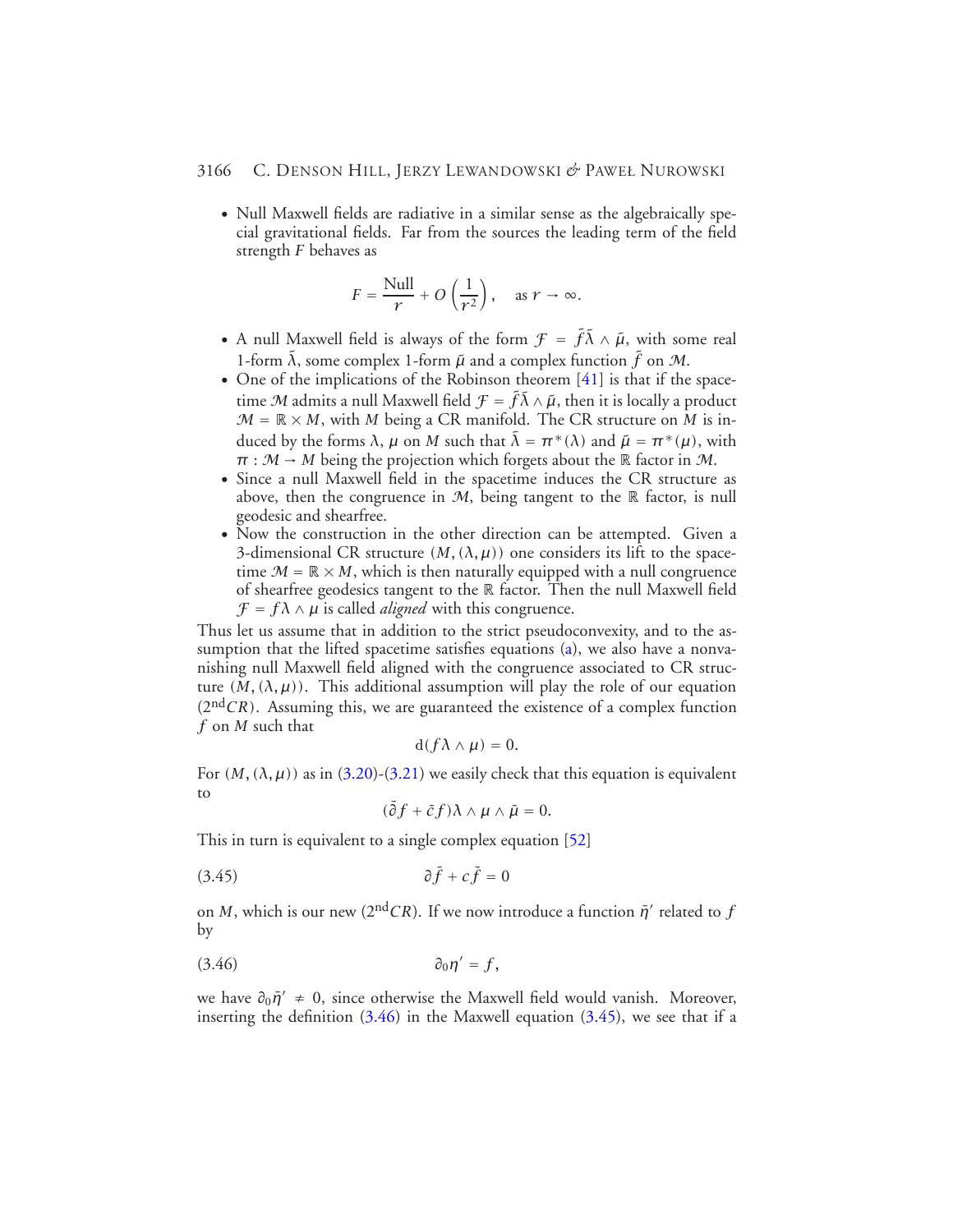- Null Maxwell fields are radiative in a similar sense as the algebraically special gravitational fields. Far from the sources the leading term of the field strength $F$ behaves as

$$F = \frac{\text{Null}}{r} + O\left(\frac{1}{r^2}\right), \quad \text{as } r \to \infty.$$

- A null Maxwell field is always of the form $\mathcal{F} = \tilde{f}\tilde{\lambda} \wedge \tilde{\mu}$, with some real 1-form $\tilde{\lambda}$, some complex 1-form $\tilde{\mu}$ and a complex function $\tilde{f}$ on $\mathcal{M}$.
- One of the implications of the Robinson theorem [41] is that if the spacetime $\mathcal{M}$ admits a null Maxwell field $\mathcal{F} = \tilde{f}\tilde{\lambda} \wedge \tilde{\mu}$, then it is locally a product $\mathcal{M} = \mathbb{R} \times M$, with $M$ being a CR manifold. The CR structure on $M$ is induced by the forms $\lambda$, $\mu$ on $M$ such that $\tilde{\lambda} = \pi^*(\lambda)$ and $\tilde{\mu} = \pi^*(\mu)$, with $\pi : \mathcal{M} \to M$ being the projection which forgets about the $\mathbb{R}$ factor in $\mathcal{M}$.
- Since a null Maxwell field in the spacetime induces the CR structure as above, then the congruence in $\mathcal{M}$, being tangent to the $\mathbb{R}$ factor, is null geodesic and shearfree.
- Now the construction in the other direction can be attempted. Given a 3-dimensional CR structure $(M, (\lambda, \mu))$ one considers its lift to the spacetime $\mathcal{M} = \mathbb{R} \times M$, which is then naturally equipped with a null congruence of shearfree geodesics tangent to the $\mathbb{R}$ factor. Then the null Maxwell field $\mathcal{F} = f\lambda \wedge \mu$ is called *aligned* with this congruence.

Thus let us assume that in addition to the strict pseudoconvexity, and to the assumption that the lifted spacetime satisfies equations (a), we also have a nonvanishing null Maxwell field aligned with the congruence associated to CR structure $(M, (\lambda, \mu))$. This additional assumption will play the role of our equation ($2^{\text{nd}}CR$). Assuming this, we are guaranteed the existence of a complex function $f$ on $M$ such that

$$\mathrm{d}(f\lambda \wedge \mu) = 0.$$

For $(M, (\lambda, \mu))$ as in (3.20)-(3.21) we easily check that this equation is equivalent to

$$(\bar{\partial} f + \bar{c} f)\lambda \wedge \mu \wedge \bar{\mu} = 0.$$

This in turn is equivalent to a single complex equation [52]

$$\partial \bar{f} + c\bar{f} = 0 \tag{3.45}$$

on $M$, which is our new ($2^{\text{nd}}CR$). If we now introduce a function $\bar{\eta}'$ related to $f$ by

$$\partial_0 \eta' = f, \tag{3.46}$$

we have $\partial_0 \bar{\eta}' \neq 0$, since otherwise the Maxwell field would vanish. Moreover, inserting the definition (3.46) in the Maxwell equation (3.45), we see that if a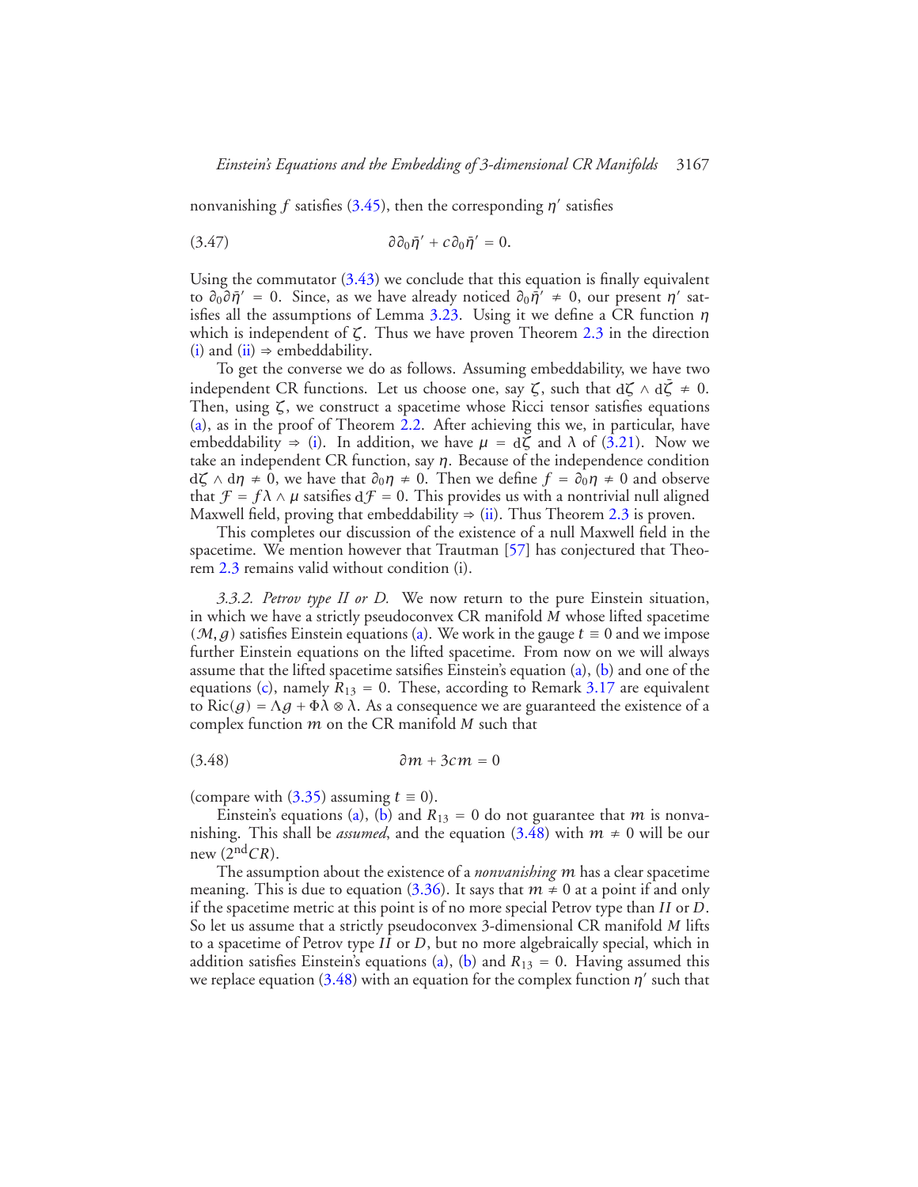nonvanishing $f$ satisfies (3.45), then the corresponding $\eta'$ satisfies

$$\partial\partial_0\bar{\eta}' + c\partial_0\bar{\eta}' = 0. \tag{3.47}$$

Using the commutator (3.43) we conclude that this equation is finally equivalent to $\partial_0\partial\bar{\eta}' = 0$. Since, as we have already noticed $\partial_0\bar{\eta}' \neq 0$, our present $\eta'$ satisfies all the assumptions of Lemma 3.23. Using it we define a CR function $\eta$ which is independent of $\zeta$. Thus we have proven Theorem 2.3 in the direction (i) and (ii) $\Rightarrow$ embeddability.

To get the converse we do as follows. Assuming embeddability, we have two independent CR functions. Let us choose one, say $\zeta$, such that $\mathrm{d}\zeta \wedge \mathrm{d}\bar{\zeta} \neq 0$. Then, using $\zeta$, we construct a spacetime whose Ricci tensor satisfies equations (a), as in the proof of Theorem 2.2. After achieving this we, in particular, have embeddability $\Rightarrow$ (i). In addition, we have $\mu = \mathrm{d}\zeta$ and $\lambda$ of (3.21). Now we take an independent CR function, say $\eta$. Because of the independence condition $\mathrm{d}\zeta \wedge \mathrm{d}\eta \neq 0$, we have that $\partial_0\eta \neq 0$. Then we define $f = \partial_0\eta \neq 0$ and observe that $\mathcal{F} = f\lambda \wedge \mu$ satsifies $\mathrm{d}\mathcal{F} = 0$. This provides us with a nontrivial null aligned Maxwell field, proving that embeddability $\Rightarrow$ (ii). Thus Theorem 2.3 is proven.

This completes our discussion of the existence of a null Maxwell field in the spacetime. We mention however that Trautman [57] has conjectured that Theorem 2.3 remains valid without condition (i).

*3.3.2. Petrov type II or D.* We now return to the pure Einstein situation, in which we have a strictly pseudoconvex CR manifold $M$ whose lifted spacetime $(\mathcal{M}, g)$ satisfies Einstein equations (a). We work in the gauge $t \equiv 0$ and we impose further Einstein equations on the lifted spacetime. From now on we will always assume that the lifted spacetime satsifies Einstein's equation (a), (b) and one of the equations (c), namely $R_{13} = 0$. These, according to Remark 3.17 are equivalent to $\mathrm{Ric}(g) = \Lambda g + \Phi\lambda \otimes \lambda$. As a consequence we are guaranteed the existence of a complex function $m$ on the CR manifold $M$ such that

$$\partial m + 3cm = 0 \tag{3.48}$$

(compare with (3.35) assuming $t \equiv 0$).

Einstein's equations (a), (b) and $R_{13} = 0$ do not guarantee that $m$ is nonvanishing. This shall be *assumed*, and the equation (3.48) with $m \neq 0$ will be our new ($2^{\text{nd}}CR$).

The assumption about the existence of a *nonvanishing* $m$ has a clear spacetime meaning. This is due to equation (3.36). It says that $m \neq 0$ at a point if and only if the spacetime metric at this point is of no more special Petrov type than $II$ or $D$. So let us assume that a strictly pseudoconvex 3-dimensional CR manifold $M$ lifts to a spacetime of Petrov type $II$ or $D$, but no more algebraically special, which in addition satisfies Einstein's equations (a), (b) and $R_{13} = 0$. Having assumed this we replace equation (3.48) with an equation for the complex function $\eta'$ such that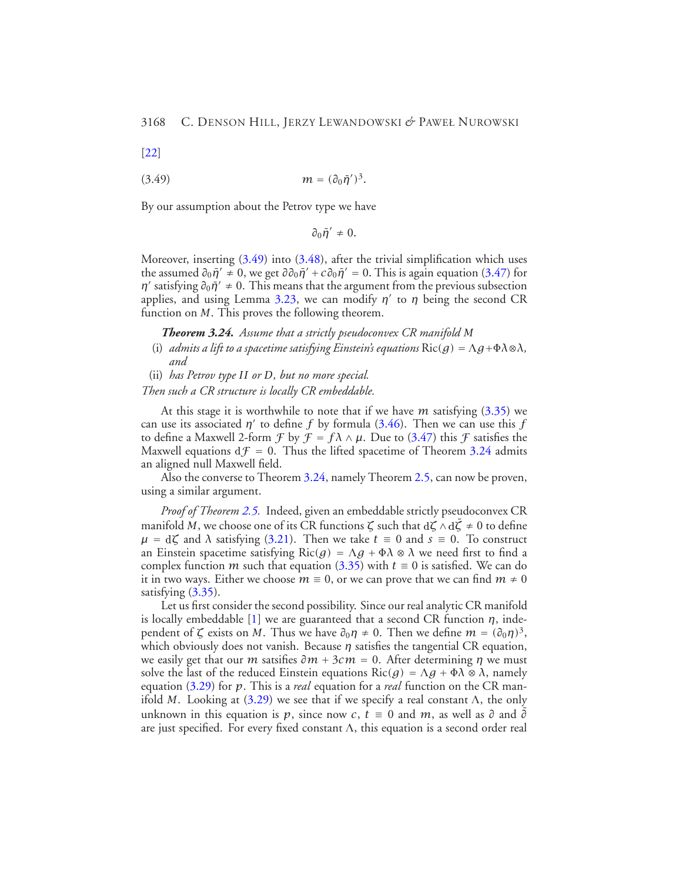[22]

$$m = (\partial_0 \bar{\eta}')^3. \tag{3.49}$$

By our assumption about the Petrov type we have

$$\partial_0 \bar{\eta}' \neq 0.$$

Moreover, inserting (3.49) into (3.48), after the trivial simplification which uses the assumed $\partial_0 \bar{\eta}' \neq 0$, we get $\partial \partial_0 \bar{\eta}' + c \partial_0 \bar{\eta}' = 0$. This is again equation (3.47) for $\eta'$ satisfying $\partial_0 \bar{\eta}' \neq 0$. This means that the argument from the previous subsection applies, and using Lemma 3.23, we can modify $\eta'$ to $\eta$ being the second CR function on $M$. This proves the following theorem.

***Theorem 3.24.*** *Assume that a strictly pseudoconvex CR manifold $M$*

(i) *admits a lift to a spacetime satisfying Einstein's equations* $\mathrm{Ric}(g) = \Lambda g + \Phi \lambda \otimes \lambda$, *and*

(ii) *has Petrov type II or D, but no more special.*

*Then such a CR structure is locally CR embeddable.*

At this stage it is worthwhile to note that if we have $m$ satisfying (3.35) we can use its associated $\eta'$ to define $f$ by formula (3.46). Then we can use this $f$ to define a Maxwell 2-form $\mathcal{F}$ by $\mathcal{F} = f \lambda \wedge \mu$. Due to (3.47) this $\mathcal{F}$ satisfies the Maxwell equations $\mathrm{d}\mathcal{F} = 0$. Thus the lifted spacetime of Theorem 3.24 admits an aligned null Maxwell field.

Also the converse to Theorem 3.24, namely Theorem 2.5, can now be proven, using a similar argument.

*Proof of Theorem 2.5.* Indeed, given an embeddable strictly pseudoconvex CR manifold $M$, we choose one of its CR functions $\zeta$ such that $\mathrm{d}\zeta \wedge \mathrm{d}\bar{\zeta} \neq 0$ to define $\mu = \mathrm{d}\zeta$ and $\lambda$ satisfying (3.21). Then we take $t \equiv 0$ and $s \equiv 0$. To construct an Einstein spacetime satisfying $\mathrm{Ric}(g) = \Lambda g + \Phi \lambda \otimes \lambda$ we need first to find a complex function $m$ such that equation (3.35) with $t \equiv 0$ is satisfied. We can do it in two ways. Either we choose $m \equiv 0$, or we can prove that we can find $m \neq 0$ satisfying (3.35).

Let us first consider the second possibility. Since our real analytic CR manifold is locally embeddable [1] we are guaranteed that a second CR function $\eta$, independent of $\zeta$ exists on $M$. Thus we have $\partial_0 \eta \neq 0$. Then we define $m = (\partial_0 \eta)^3$, which obviously does not vanish. Because $\eta$ satisfies the tangential CR equation, we easily get that our $m$ satsifies $\partial m + 3cm = 0$. After determining $\eta$ we must solve the last of the reduced Einstein equations $\mathrm{Ric}(g) = \Lambda g + \Phi \lambda \otimes \lambda$, namely equation (3.29) for $p$. This is a *real* equation for a *real* function on the CR manifold $M$. Looking at (3.29) we see that if we specify a real constant $\Lambda$, the only unknown in this equation is $p$, since now $c$, $t \equiv 0$ and $m$, as well as $\partial$ and $\bar{\partial}$ are just specified. For every fixed constant $\Lambda$, this equation is a second order real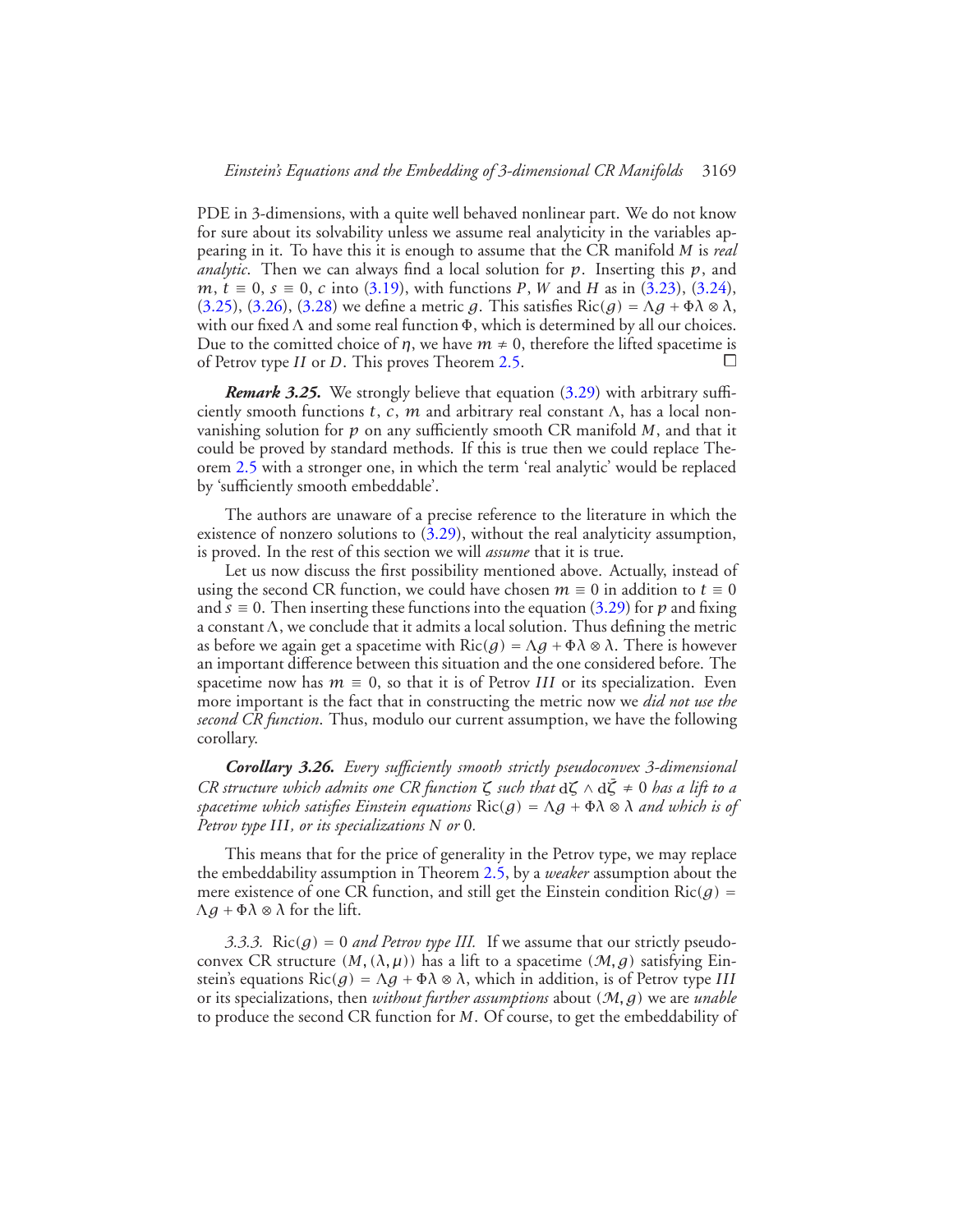PDE in 3-dimensions, with a quite well behaved nonlinear part. We do not know for sure about its solvability unless we assume real analyticity in the variables appearing in it. To have this it is enough to assume that the CR manifold $M$ is *real analytic*. Then we can always find a local solution for $p$. Inserting this $p$, and $m$, $t \equiv 0$, $s \equiv 0$, $c$ into (3.19), with functions $P$, $W$ and $H$ as in (3.23), (3.24), (3.25), (3.26), (3.28) we define a metric $g$. This satisfies $\mathrm{Ric}(g) = \Lambda g + \Phi \lambda \otimes \lambda$, with our fixed $\Lambda$ and some real function $\Phi$, which is determined by all our choices. Due to the comitted choice of $\eta$, we have $m \neq 0$, therefore the lifted spacetime is of Petrov type $II$ or $D$. This proves Theorem 2.5. □

***Remark 3.25.*** We strongly believe that equation (3.29) with arbitrary sufficiently smooth functions $t$, $c$, $m$ and arbitrary real constant $\Lambda$, has a local nonvanishing solution for $p$ on any sufficiently smooth CR manifold $M$, and that it could be proved by standard methods. If this is true then we could replace Theorem 2.5 with a stronger one, in which the term 'real analytic' would be replaced by 'sufficiently smooth embeddable'.

The authors are unaware of a precise reference to the literature in which the existence of nonzero solutions to (3.29), without the real analyticity assumption, is proved. In the rest of this section we will *assume* that it is true.

Let us now discuss the first possibility mentioned above. Actually, instead of using the second CR function, we could have chosen $m \equiv 0$ in addition to $t \equiv 0$ and $s \equiv 0$. Then inserting these functions into the equation (3.29) for $p$ and fixing a constant $\Lambda$, we conclude that it admits a local solution. Thus defining the metric as before we again get a spacetime with $\mathrm{Ric}(g) = \Lambda g + \Phi \lambda \otimes \lambda$. There is however an important difference between this situation and the one considered before. The spacetime now has $m \equiv 0$, so that it is of Petrov $III$ or its specialization. Even more important is the fact that in constructing the metric now we *did not use the second CR function*. Thus, modulo our current assumption, we have the following corollary.

***Corollary 3.26.*** *Every sufficiently smooth strictly pseudoconvex 3-dimensional CR structure which admits one CR function $\zeta$ such that $\mathrm{d}\zeta \wedge \mathrm{d}\bar{\zeta} \neq 0$ has a lift to a spacetime which satisfies Einstein equations $\mathrm{Ric}(g) = \Lambda g + \Phi \lambda \otimes \lambda$ and which is of Petrov type $III$, or its specializations $N$ or $0$.*

This means that for the price of generality in the Petrov type, we may replace the embeddability assumption in Theorem 2.5, by a *weaker* assumption about the mere existence of one CR function, and still get the Einstein condition $\mathrm{Ric}(g) = \Lambda g + \Phi \lambda \otimes \lambda$ for the lift.

*3.3.3.* $\mathrm{Ric}(g) = 0$ *and Petrov type III.* If we assume that our strictly pseudoconvex CR structure $(M, (\lambda, \mu))$ has a lift to a spacetime $(\mathcal{M}, g)$ satisfying Einstein's equations $\mathrm{Ric}(g) = \Lambda g + \Phi \lambda \otimes \lambda$, which in addition, is of Petrov type $III$ or its specializations, then *without further assumptions* about $(\mathcal{M}, g)$ we are *unable* to produce the second CR function for $M$. Of course, to get the embeddability of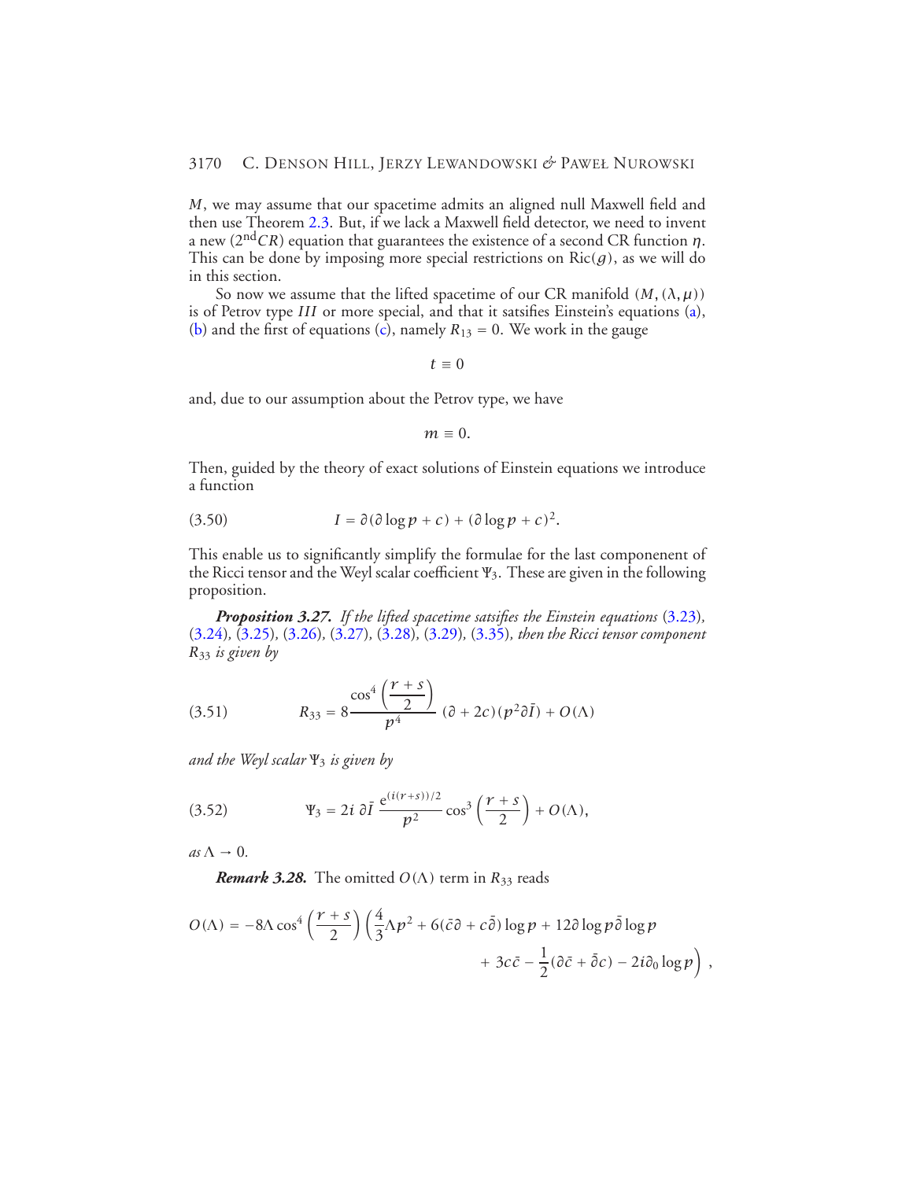$M$, we may assume that our spacetime admits an aligned null Maxwell field and then use Theorem 2.3. But, if we lack a Maxwell field detector, we need to invent a new ($2^{\mathrm{nd}}CR$) equation that guarantees the existence of a second CR function $\eta$. This can be done by imposing more special restrictions on $\mathrm{Ric}(g)$, as we will do in this section.

So now we assume that the lifted spacetime of our CR manifold $(M, (\lambda, \mu))$ is of Petrov type *III* or more special, and that it satsifies Einstein's equations (a), (b) and the first of equations (c), namely $R_{13} = 0$. We work in the gauge

$$t \equiv 0$$

and, due to our assumption about the Petrov type, we have

$$m \equiv 0.$$

Then, guided by the theory of exact solutions of Einstein equations we introduce a function

$$I = \partial(\partial \log p + c) + (\partial \log p + c)^2. \tag{3.50}$$

This enable us to significantly simplify the formulae for the last componenent of the Ricci tensor and the Weyl scalar coefficient $\Psi_3$. These are given in the following proposition.

***Proposition 3.27.*** *If the lifted spacetime satsifies the Einstein equations (3.23), (3.24), (3.25), (3.26), (3.27), (3.28), (3.29), (3.35), then the Ricci tensor component $R_{33}$ is given by*

$$R_{33} = 8\frac{\cos^4\left(\frac{r+s}{2}\right)}{p^4}\,(\partial + 2c)(p^2\bar\partial \bar I) + O(\Lambda) \tag{3.51}$$

*and the Weyl scalar $\Psi_3$ is given by*

$$\Psi_3 = 2i\,\partial \bar I\,\frac{e^{(i(r+s))/2}}{p^2}\cos^3\left(\frac{r+s}{2}\right) + O(\Lambda), \tag{3.52}$$

*as $\Lambda \to 0$.*

***Remark 3.28.*** The omitted $O(\Lambda)$ term in $R_{33}$ reads

$$\begin{aligned} O(\Lambda) = -8\Lambda\cos^4\left(\frac{r+s}{2}\right)\bigg(&\frac{4}{3}\Lambda p^2 + 6(\bar c\partial + c\bar\partial)\log p + 12\partial\log p\,\bar\partial\log p \\ &+ 3c\bar c - \frac{1}{2}(\partial\bar c + \bar\partial c) - 2i\partial_0\log p\bigg)\,, \end{aligned}$$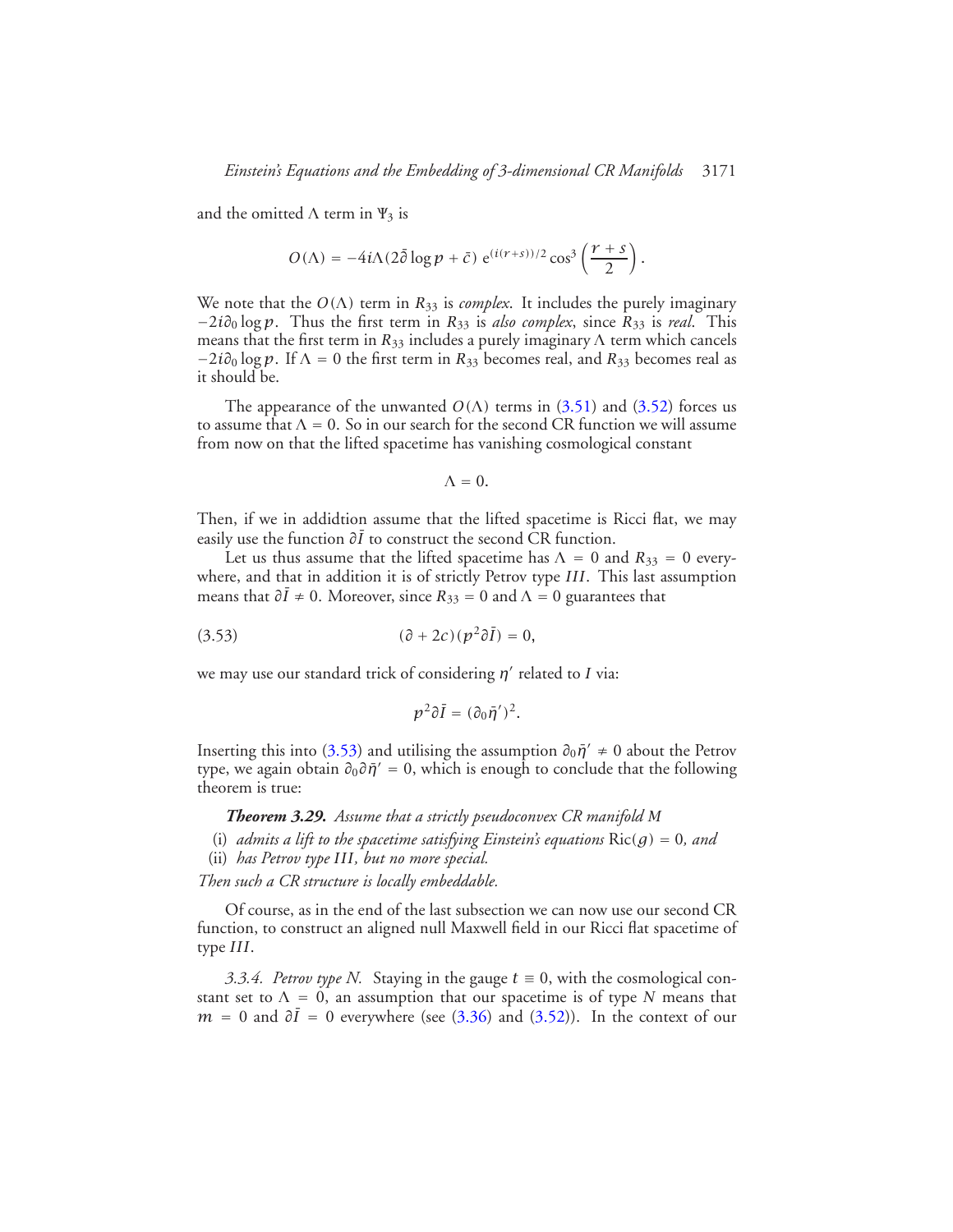and the omitted $\Lambda$ term in $\Psi_3$ is

$$O(\Lambda) = -4i\Lambda(2\bar{\partial}\log p + \bar{c})\, e^{(i(r+s))/2}\cos^3\left(\frac{r+s}{2}\right).$$

We note that the $O(\Lambda)$ term in $R_{33}$ is *complex*. It includes the purely imaginary $-2i\partial_0 \log p$. Thus the first term in $R_{33}$ is *also complex*, since $R_{33}$ is *real*. This means that the first term in $R_{33}$ includes a purely imaginary $\Lambda$ term which cancels $-2i\partial_0 \log p$. If $\Lambda = 0$ the first term in $R_{33}$ becomes real, and $R_{33}$ becomes real as it should be.

The appearance of the unwanted $O(\Lambda)$ terms in (3.51) and (3.52) forces us to assume that $\Lambda = 0$. So in our search for the second CR function we will assume from now on that the lifted spacetime has vanishing cosmological constant

$$\Lambda = 0.$$

Then, if we in addidtion assume that the lifted spacetime is Ricci flat, we may easily use the function $\partial\bar{I}$ to construct the second CR function.

Let us thus assume that the lifted spacetime has $\Lambda = 0$ and $R_{33} = 0$ everywhere, and that in addition it is of strictly Petrov type $III$. This last assumption means that $\partial\bar{I} \neq 0$. Moreover, since $R_{33} = 0$ and $\Lambda = 0$ guarantees that

$$(\partial + 2c)(p^2\partial\bar{I}) = 0, \tag{3.53}$$

we may use our standard trick of considering $\eta'$ related to $I$ via:

$$p^2\partial\bar{I} = (\partial_0\bar{\eta}')^2.$$

Inserting this into (3.53) and utilising the assumption $\partial_0\bar{\eta}' \neq 0$ about the Petrov type, we again obtain $\partial_0\partial\bar{\eta}' = 0$, which is enough to conclude that the following theorem is true:

***Theorem 3.29.*** *Assume that a strictly pseudoconvex CR manifold $M$*

(i) *admits a lift to the spacetime satisfying Einstein's equations $\mathrm{Ric}(g) = 0$, and*

(ii) *has Petrov type $III$, but no more special.*

*Then such a CR structure is locally embeddable.*

Of course, as in the end of the last subsection we can now use our second CR function, to construct an aligned null Maxwell field in our Ricci flat spacetime of type $III$.

*3.3.4. Petrov type N.* Staying in the gauge $t \equiv 0$, with the cosmological constant set to $\Lambda = 0$, an assumption that our spacetime is of type $N$ means that $m = 0$ and $\partial\bar{I} = 0$ everywhere (see (3.36) and (3.52)). In the context of our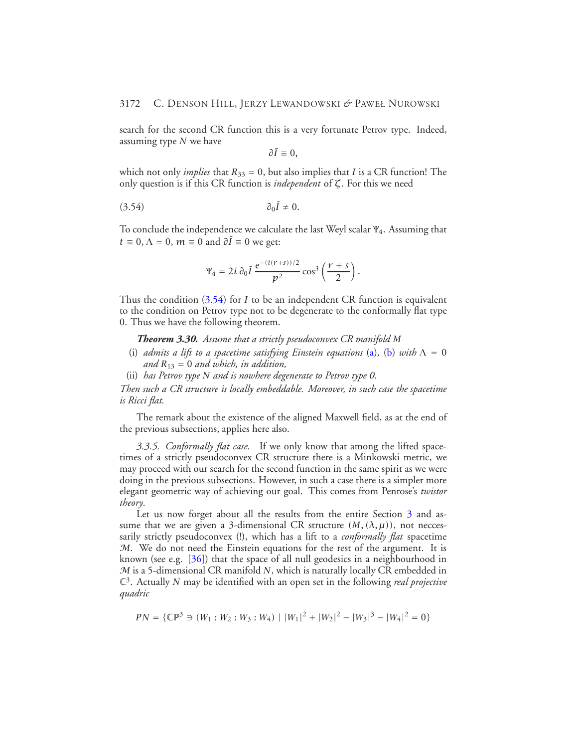search for the second CR function this is a very fortunate Petrov type. Indeed, assuming type $N$ we have

$$\partial \bar{I} \equiv 0,$$

which not only *implies* that $R_{33} = 0$, but also implies that $I$ is a CR function! The only question is if this CR function is *independent* of $\zeta$. For this we need

$$\partial_0 \bar{I} \neq 0. \tag{3.54}$$

To conclude the independence we calculate the last Weyl scalar $\Psi_4$. Assuming that $t \equiv 0$, $\Lambda = 0$, $m \equiv 0$ and $\partial \bar{I} \equiv 0$ we get:

$$\Psi_4 = 2i\, \partial_0 \bar{I}\, \frac{e^{-(i(r+s))/2}}{p^2} \cos^3\left(\frac{r+s}{2}\right).$$

Thus the condition (3.54) for $I$ to be an independent CR function is equivalent to the condition on Petrov type not to be degenerate to the conformally flat type 0. Thus we have the following theorem.

***Theorem 3.30.*** *Assume that a strictly pseudoconvex CR manifold $M$*

(i) *admits a lift to a spacetime satisfying Einstein equations* (a), (b) *with $\Lambda = 0$ and $R_{13} = 0$ and which, in addition,*

(ii) *has Petrov type N and is nowhere degenerate to Petrov type 0.*

*Then such a CR structure is locally embeddable. Moreover, in such case the spacetime is Ricci flat.*

The remark about the existence of the aligned Maxwell field, as at the end of the previous subsections, applies here also.

*3.3.5. Conformally flat case.* If we only know that among the lifted spacetimes of a strictly pseudoconvex CR structure there is a Minkowski metric, we may proceed with our search for the second function in the same spirit as we were doing in the previous subsections. However, in such a case there is a simpler more elegant geometric way of achieving our goal. This comes from Penrose's *twistor theory*.

Let us now forget about all the results from the entire Section 3 and assume that we are given a 3-dimensional CR structure $(M, (\lambda, \mu))$, not neccessarily strictly pseudoconvex (!), which has a lift to a *conformally flat* spacetime $\mathcal{M}$. We do not need the Einstein equations for the rest of the argument. It is known (see e.g. [36]) that the space of all null geodesics in a neighbourhood in $\mathcal{M}$ is a 5-dimensional CR manifold $N$, which is naturally locally CR embedded in $\mathbb{C}^3$. Actually $N$ may be identified with an open set in the following *real projective quadric*

$$PN = \{\mathbb{CP}^3 \ni (W_1 : W_2 : W_3 : W_4) \mid |W_1|^2 + |W_2|^2 - |W_3|^3 - |W_4|^2 = 0\}$$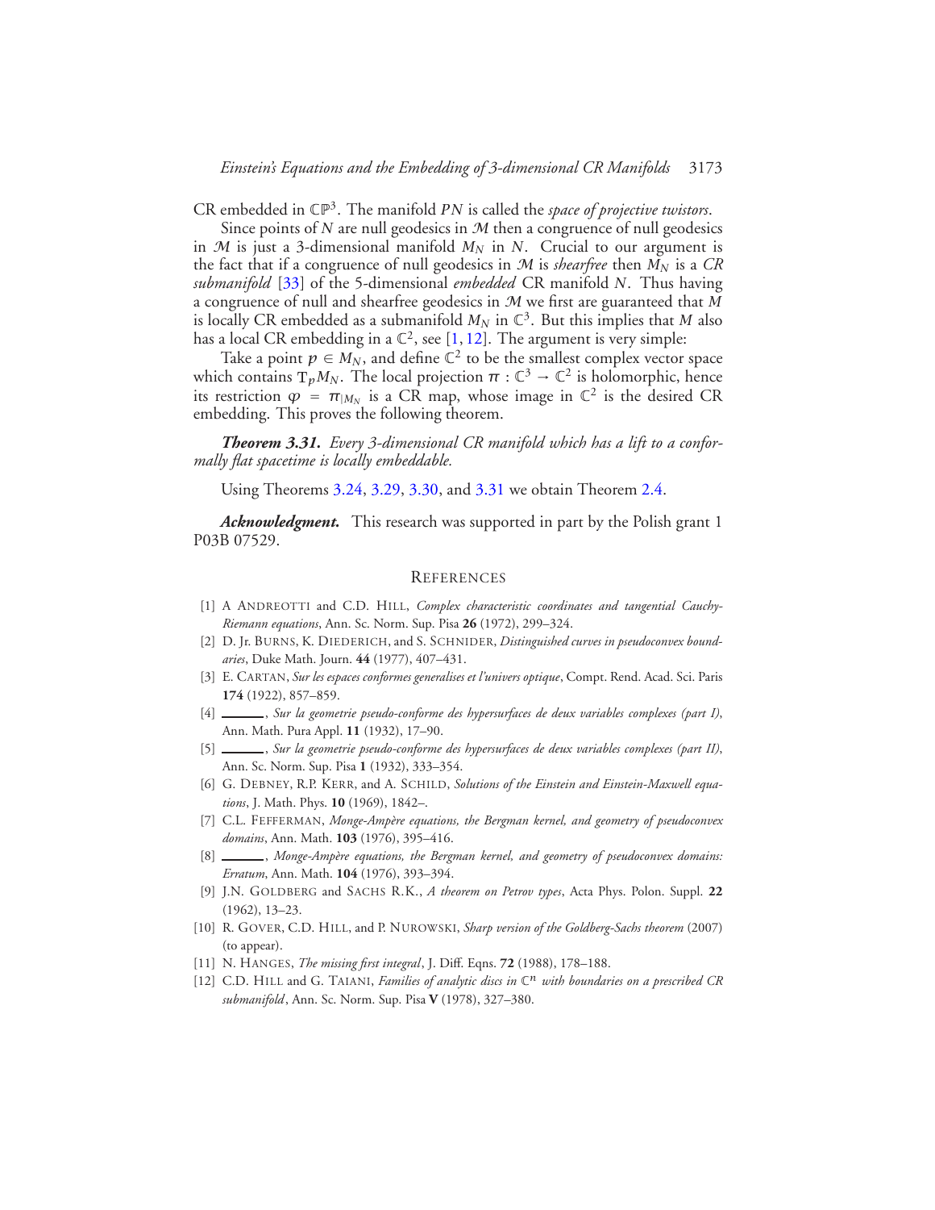CR embedded in $\mathbb{CP}^3$. The manifold $PN$ is called the *space of projective twistors*.

Since points of $N$ are null geodesics in $\mathcal{M}$ then a congruence of null geodesics in $\mathcal{M}$ is just a 3-dimensional manifold $M_N$ in $N$. Crucial to our argument is the fact that if a congruence of null geodesics in $\mathcal{M}$ is *shearfree* then $M_N$ is a *CR submanifold* [33] of the 5-dimensional *embedded* CR manifold $N$. Thus having a congruence of null and shearfree geodesics in $\mathcal{M}$ we first are guaranteed that $M$ is locally CR embedded as a submanifold $M_N$ in $\mathbb{C}^3$. But this implies that $M$ also has a local CR embedding in a $\mathbb{C}^2$, see [1, 12]. The argument is very simple:

Take a point $p \in M_N$, and define $\mathbb{C}^2$ to be the smallest complex vector space which contains $\mathrm{T}_p M_N$. The local projection $\pi : \mathbb{C}^3 \to \mathbb{C}^2$ is holomorphic, hence its restriction $\varphi = \pi_{|M_N}$ is a CR map, whose image in $\mathbb{C}^2$ is the desired CR embedding. This proves the following theorem.

***Theorem 3.31.*** *Every 3-dimensional CR manifold which has a lift to a conformally flat spacetime is locally embeddable.*

Using Theorems 3.24, 3.29, 3.30, and 3.31 we obtain Theorem 2.4.

***Acknowledgment.*** This research was supported in part by the Polish grant 1 P03B 07529.

## References

[1] A Andreotti and C.D. Hill, *Complex characteristic coordinates and tangential Cauchy-Riemann equations*, Ann. Sc. Norm. Sup. Pisa **26** (1972), 299–324.

[2] D. Jr. Burns, K. Diederich, and S. Schnider, *Distinguished curves in pseudoconvex boundaries*, Duke Math. Journ. **44** (1977), 407–431.

[3] E. Cartan, *Sur les espaces conformes generalises et l'univers optique*, Compt. Rend. Acad. Sci. Paris **174** (1922), 857–859.

[4] ———, *Sur la geometrie pseudo-conforme des hypersurfaces de deux variables complexes (part I)*, Ann. Math. Pura Appl. **11** (1932), 17–90.

[5] ———, *Sur la geometrie pseudo-conforme des hypersurfaces de deux variables complexes (part II)*, Ann. Sc. Norm. Sup. Pisa **1** (1932), 333–354.

[6] G. Debney, R.P. Kerr, and A. Schild, *Solutions of the Einstein and Einstein-Maxwell equations*, J. Math. Phys. **10** (1969), 1842–.

[7] C.L. Fefferman, *Monge-Ampère equations, the Bergman kernel, and geometry of pseudoconvex domains*, Ann. Math. **103** (1976), 395–416.

[8] ———, *Monge-Ampère equations, the Bergman kernel, and geometry of pseudoconvex domains: Erratum*, Ann. Math. **104** (1976), 393–394.

[9] J.N. Goldberg and Sachs R.K., *A theorem on Petrov types*, Acta Phys. Polon. Suppl. **22** (1962), 13–23.

[10] R. Gover, C.D. Hill, and P. Nurowski, *Sharp version of the Goldberg-Sachs theorem* (2007) (to appear).

[11] N. Hanges, *The missing first integral*, J. Diff. Eqns. **72** (1988), 178–188.

[12] C.D. Hill and G. Taiani, *Families of analytic discs in $\mathbb{C}^n$ with boundaries on a prescribed CR submanifold*, Ann. Sc. Norm. Sup. Pisa **V** (1978), 327–380.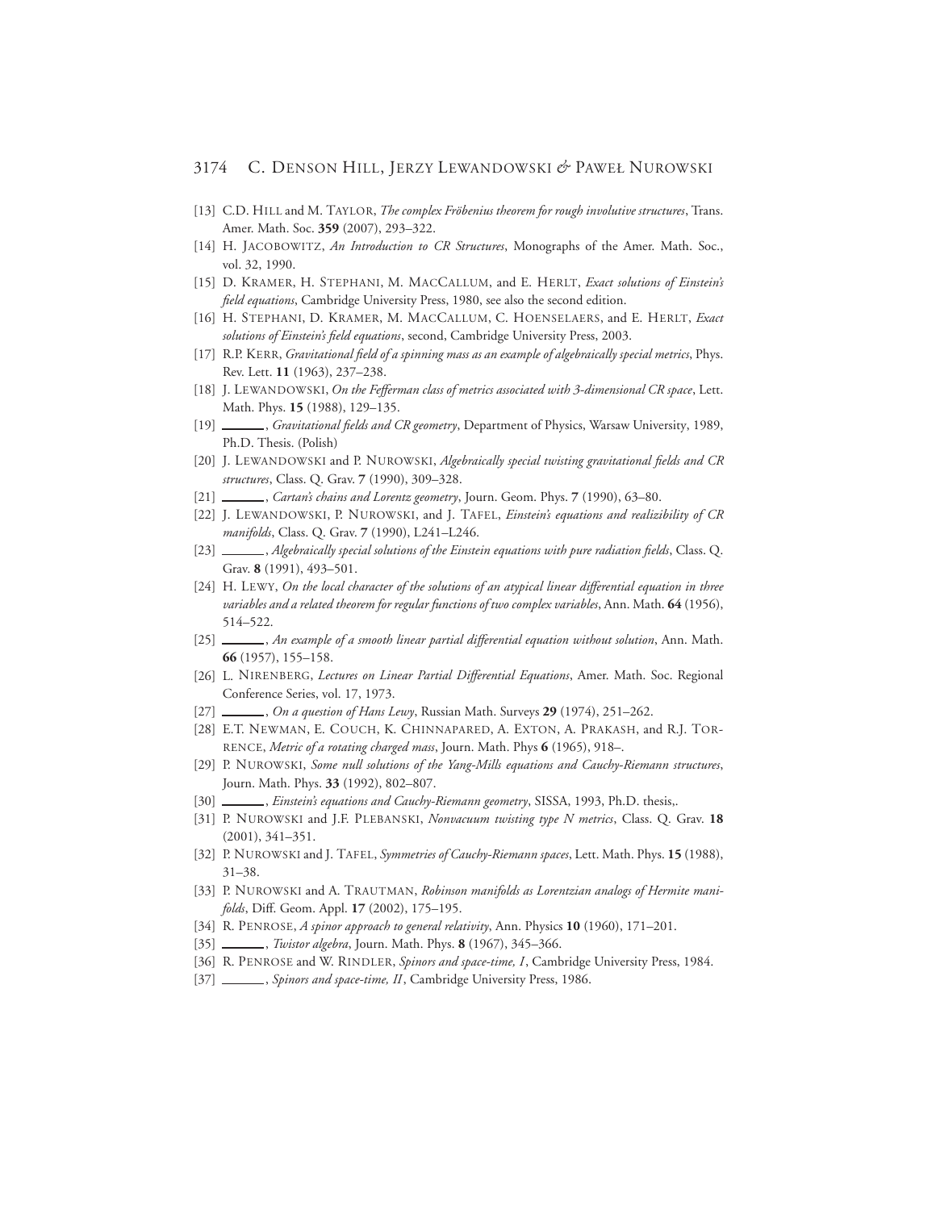[13] C.D. Hill and M. Taylor, *The complex Fröbenius theorem for rough involutive structures*, Trans. Amer. Math. Soc. **359** (2007), 293–322.

[14] H. Jacobowitz, *An Introduction to CR Structures*, Monographs of the Amer. Math. Soc., vol. 32, 1990.

[15] D. Kramer, H. Stephani, M. MacCallum, and E. Herlt, *Exact solutions of Einstein's field equations*, Cambridge University Press, 1980, see also the second edition.

[16] H. Stephani, D. Kramer, M. MacCallum, C. Hoenselaers, and E. Herlt, *Exact solutions of Einstein's field equations*, second, Cambridge University Press, 2003.

[17] R.P. Kerr, *Gravitational field of a spinning mass as an example of algebraically special metrics*, Phys. Rev. Lett. **11** (1963), 237–238.

[18] J. Lewandowski, *On the Fefferman class of metrics associated with 3-dimensional CR space*, Lett. Math. Phys. **15** (1988), 129–135.

[19] ______, *Gravitational fields and CR geometry*, Department of Physics, Warsaw University, 1989, Ph.D. Thesis. (Polish)

[20] J. Lewandowski and P. Nurowski, *Algebraically special twisting gravitational fields and CR structures*, Class. Q. Grav. **7** (1990), 309–328.

[21] ______, *Cartan's chains and Lorentz geometry*, Journ. Geom. Phys. **7** (1990), 63–80.

[22] J. Lewandowski, P. Nurowski, and J. Tafel, *Einstein's equations and realizibility of CR manifolds*, Class. Q. Grav. **7** (1990), L241–L246.

[23] ______, *Algebraically special solutions of the Einstein equations with pure radiation fields*, Class. Q. Grav. **8** (1991), 493–501.

[24] H. Lewy, *On the local character of the solutions of an atypical linear differential equation in three variables and a related theorem for regular functions of two complex variables*, Ann. Math. **64** (1956), 514–522.

[25] ______, *An example of a smooth linear partial differential equation without solution*, Ann. Math. **66** (1957), 155–158.

[26] L. Nirenberg, *Lectures on Linear Partial Differential Equations*, Amer. Math. Soc. Regional Conference Series, vol. 17, 1973.

[27] ______, *On a question of Hans Lewy*, Russian Math. Surveys **29** (1974), 251–262.

[28] E.T. Newman, E. Couch, K. Chinnapared, A. Exton, A. Prakash, and R.J. Torrence, *Metric of a rotating charged mass*, Journ. Math. Phys **6** (1965), 918–.

[29] P. Nurowski, *Some null solutions of the Yang-Mills equations and Cauchy-Riemann structures*, Journ. Math. Phys. **33** (1992), 802–807.

[30] ______, *Einstein's equations and Cauchy-Riemann geometry*, SISSA, 1993, Ph.D. thesis,.

[31] P. Nurowski and J.F. Plebanski, *Nonvacuum twisting type N metrics*, Class. Q. Grav. **18** (2001), 341–351.

[32] P. Nurowski and J. Tafel, *Symmetries of Cauchy-Riemann spaces*, Lett. Math. Phys. **15** (1988), 31–38.

[33] P. Nurowski and A. Trautman, *Robinson manifolds as Lorentzian analogs of Hermite manifolds*, Diff. Geom. Appl. **17** (2002), 175–195.

[34] R. Penrose, *A spinor approach to general relativity*, Ann. Physics **10** (1960), 171–201.

[35] ______, *Twistor algebra*, Journ. Math. Phys. **8** (1967), 345–366.

[36] R. Penrose and W. Rindler, *Spinors and space-time, I*, Cambridge University Press, 1984.

[37] ______, *Spinors and space-time, II*, Cambridge University Press, 1986.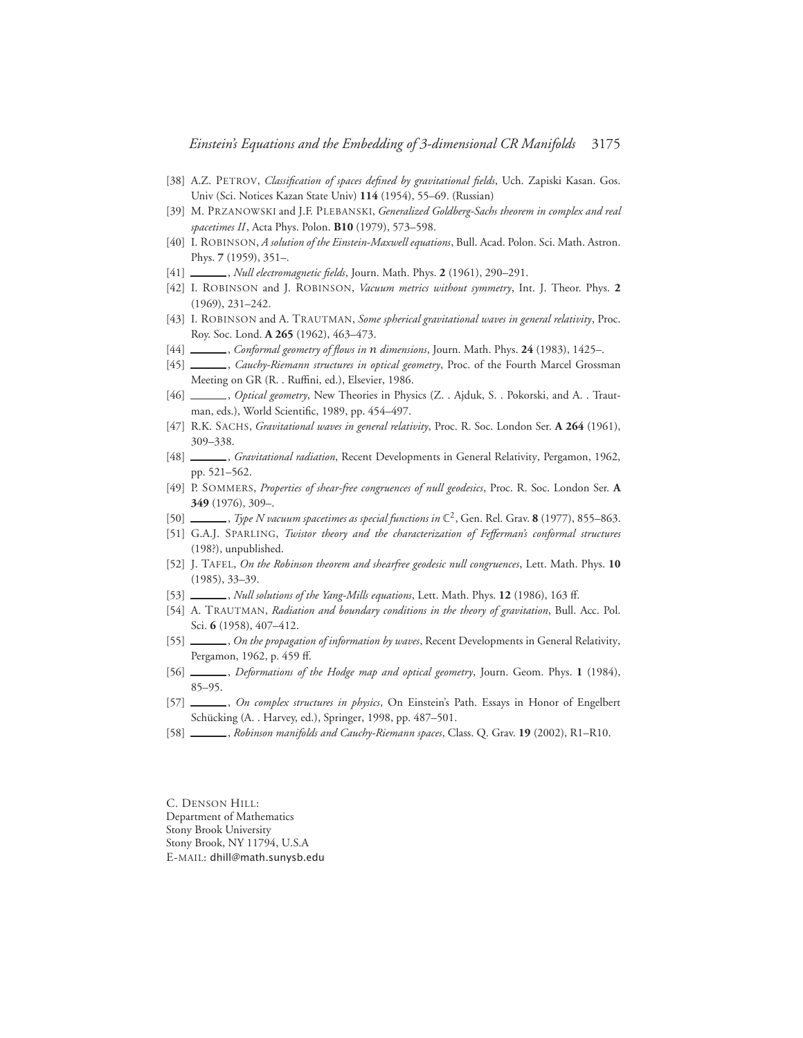[38] A.Z. PETROV, *Classification of spaces defined by gravitational fields*, Uch. Zapiski Kasan. Gos. Univ (Sci. Notices Kazan State Univ) **114** (1954), 55–69. (Russian)

[39] M. PRZANOWSKI and J.F. PLEBANSKI, *Generalized Goldberg-Sachs theorem in complex and real spacetimes II*, Acta Phys. Polon. **B10** (1979), 573–598.

[40] I. ROBINSON, *A solution of the Einstein-Maxwell equations*, Bull. Acad. Polon. Sci. Math. Astron. Phys. **7** (1959), 351–.

[41] ______, *Null electromagnetic fields*, Journ. Math. Phys. **2** (1961), 290–291.

[42] I. ROBINSON and J. ROBINSON, *Vacuum metrics without symmetry*, Int. J. Theor. Phys. **2** (1969), 231–242.

[43] I. ROBINSON and A. TRAUTMAN, *Some spherical gravitational waves in general relativity*, Proc. Roy. Soc. Lond. **A 265** (1962), 463–473.

[44] ______, *Conformal geometry of flows in $n$ dimensions*, Journ. Math. Phys. **24** (1983), 1425–.

[45] ______, *Cauchy-Riemann structures in optical geometry*, Proc. of the Fourth Marcel Grossman Meeting on GR (R. . Ruffini, ed.), Elsevier, 1986.

[46] ______, *Optical geometry*, New Theories in Physics (Z. . Ajduk, S. . Pokorski, and A. . Trautman, eds.), World Scientific, 1989, pp. 454–497.

[47] R.K. SACHS, *Gravitational waves in general relativity*, Proc. R. Soc. London Ser. **A 264** (1961), 309–338.

[48] ______, *Gravitational radiation*, Recent Developments in General Relativity, Pergamon, 1962, pp. 521–562.

[49] P. SOMMERS, *Properties of shear-free congruences of null geodesics*, Proc. R. Soc. London Ser. **A 349** (1976), 309–.

[50] ______, *Type N vacuum spacetimes as special functions in $\mathbb{C}^2$*, Gen. Rel. Grav. **8** (1977), 855–863.

[51] G.A.J. SPARLING, *Twistor theory and the characterization of Fefferman's conformal structures* (198?), unpublished.

[52] J. TAFEL, *On the Robinson theorem and shearfree geodesic null congruences*, Lett. Math. Phys. **10** (1985), 33–39.

[53] ______, *Null solutions of the Yang-Mills equations*, Lett. Math. Phys. **12** (1986), 163 ff.

[54] A. TRAUTMAN, *Radiation and boundary conditions in the theory of gravitation*, Bull. Acc. Pol. Sci. **6** (1958), 407–412.

[55] ______, *On the propagation of information by waves*, Recent Developments in General Relativity, Pergamon, 1962, p. 459 ff.

[56] ______, *Deformations of the Hodge map and optical geometry*, Journ. Geom. Phys. **1** (1984), 85–95.

[57] ______, *On complex structures in physics*, On Einstein's Path. Essays in Honor of Engelbert Schücking (A. . Harvey, ed.), Springer, 1998, pp. 487–501.

[58] ______, *Robinson manifolds and Cauchy-Riemann spaces*, Class. Q. Grav. **19** (2002), R1–R10.

C. DENSON HILL:
Department of Mathematics
Stony Brook University
Stony Brook, NY 11794, U.S.A
E-MAIL: dhill@math.sunysb.edu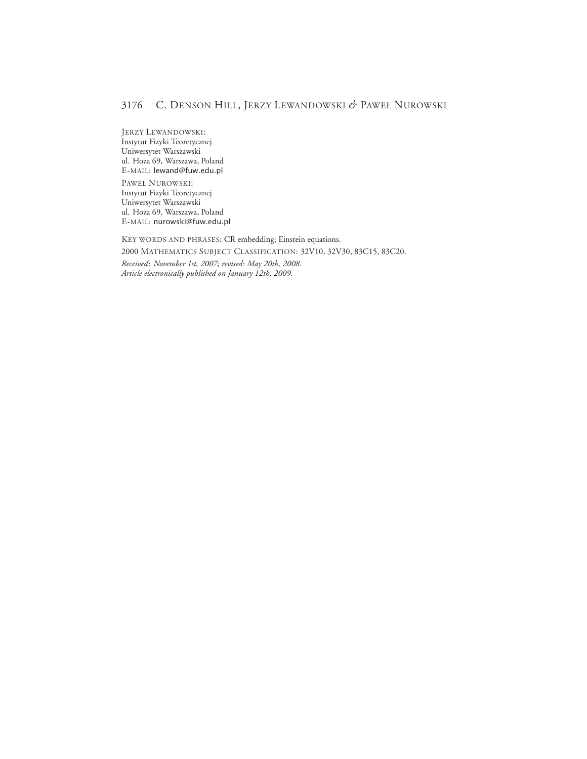JERZY LEWANDOWSKI:
Instytut Fizyki Teoretycznej
Uniwersytet Warszawski
ul. Hoza 69, Warszawa, Poland
E-MAIL: lewand@fuw.edu.pl

PAWEŁ NUROWSKI:
Instytut Fizyki Teoretycznej
Uniwersytet Warszawski
ul. Hoza 69, Warszawa, Poland
E-MAIL: nurowski@fuw.edu.pl

KEY WORDS AND PHRASES: CR embedding; Einstein equations.

2000 MATHEMATICS SUBJECT CLASSIFICATION: 32V10, 32V30, 83C15, 83C20.

*Received: November 1st, 2007; revised: May 20th, 2008.*
*Article electronically published on January 12th, 2009.*